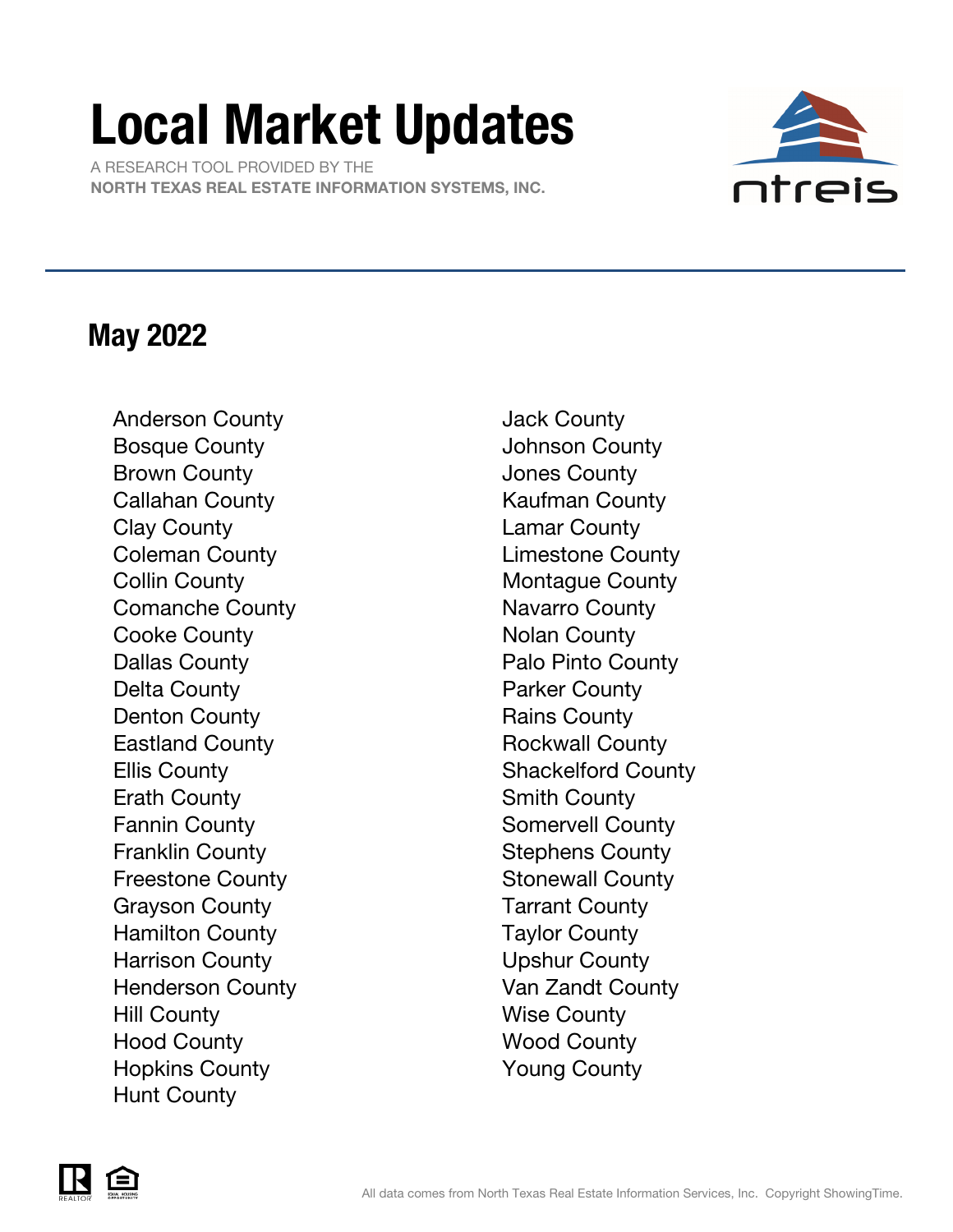# Local Market Updates

A RESEARCH TOOL PROVIDED BY THE
**NORTH TEXAS REAL ESTATE INFORMATION SYSTEMS, INC.**

ntreis

## May 2022

- Anderson County
- Bosque County
- Brown County
- Callahan County
- Clay County
- Coleman County
- Collin County
- Comanche County
- Cooke County
- Dallas County
- Delta County
- Denton County
- Eastland County
- Ellis County
- Erath County
- Fannin County
- Franklin County
- Freestone County
- Grayson County
- Hamilton County
- Harrison County
- Henderson County
- Hill County
- Hood County
- Hopkins County
- Hunt County
- Jack County
- Johnson County
- Jones County
- Kaufman County
- Lamar County
- Limestone County
- Montague County
- Navarro County
- Nolan County
- Palo Pinto County
- Parker County
- Rains County
- Rockwall County
- Shackelford County
- Smith County
- Somervell County
- Stephens County
- Stonewall County
- Tarrant County
- Taylor County
- Upshur County
- Van Zandt County
- Wise County
- Wood County
- Young County

All data comes from North Texas Real Estate Information Services, Inc. Copyright ShowingTime.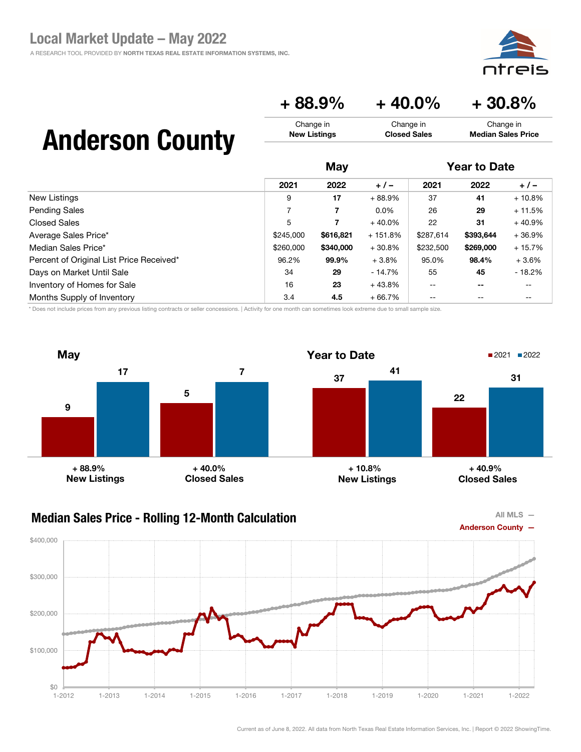# Local Market Update – May 2022

A RESEARCH TOOL PROVIDED BY NORTH TEXAS REAL ESTATE INFORMATION SYSTEMS, INC.

## Anderson County

| + 88.9% | + 40.0% | + 30.8% |
|---|---|---|
| Change in **New Listings** | Change in **Closed Sales** | Change in **Median Sales Price** |

| | May | | | Year to Date | | |
|---|---|---|---|---|---|---|
| | 2021 | 2022 | + / – | 2021 | 2022 | + / – |
| New Listings | 9 | **17** | + 88.9% | 37 | **41** | + 10.8% |
| Pending Sales | 7 | **7** | 0.0% | 26 | **29** | + 11.5% |
| Closed Sales | 5 | **7** | + 40.0% | 22 | **31** | + 40.9% |
| Average Sales Price* | $245,000 | **$616,821** | + 151.8% | $287,614 | **$393,644** | + 36.9% |
| Median Sales Price* | $260,000 | **$340,000** | + 30.8% | $232,500 | **$269,000** | + 15.7% |
| Percent of Original List Price Received* | 96.2% | **99.9%** | + 3.8% | 95.0% | **98.4%** | + 3.6% |
| Days on Market Until Sale | 34 | **29** | - 14.7% | 55 | **45** | - 18.2% |
| Inventory of Homes for Sale | 16 | **23** | + 43.8% | -- | -- | -- |
| Months Supply of Inventory | 3.4 | **4.5** | + 66.7% | -- | -- | -- |

\* Does not include prices from any previous listing contracts or seller concessions. | Activity for one month can sometimes look extreme due to small sample size.

### May

| | 2021 | 2022 | Change |
|---|---|---|---|
| New Listings | 9 | 17 | + 88.9% |
| Closed Sales | 5 | 7 | + 40.0% |

### Year to Date

| | 2021 | 2022 | Change |
|---|---|---|---|
| New Listings | 37 | 41 | + 10.8% |
| Closed Sales | 22 | 31 | + 40.9% |

### Median Sales Price - Rolling 12-Month Calculation

All MLS —
Anderson County —

Current as of June 8, 2022. All data from North Texas Real Estate Information Services, Inc. | Report © 2022 ShowingTime.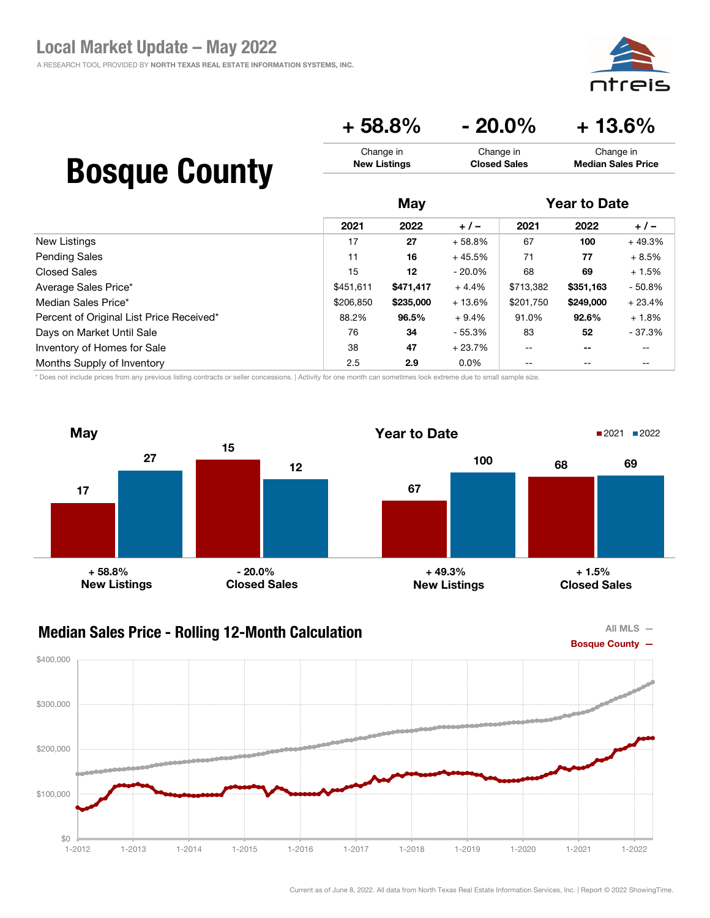## Local Market Update – May 2022

A RESEARCH TOOL PROVIDED BY NORTH TEXAS REAL ESTATE INFORMATION SYSTEMS, INC.

# Bosque County

| + 58.8% | - 20.0% | + 13.6% |
|---|---|---|
| Change in **New Listings** | Change in **Closed Sales** | Change in **Median Sales Price** |

| | May | | | Year to Date | | |
|---|---|---|---|---|---|---|
| | 2021 | 2022 | + / – | 2021 | 2022 | + / – |
| New Listings | 17 | **27** | + 58.8% | 67 | **100** | + 49.3% |
| Pending Sales | 11 | **16** | + 45.5% | 71 | **77** | + 8.5% |
| Closed Sales | 15 | **12** | - 20.0% | 68 | **69** | + 1.5% |
| Average Sales Price* | $451,611 | **$471,417** | + 4.4% | $713,382 | **$351,163** | - 50.8% |
| Median Sales Price* | $206,850 | **$235,000** | + 13.6% | $201,750 | **$249,000** | + 23.4% |
| Percent of Original List Price Received* | 88.2% | **96.5%** | + 9.4% | 91.0% | **92.6%** | + 1.8% |
| Days on Market Until Sale | 76 | **34** | - 55.3% | 83 | **52** | - 37.3% |
| Inventory of Homes for Sale | 38 | **47** | + 23.7% | -- | -- | -- |
| Months Supply of Inventory | 2.5 | **2.9** | 0.0% | -- | -- | -- |

\* Does not include prices from any previous listing contracts or seller concessions. | Activity for one month can sometimes look extreme due to small sample size.

### May

| | 2021 | 2022 | Change |
|---|---|---|---|
| New Listings | 17 | 27 | + 58.8% |
| Closed Sales | 15 | 12 | - 20.0% |

### Year to Date

| | 2021 | 2022 | Change |
|---|---|---|---|
| New Listings | 67 | 100 | + 49.3% |
| Closed Sales | 68 | 69 | + 1.5% |

### Median Sales Price - Rolling 12-Month Calculation

All MLS —
Bosque County —

Current as of June 8, 2022. All data from North Texas Real Estate Information Services, Inc. | Report © 2022 ShowingTime.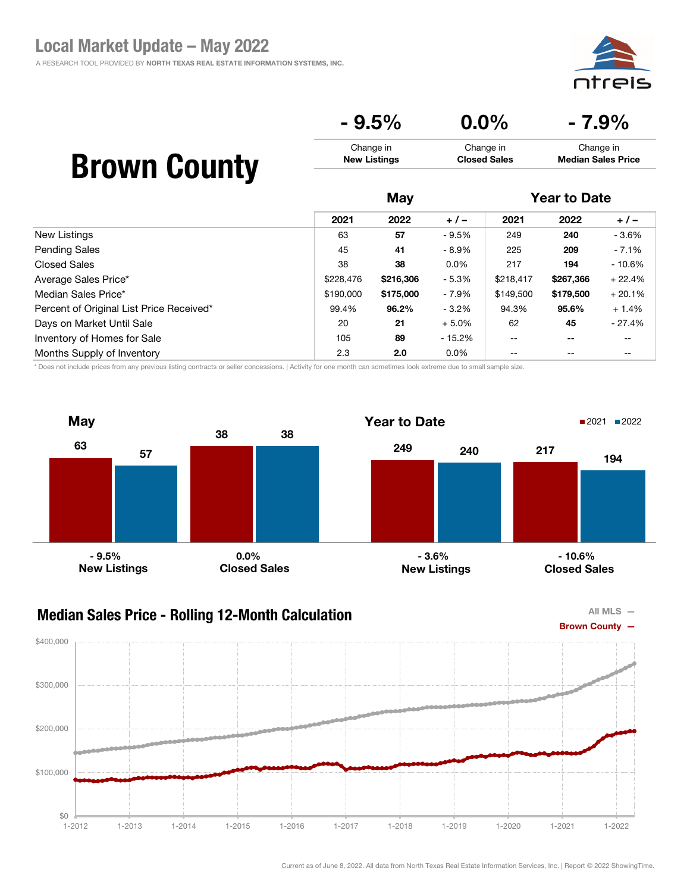## Local Market Update – May 2022

A RESEARCH TOOL PROVIDED BY NORTH TEXAS REAL ESTATE INFORMATION SYSTEMS, INC.

# Brown County

| - 9.5% | 0.0% | - 7.9% |
|---|---|---|
| Change in **New Listings** | Change in **Closed Sales** | Change in **Median Sales Price** |

| | May | | | Year to Date | | |
|---|---|---|---|---|---|---|
| | 2021 | 2022 | + / – | 2021 | 2022 | + / – |
| New Listings | 63 | **57** | - 9.5% | 249 | **240** | - 3.6% |
| Pending Sales | 45 | **41** | - 8.9% | 225 | **209** | - 7.1% |
| Closed Sales | 38 | **38** | 0.0% | 217 | **194** | - 10.6% |
| Average Sales Price* | $228,476 | **$216,306** | - 5.3% | $218,417 | **$267,366** | + 22.4% |
| Median Sales Price* | $190,000 | **$175,000** | - 7.9% | $149,500 | **$179,500** | + 20.1% |
| Percent of Original List Price Received* | 99.4% | **96.2%** | - 3.2% | 94.3% | **95.6%** | + 1.4% |
| Days on Market Until Sale | 20 | **21** | + 5.0% | 62 | **45** | - 27.4% |
| Inventory of Homes for Sale | 105 | **89** | - 15.2% | -- | **--** | -- |
| Months Supply of Inventory | 2.3 | **2.0** | 0.0% | -- | -- | -- |

\* Does not include prices from any previous listing contracts or seller concessions. | Activity for one month can sometimes look extreme due to small sample size.

### May

| | 2021 | 2022 | Change |
|---|---|---|---|
| New Listings | 63 | 57 | - 9.5% |
| Closed Sales | 38 | 38 | 0.0% |

### Year to Date

| | 2021 | 2022 | Change |
|---|---|---|---|
| New Listings | 249 | 240 | - 3.6% |
| Closed Sales | 217 | 194 | - 10.6% |

### Median Sales Price - Rolling 12-Month Calculation

All MLS —
Brown County —

Current as of June 8, 2022. All data from North Texas Real Estate Information Services, Inc. | Report © 2022 ShowingTime.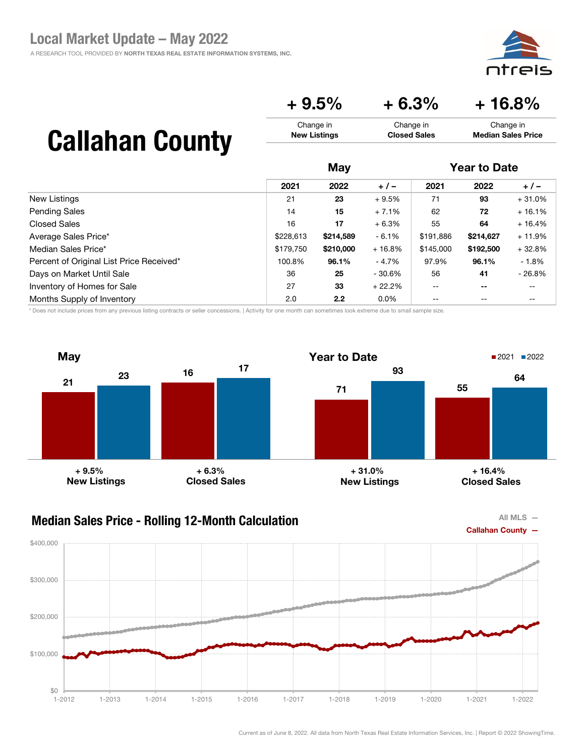# Local Market Update – May 2022

A RESEARCH TOOL PROVIDED BY NORTH TEXAS REAL ESTATE INFORMATION SYSTEMS, INC.

## Callahan County

| + 9.5% | + 6.3% | + 16.8% |
|---|---|---|
| Change in **New Listings** | Change in **Closed Sales** | Change in **Median Sales Price** |

| | May | | | Year to Date | | |
|---|---|---|---|---|---|---|
| | 2021 | 2022 | + / – | 2021 | 2022 | + / – |
| New Listings | 21 | **23** | + 9.5% | 71 | **93** | + 31.0% |
| Pending Sales | 14 | **15** | + 7.1% | 62 | **72** | + 16.1% |
| Closed Sales | 16 | **17** | + 6.3% | 55 | **64** | + 16.4% |
| Average Sales Price* | $228,613 | **$214,589** | - 6.1% | $191,886 | **$214,627** | + 11.9% |
| Median Sales Price* | $179,750 | **$210,000** | + 16.8% | $145,000 | **$192,500** | + 32.8% |
| Percent of Original List Price Received* | 100.8% | **96.1%** | - 4.7% | 97.9% | **96.1%** | - 1.8% |
| Days on Market Until Sale | 36 | **25** | - 30.6% | 56 | **41** | - 26.8% |
| Inventory of Homes for Sale | 27 | **33** | + 22.2% | -- | **--** | -- |
| Months Supply of Inventory | 2.0 | **2.2** | 0.0% | -- | -- | -- |

* Does not include prices from any previous listing contracts or seller concessions. | Activity for one month can sometimes look extreme due to small sample size.

### May

| | 2021 | 2022 |
|---|---|---|
| New Listings (+ 9.5%) | 21 | 23 |
| Closed Sales (+ 6.3%) | 16 | 17 |

### Year to Date

| | 2021 | 2022 |
|---|---|---|
| New Listings (+ 31.0%) | 71 | 93 |
| Closed Sales (+ 16.4%) | 55 | 64 |

### Median Sales Price - Rolling 12-Month Calculation

All MLS —
Callahan County —

Current as of June 8, 2022. All data from North Texas Real Estate Information Services, Inc. | Report © 2022 ShowingTime.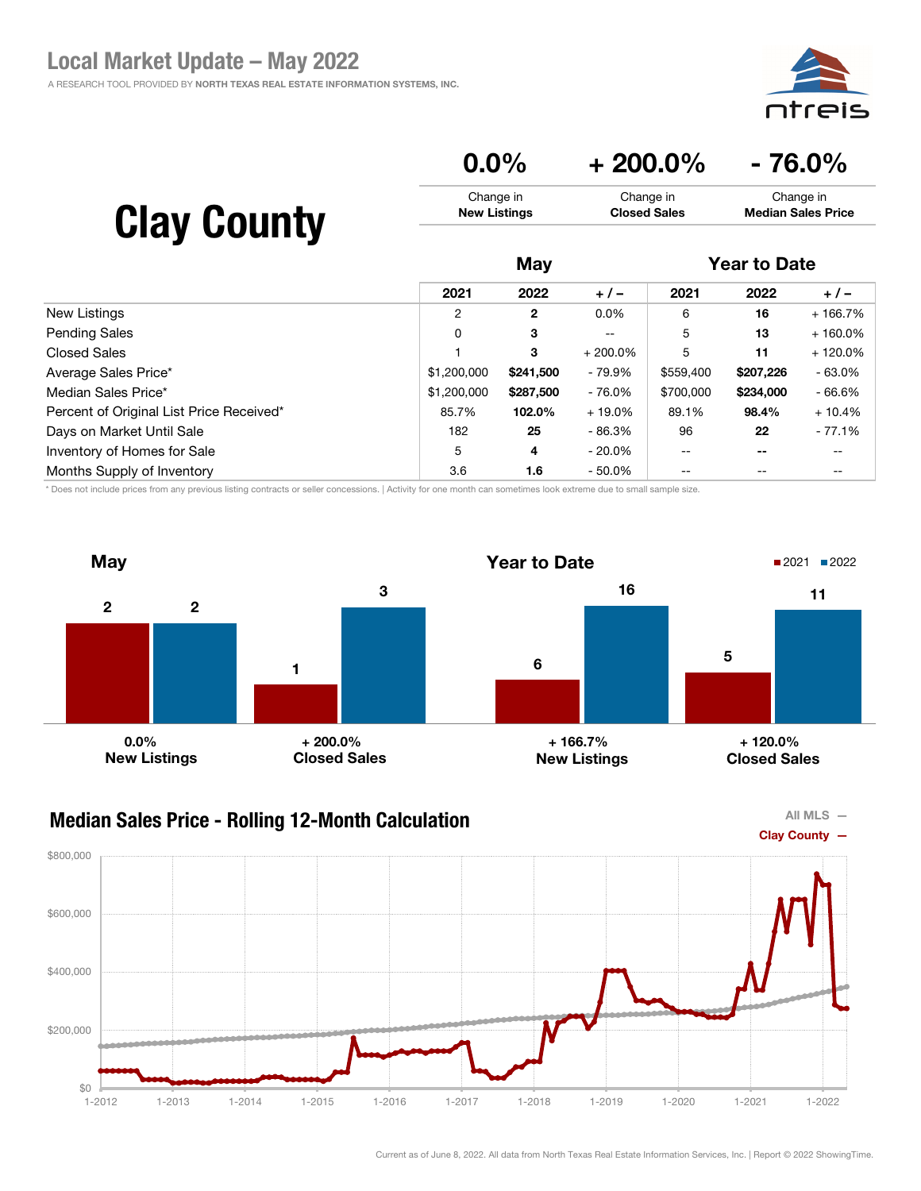# Local Market Update – May 2022

A RESEARCH TOOL PROVIDED BY NORTH TEXAS REAL ESTATE INFORMATION SYSTEMS, INC.

## Clay County

| 0.0% | + 200.0% | - 76.0% |
|---|---|---|
| Change in **New Listings** | Change in **Closed Sales** | Change in **Median Sales Price** |

| | May | | | Year to Date | | |
|---|---|---|---|---|---|---|
| | 2021 | 2022 | + / – | 2021 | 2022 | + / – |
| New Listings | 2 | **2** | 0.0% | 6 | **16** | + 166.7% |
| Pending Sales | 0 | **3** | -- | 5 | **13** | + 160.0% |
| Closed Sales | 1 | **3** | + 200.0% | 5 | **11** | + 120.0% |
| Average Sales Price* | $1,200,000 | **$241,500** | - 79.9% | $559,400 | **$207,226** | - 63.0% |
| Median Sales Price* | $1,200,000 | **$287,500** | - 76.0% | $700,000 | **$234,000** | - 66.6% |
| Percent of Original List Price Received* | 85.7% | **102.0%** | + 19.0% | 89.1% | **98.4%** | + 10.4% |
| Days on Market Until Sale | 182 | **25** | - 86.3% | 96 | **22** | - 77.1% |
| Inventory of Homes for Sale | 5 | **4** | - 20.0% | -- | **--** | -- |
| Months Supply of Inventory | 3.6 | **1.6** | - 50.0% | -- | -- | -- |

* Does not include prices from any previous listing contracts or seller concessions. | Activity for one month can sometimes look extreme due to small sample size.

### May

| | 2021 | 2022 | Change |
|---|---|---|---|
| New Listings | 2 | 2 | 0.0% |
| Closed Sales | 1 | 3 | + 200.0% |

### Year to Date

| | 2021 | 2022 | Change |
|---|---|---|---|
| New Listings | 6 | 16 | + 166.7% |
| Closed Sales | 5 | 11 | + 120.0% |

### Median Sales Price - Rolling 12-Month Calculation

All MLS —
Clay County —

Current as of June 8, 2022. All data from North Texas Real Estate Information Services, Inc. | Report © 2022 ShowingTime.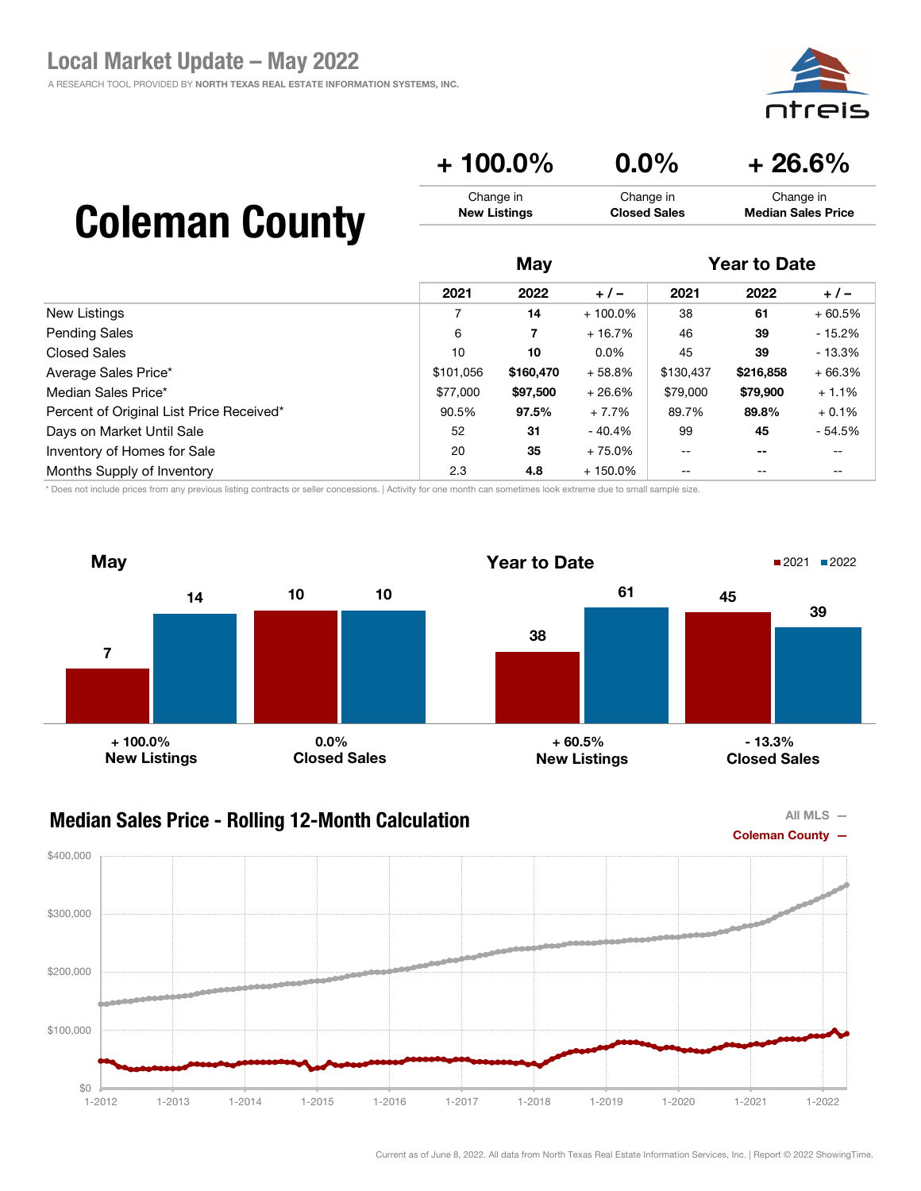# Local Market Update – May 2022

A RESEARCH TOOL PROVIDED BY NORTH TEXAS REAL ESTATE INFORMATION SYSTEMS, INC.

## Coleman County

| + 100.0% | 0.0% | + 26.6% |
|---|---|---|
| Change in **New Listings** | Change in **Closed Sales** | Change in **Median Sales Price** |

| | May | | | Year to Date | | |
|---|---|---|---|---|---|---|
| | 2021 | 2022 | + / – | 2021 | 2022 | + / – |
| New Listings | 7 | **14** | + 100.0% | 38 | **61** | + 60.5% |
| Pending Sales | 6 | **7** | + 16.7% | 46 | **39** | - 15.2% |
| Closed Sales | 10 | **10** | 0.0% | 45 | **39** | - 13.3% |
| Average Sales Price* | $101,056 | **$160,470** | + 58.8% | $130,437 | **$216,858** | + 66.3% |
| Median Sales Price* | $77,000 | **$97,500** | + 26.6% | $79,000 | **$79,900** | + 1.1% |
| Percent of Original List Price Received* | 90.5% | **97.5%** | + 7.7% | 89.7% | **89.8%** | + 0.1% |
| Days on Market Until Sale | 52 | **31** | - 40.4% | 99 | **45** | - 54.5% |
| Inventory of Homes for Sale | 20 | **35** | + 75.0% | -- | **--** | -- |
| Months Supply of Inventory | 2.3 | **4.8** | + 150.0% | -- | -- | -- |

\* Does not include prices from any previous listing contracts or seller concessions. | Activity for one month can sometimes look extreme due to small sample size.

### May

| | 2021 | 2022 | Change |
|---|---|---|---|
| New Listings | 7 | 14 | + 100.0% |
| Closed Sales | 10 | 10 | 0.0% |

### Year to Date

| | 2021 | 2022 | Change |
|---|---|---|---|
| New Listings | 38 | 61 | + 60.5% |
| Closed Sales | 45 | 39 | - 13.3% |

### Median Sales Price - Rolling 12-Month Calculation

All MLS —
Coleman County —

Current as of June 8, 2022. All data from North Texas Real Estate Information Services, Inc. | Report © 2022 ShowingTime.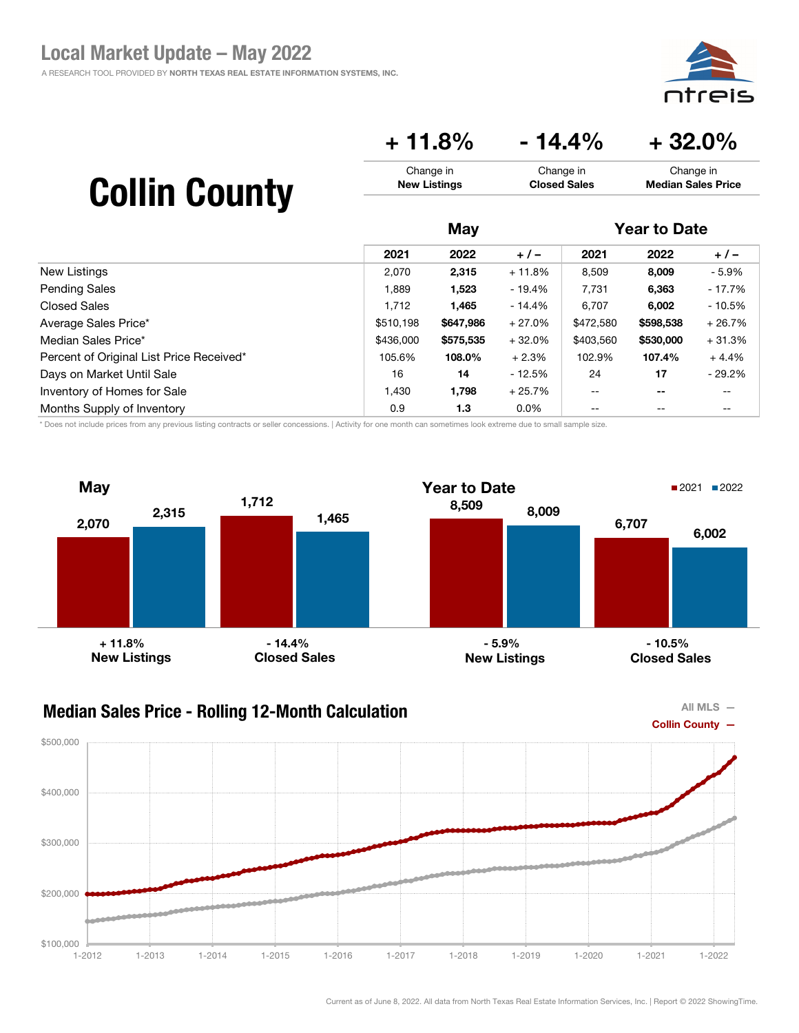# Local Market Update – May 2022

A RESEARCH TOOL PROVIDED BY NORTH TEXAS REAL ESTATE INFORMATION SYSTEMS, INC.

# Collin County

| + 11.8% | - 14.4% | + 32.0% |
|---|---|---|
| Change in **New Listings** | Change in **Closed Sales** | Change in **Median Sales Price** |

| | May | | | Year to Date | | |
|---|---|---|---|---|---|---|
| | 2021 | 2022 | + / – | 2021 | 2022 | + / – |
| New Listings | 2,070 | **2,315** | + 11.8% | 8,509 | **8,009** | - 5.9% |
| Pending Sales | 1,889 | **1,523** | - 19.4% | 7,731 | **6,363** | - 17.7% |
| Closed Sales | 1,712 | **1,465** | - 14.4% | 6,707 | **6,002** | - 10.5% |
| Average Sales Price* | $510,198 | **$647,986** | + 27.0% | $472,580 | **$598,538** | + 26.7% |
| Median Sales Price* | $436,000 | **$575,535** | + 32.0% | $403,560 | **$530,000** | + 31.3% |
| Percent of Original List Price Received* | 105.6% | **108.0%** | + 2.3% | 102.9% | **107.4%** | + 4.4% |
| Days on Market Until Sale | 16 | **14** | - 12.5% | 24 | **17** | - 29.2% |
| Inventory of Homes for Sale | 1,430 | **1,798** | + 25.7% | -- | **--** | -- |
| Months Supply of Inventory | 0.9 | **1.3** | 0.0% | -- | -- | -- |

\* Does not include prices from any previous listing contracts or seller concessions. | Activity for one month can sometimes look extreme due to small sample size.

## May

| | 2021 | 2022 | Change |
|---|---|---|---|
| New Listings | 2,070 | 2,315 | + 11.8% |
| Closed Sales | 1,712 | 1,465 | - 14.4% |

## Year to Date

| | 2021 | 2022 | Change |
|---|---|---|---|
| New Listings | 8,509 | 8,009 | - 5.9% |
| Closed Sales | 6,707 | 6,002 | - 10.5% |

## Median Sales Price - Rolling 12-Month Calculation

All MLS —
Collin County —

Current as of June 8, 2022. All data from North Texas Real Estate Information Services, Inc. | Report © 2022 ShowingTime.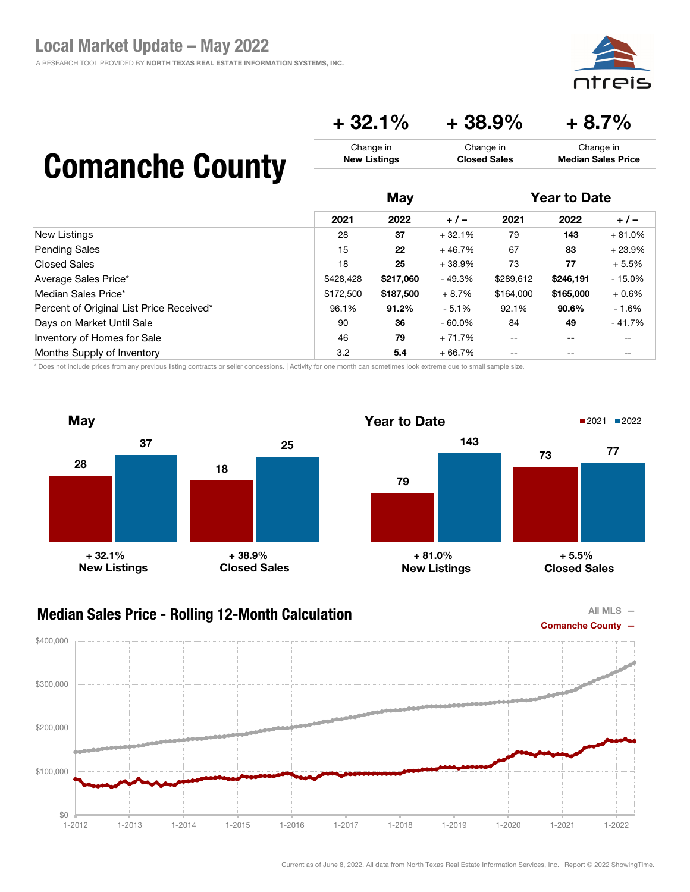# Local Market Update – May 2022

A RESEARCH TOOL PROVIDED BY **NORTH TEXAS REAL ESTATE INFORMATION SYSTEMS, INC.**

## Comanche County

| + 32.1% | + 38.9% | + 8.7% |
|---|---|---|
| Change in **New Listings** | Change in **Closed Sales** | Change in **Median Sales Price** |

| | May | | | Year to Date | | |
|---|---|---|---|---|---|---|
| | 2021 | 2022 | + / – | 2021 | 2022 | + / – |
| New Listings | 28 | **37** | + 32.1% | 79 | **143** | + 81.0% |
| Pending Sales | 15 | **22** | + 46.7% | 67 | **83** | + 23.9% |
| Closed Sales | 18 | **25** | + 38.9% | 73 | **77** | + 5.5% |
| Average Sales Price* | $428,428 | **$217,060** | - 49.3% | $289,612 | **$246,191** | - 15.0% |
| Median Sales Price* | $172,500 | **$187,500** | + 8.7% | $164,000 | **$165,000** | + 0.6% |
| Percent of Original List Price Received* | 96.1% | **91.2%** | - 5.1% | 92.1% | **90.6%** | - 1.6% |
| Days on Market Until Sale | 90 | **36** | - 60.0% | 84 | **49** | - 41.7% |
| Inventory of Homes for Sale | 46 | **79** | + 71.7% | -- | **--** | -- |
| Months Supply of Inventory | 3.2 | **5.4** | + 66.7% | -- | -- | -- |

* Does not include prices from any previous listing contracts or seller concessions. | Activity for one month can sometimes look extreme due to small sample size.

### May

| | 2021 | 2022 | Change |
|---|---|---|---|
| New Listings | 28 | 37 | + 32.1% |
| Closed Sales | 18 | 25 | + 38.9% |

### Year to Date

| | 2021 | 2022 | Change |
|---|---|---|---|
| New Listings | 79 | 143 | + 81.0% |
| Closed Sales | 73 | 77 | + 5.5% |

### Median Sales Price - Rolling 12-Month Calculation

All MLS —
Comanche County —

Current as of June 8, 2022. All data from North Texas Real Estate Information Services, Inc. | Report © 2022 ShowingTime.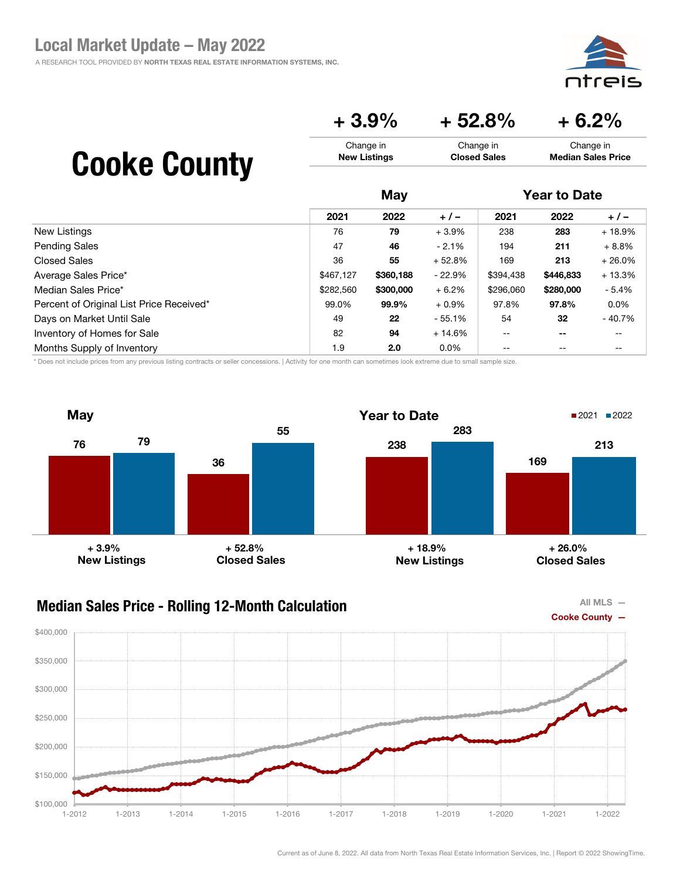# Local Market Update – May 2022

A RESEARCH TOOL PROVIDED BY NORTH TEXAS REAL ESTATE INFORMATION SYSTEMS, INC.

# Cooke County

| + 3.9% | + 52.8% | + 6.2% |
|---|---|---|
| Change in **New Listings** | Change in **Closed Sales** | Change in **Median Sales Price** |

| | May | | | Year to Date | | |
|---|---|---|---|---|---|---|
| | 2021 | 2022 | + / – | 2021 | 2022 | + / – |
| New Listings | 76 | **79** | + 3.9% | 238 | **283** | + 18.9% |
| Pending Sales | 47 | **46** | - 2.1% | 194 | **211** | + 8.8% |
| Closed Sales | 36 | **55** | + 52.8% | 169 | **213** | + 26.0% |
| Average Sales Price* | $467,127 | **$360,188** | - 22.9% | $394,438 | **$446,833** | + 13.3% |
| Median Sales Price* | $282,560 | **$300,000** | + 6.2% | $296,060 | **$280,000** | - 5.4% |
| Percent of Original List Price Received* | 99.0% | **99.9%** | + 0.9% | 97.8% | **97.8%** | 0.0% |
| Days on Market Until Sale | 49 | **22** | - 55.1% | 54 | **32** | - 40.7% |
| Inventory of Homes for Sale | 82 | **94** | + 14.6% | -- | **--** | -- |
| Months Supply of Inventory | 1.9 | **2.0** | 0.0% | -- | -- | -- |

\* Does not include prices from any previous listing contracts or seller concessions. | Activity for one month can sometimes look extreme due to small sample size.

## May

| | 2021 | 2022 | Change |
|---|---|---|---|
| New Listings | 76 | 79 | + 3.9% |
| Closed Sales | 36 | 55 | + 52.8% |

## Year to Date

| | 2021 | 2022 | Change |
|---|---|---|---|
| New Listings | 238 | 283 | + 18.9% |
| Closed Sales | 169 | 213 | + 26.0% |

## Median Sales Price - Rolling 12-Month Calculation

All MLS —
Cooke County —

Current as of June 8, 2022. All data from North Texas Real Estate Information Services, Inc. | Report © 2022 ShowingTime.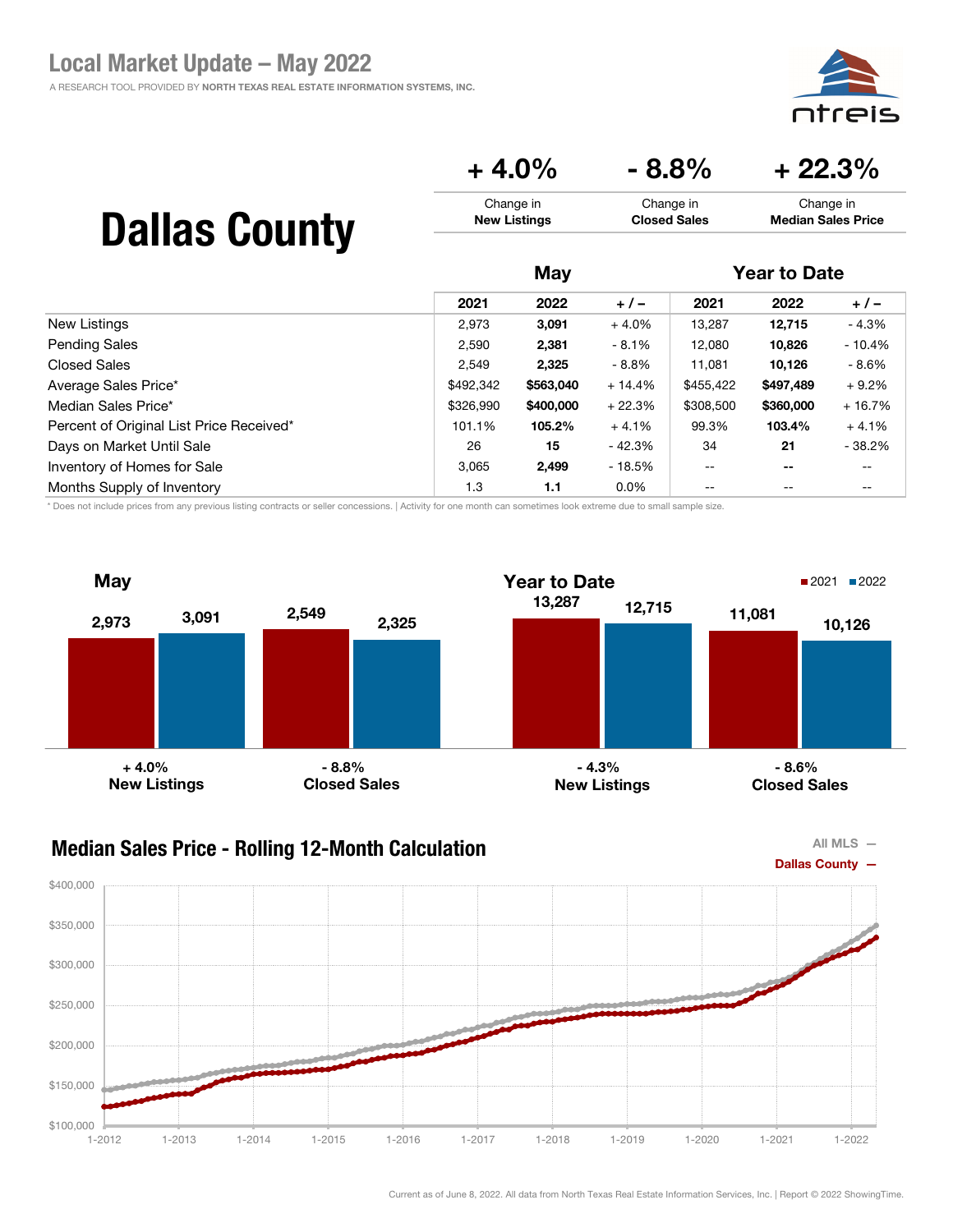## Local Market Update – May 2022

A RESEARCH TOOL PROVIDED BY NORTH TEXAS REAL ESTATE INFORMATION SYSTEMS, INC.

# Dallas County

| + 4.0% | - 8.8% | + 22.3% |
|---|---|---|
| Change in **New Listings** | Change in **Closed Sales** | Change in **Median Sales Price** |

| | May | | | Year to Date | | |
|---|---|---|---|---|---|---|
| | 2021 | 2022 | + / – | 2021 | 2022 | + / – |
| New Listings | 2,973 | **3,091** | + 4.0% | 13,287 | **12,715** | - 4.3% |
| Pending Sales | 2,590 | **2,381** | - 8.1% | 12,080 | **10,826** | - 10.4% |
| Closed Sales | 2,549 | **2,325** | - 8.8% | 11,081 | **10,126** | - 8.6% |
| Average Sales Price* | $492,342 | **$563,040** | + 14.4% | $455,422 | **$497,489** | + 9.2% |
| Median Sales Price* | $326,990 | **$400,000** | + 22.3% | $308,500 | **$360,000** | + 16.7% |
| Percent of Original List Price Received* | 101.1% | **105.2%** | + 4.1% | 99.3% | **103.4%** | + 4.1% |
| Days on Market Until Sale | 26 | **15** | - 42.3% | 34 | **21** | - 38.2% |
| Inventory of Homes for Sale | 3,065 | **2,499** | - 18.5% | -- | -- | -- |
| Months Supply of Inventory | 1.3 | **1.1** | 0.0% | -- | -- | -- |

\* Does not include prices from any previous listing contracts or seller concessions. | Activity for one month can sometimes look extreme due to small sample size.

### May

| | 2021 | 2022 | Change |
|---|---|---|---|
| New Listings | 2,973 | 3,091 | + 4.0% |
| Closed Sales | 2,549 | 2,325 | - 8.8% |

### Year to Date

| | 2021 | 2022 | Change |
|---|---|---|---|
| New Listings | 13,287 | 12,715 | - 4.3% |
| Closed Sales | 11,081 | 10,126 | - 8.6% |

### Median Sales Price - Rolling 12-Month Calculation

All MLS —
Dallas County —

Current as of June 8, 2022. All data from North Texas Real Estate Information Services, Inc. | Report © 2022 ShowingTime.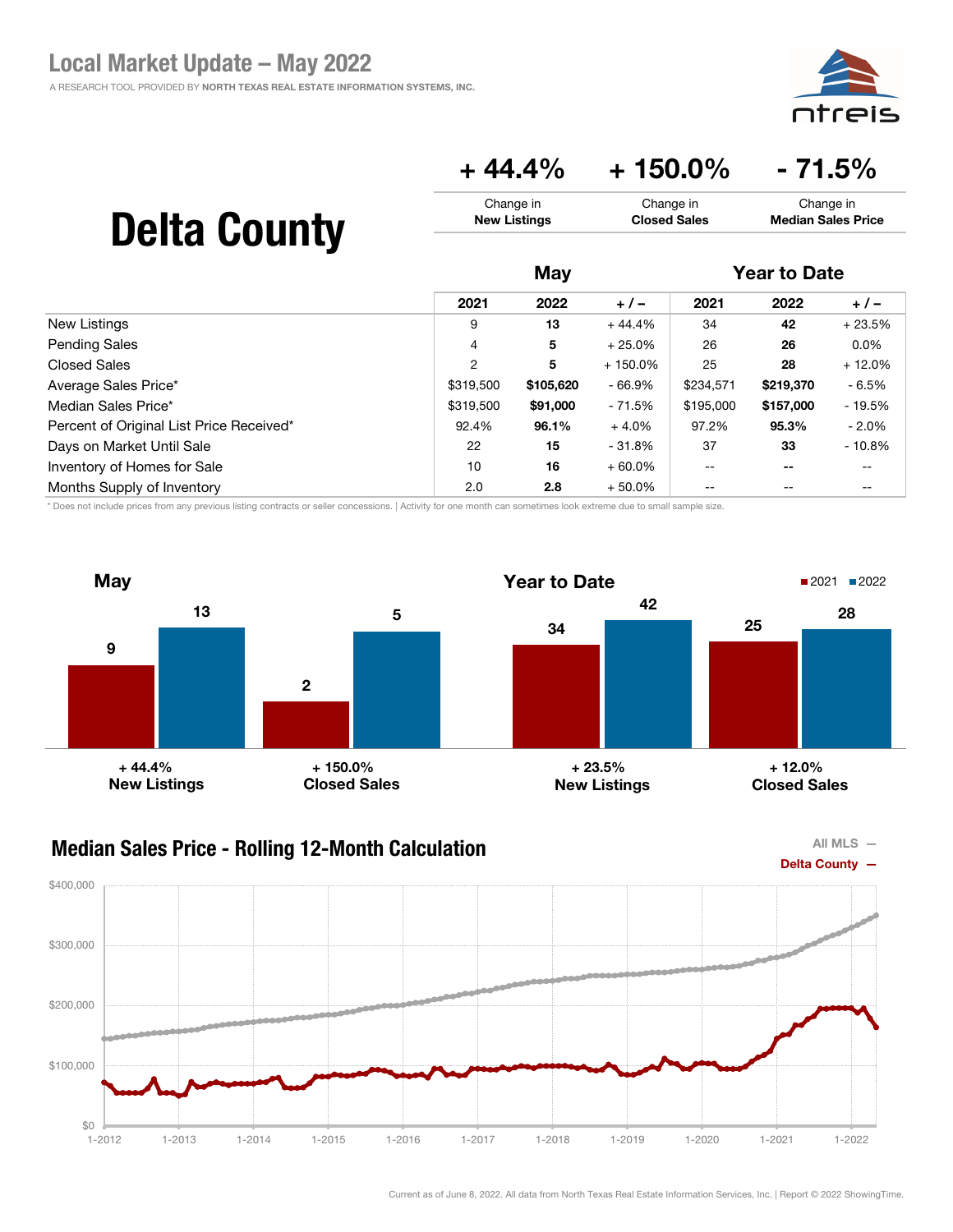# Local Market Update – May 2022

A RESEARCH TOOL PROVIDED BY NORTH TEXAS REAL ESTATE INFORMATION SYSTEMS, INC.

## Delta County

| + 44.4% | + 150.0% | - 71.5% |
|---|---|---|
| Change in **New Listings** | Change in **Closed Sales** | Change in **Median Sales Price** |

| | May | | | Year to Date | | |
|---|---|---|---|---|---|---|
| | 2021 | 2022 | + / – | 2021 | 2022 | + / – |
| New Listings | 9 | **13** | + 44.4% | 34 | **42** | + 23.5% |
| Pending Sales | 4 | **5** | + 25.0% | 26 | **26** | 0.0% |
| Closed Sales | 2 | **5** | + 150.0% | 25 | **28** | + 12.0% |
| Average Sales Price* | $319,500 | **$105,620** | - 66.9% | $234,571 | **$219,370** | - 6.5% |
| Median Sales Price* | $319,500 | **$91,000** | - 71.5% | $195,000 | **$157,000** | - 19.5% |
| Percent of Original List Price Received* | 92.4% | **96.1%** | + 4.0% | 97.2% | **95.3%** | - 2.0% |
| Days on Market Until Sale | 22 | **15** | - 31.8% | 37 | **33** | - 10.8% |
| Inventory of Homes for Sale | 10 | **16** | + 60.0% | -- | **--** | -- |
| Months Supply of Inventory | 2.0 | **2.8** | + 50.0% | -- | -- | -- |

\* Does not include prices from any previous listing contracts or seller concessions. | Activity for one month can sometimes look extreme due to small sample size.

### May

| | 2021 | 2022 | Change |
|---|---|---|---|
| New Listings | 9 | 13 | + 44.4% |
| Closed Sales | 2 | 5 | + 150.0% |

### Year to Date

| | 2021 | 2022 | Change |
|---|---|---|---|
| New Listings | 34 | 42 | + 23.5% |
| Closed Sales | 25 | 28 | + 12.0% |

### Median Sales Price - Rolling 12-Month Calculation

All MLS —
Delta County —

Current as of June 8, 2022. All data from North Texas Real Estate Information Services, Inc. | Report © 2022 ShowingTime.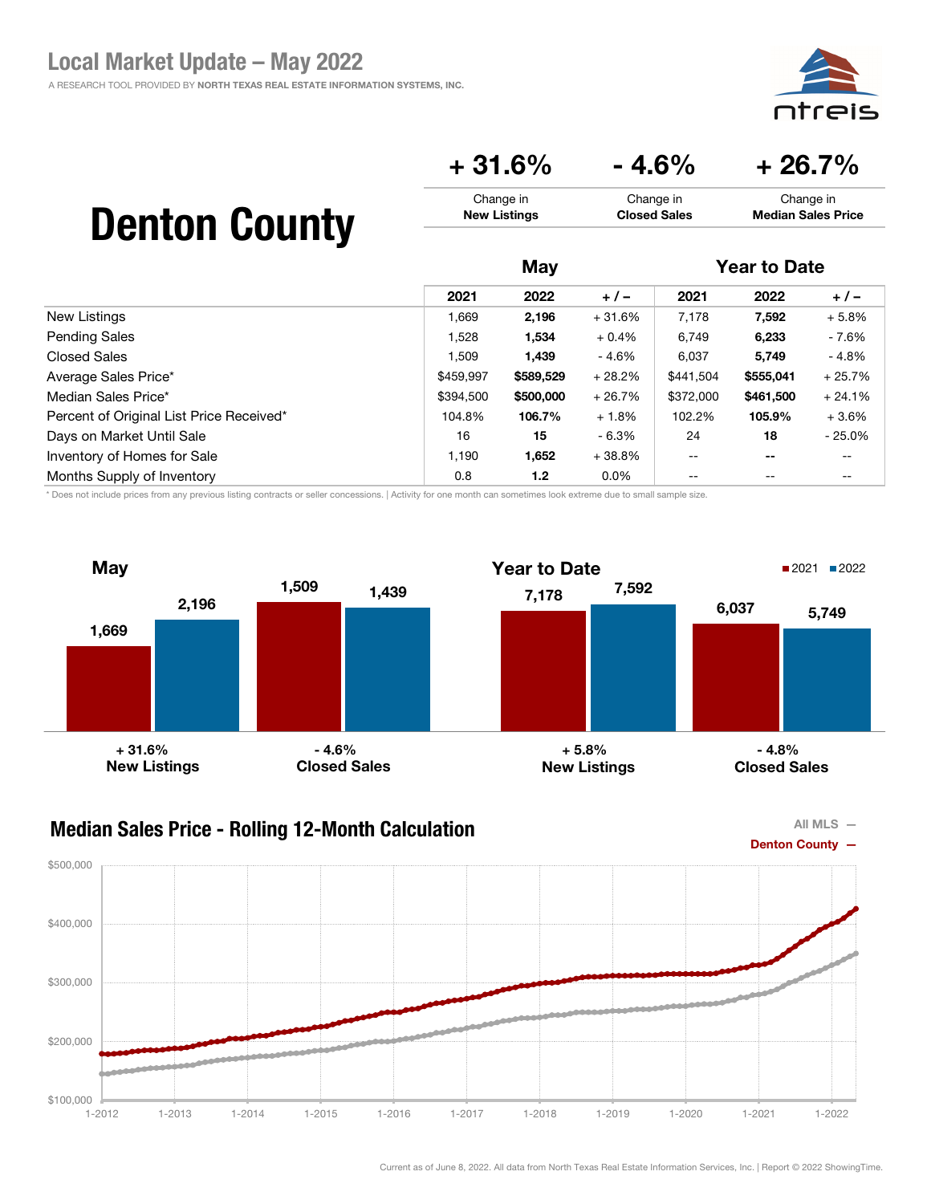# Local Market Update – May 2022

A RESEARCH TOOL PROVIDED BY NORTH TEXAS REAL ESTATE INFORMATION SYSTEMS, INC.

## Denton County

| + 31.6% | - 4.6% | + 26.7% |
|---|---|---|
| Change in **New Listings** | Change in **Closed Sales** | Change in **Median Sales Price** |

| | May | | | Year to Date | | |
|---|---|---|---|---|---|---|
| | 2021 | 2022 | + / – | 2021 | 2022 | + / – |
| New Listings | 1,669 | **2,196** | + 31.6% | 7,178 | **7,592** | + 5.8% |
| Pending Sales | 1,528 | **1,534** | + 0.4% | 6,749 | **6,233** | - 7.6% |
| Closed Sales | 1,509 | **1,439** | - 4.6% | 6,037 | **5,749** | - 4.8% |
| Average Sales Price* | $459,997 | **$589,529** | + 28.2% | $441,504 | **$555,041** | + 25.7% |
| Median Sales Price* | $394,500 | **$500,000** | + 26.7% | $372,000 | **$461,500** | + 24.1% |
| Percent of Original List Price Received* | 104.8% | **106.7%** | + 1.8% | 102.2% | **105.9%** | + 3.6% |
| Days on Market Until Sale | 16 | **15** | - 6.3% | 24 | **18** | - 25.0% |
| Inventory of Homes for Sale | 1,190 | **1,652** | + 38.8% | -- | **--** | -- |
| Months Supply of Inventory | 0.8 | **1.2** | 0.0% | -- | -- | -- |

\* Does not include prices from any previous listing contracts or seller concessions. | Activity for one month can sometimes look extreme due to small sample size.

### May

| | 2021 | 2022 | Change |
|---|---|---|---|
| New Listings | 1,669 | 2,196 | + 31.6% |
| Closed Sales | 1,509 | 1,439 | - 4.6% |

### Year to Date

| | 2021 | 2022 | Change |
|---|---|---|---|
| New Listings | 7,178 | 7,592 | + 5.8% |
| Closed Sales | 6,037 | 5,749 | - 4.8% |

### Median Sales Price - Rolling 12-Month Calculation

All MLS — Denton County —

Current as of June 8, 2022. All data from North Texas Real Estate Information Services, Inc. | Report © 2022 ShowingTime.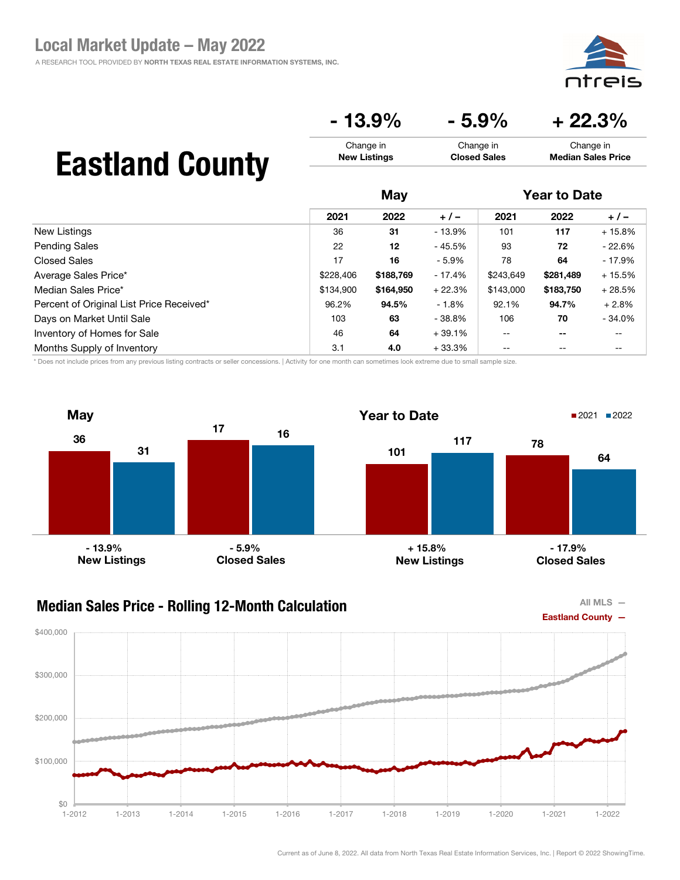# Local Market Update – May 2022

A RESEARCH TOOL PROVIDED BY NORTH TEXAS REAL ESTATE INFORMATION SYSTEMS, INC.

## Eastland County

| - 13.9% | - 5.9% | + 22.3% |
|---|---|---|
| Change in **New Listings** | Change in **Closed Sales** | Change in **Median Sales Price** |

| | May | | | Year to Date | | |
|---|---|---|---|---|---|---|
| | 2021 | 2022 | + / – | 2021 | 2022 | + / – |
| New Listings | 36 | **31** | - 13.9% | 101 | **117** | + 15.8% |
| Pending Sales | 22 | **12** | - 45.5% | 93 | **72** | - 22.6% |
| Closed Sales | 17 | **16** | - 5.9% | 78 | **64** | - 17.9% |
| Average Sales Price* | $228,406 | **$188,769** | - 17.4% | $243,649 | **$281,489** | + 15.5% |
| Median Sales Price* | $134,900 | **$164,950** | + 22.3% | $143,000 | **$183,750** | + 28.5% |
| Percent of Original List Price Received* | 96.2% | **94.5%** | - 1.8% | 92.1% | **94.7%** | + 2.8% |
| Days on Market Until Sale | 103 | **63** | - 38.8% | 106 | **70** | - 34.0% |
| Inventory of Homes for Sale | 46 | **64** | + 39.1% | -- | **--** | -- |
| Months Supply of Inventory | 3.1 | **4.0** | + 33.3% | -- | -- | -- |

\* Does not include prices from any previous listing contracts or seller concessions. | Activity for one month can sometimes look extreme due to small sample size.

### May

| | 2021 | 2022 | Change |
|---|---|---|---|
| New Listings | 36 | 31 | - 13.9% |
| Closed Sales | 17 | 16 | - 5.9% |

### Year to Date

| | 2021 | 2022 | Change |
|---|---|---|---|
| New Listings | 101 | 117 | + 15.8% |
| Closed Sales | 78 | 64 | - 17.9% |

### Median Sales Price - Rolling 12-Month Calculation

All MLS —
Eastland County —

Current as of June 8, 2022. All data from North Texas Real Estate Information Services, Inc. | Report © 2022 ShowingTime.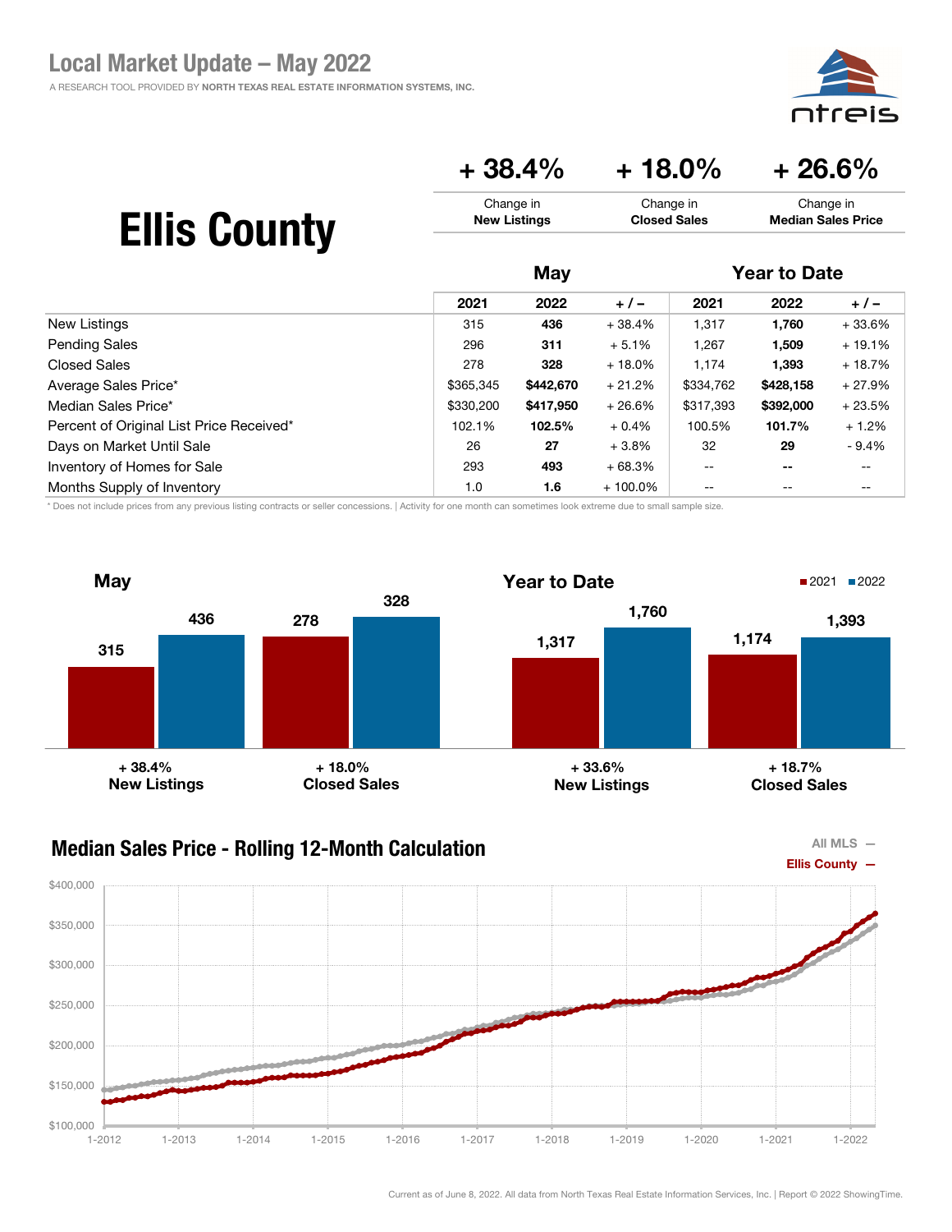# Local Market Update – May 2022

A RESEARCH TOOL PROVIDED BY NORTH TEXAS REAL ESTATE INFORMATION SYSTEMS, INC.

## Ellis County

| + 38.4% | + 18.0% | + 26.6% |
|---|---|---|
| Change in **New Listings** | Change in **Closed Sales** | Change in **Median Sales Price** |

| | May | | | Year to Date | | |
|---|---|---|---|---|---|---|
| | 2021 | 2022 | + / – | 2021 | 2022 | + / – |
| New Listings | 315 | **436** | + 38.4% | 1,317 | **1,760** | + 33.6% |
| Pending Sales | 296 | **311** | + 5.1% | 1,267 | **1,509** | + 19.1% |
| Closed Sales | 278 | **328** | + 18.0% | 1,174 | **1,393** | + 18.7% |
| Average Sales Price* | $365,345 | **$442,670** | + 21.2% | $334,762 | **$428,158** | + 27.9% |
| Median Sales Price* | $330,200 | **$417,950** | + 26.6% | $317,393 | **$392,000** | + 23.5% |
| Percent of Original List Price Received* | 102.1% | **102.5%** | + 0.4% | 100.5% | **101.7%** | + 1.2% |
| Days on Market Until Sale | 26 | **27** | + 3.8% | 32 | **29** | - 9.4% |
| Inventory of Homes for Sale | 293 | **493** | + 68.3% | -- | **--** | -- |
| Months Supply of Inventory | 1.0 | **1.6** | + 100.0% | -- | -- | -- |

\* Does not include prices from any previous listing contracts or seller concessions. | Activity for one month can sometimes look extreme due to small sample size.

### May

| | 2021 | 2022 | Change |
|---|---|---|---|
| New Listings | 315 | 436 | + 38.4% |
| Closed Sales | 278 | 328 | + 18.0% |

### Year to Date

| | 2021 | 2022 | Change |
|---|---|---|---|
| New Listings | 1,317 | 1,760 | + 33.6% |
| Closed Sales | 1,174 | 1,393 | + 18.7% |

### Median Sales Price - Rolling 12-Month Calculation

All MLS — Ellis County —

Current as of June 8, 2022. All data from North Texas Real Estate Information Services, Inc. | Report © 2022 ShowingTime.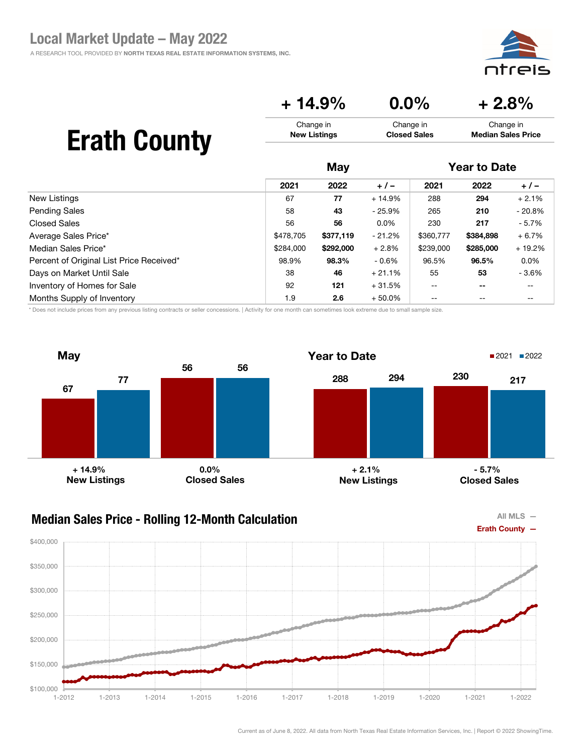# Local Market Update – May 2022

A RESEARCH TOOL PROVIDED BY NORTH TEXAS REAL ESTATE INFORMATION SYSTEMS, INC.

## Erath County

| + 14.9% | 0.0% | + 2.8% |
|---|---|---|
| Change in **New Listings** | Change in **Closed Sales** | Change in **Median Sales Price** |

| | May | | | Year to Date | | |
|---|---|---|---|---|---|---|
| | 2021 | 2022 | + / – | 2021 | 2022 | + / – |
| New Listings | 67 | **77** | + 14.9% | 288 | **294** | + 2.1% |
| Pending Sales | 58 | **43** | - 25.9% | 265 | **210** | - 20.8% |
| Closed Sales | 56 | **56** | 0.0% | 230 | **217** | - 5.7% |
| Average Sales Price* | $478,705 | **$377,119** | - 21.2% | $360,777 | **$384,898** | + 6.7% |
| Median Sales Price* | $284,000 | **$292,000** | + 2.8% | $239,000 | **$285,000** | + 19.2% |
| Percent of Original List Price Received* | 98.9% | **98.3%** | - 0.6% | 96.5% | **96.5%** | 0.0% |
| Days on Market Until Sale | 38 | **46** | + 21.1% | 55 | **53** | - 3.6% |
| Inventory of Homes for Sale | 92 | **121** | + 31.5% | -- | **--** | -- |
| Months Supply of Inventory | 1.9 | **2.6** | + 50.0% | -- | -- | -- |

\* Does not include prices from any previous listing contracts or seller concessions. | Activity for one month can sometimes look extreme due to small sample size.

### May

| | 2021 | 2022 | Change |
|---|---|---|---|
| New Listings | 67 | 77 | + 14.9% |
| Closed Sales | 56 | 56 | 0.0% |

### Year to Date

| | 2021 | 2022 | Change |
|---|---|---|---|
| New Listings | 288 | 294 | + 2.1% |
| Closed Sales | 230 | 217 | - 5.7% |

### Median Sales Price - Rolling 12-Month Calculation

All MLS —
Erath County —

Current as of June 8, 2022. All data from North Texas Real Estate Information Services, Inc. | Report © 2022 ShowingTime.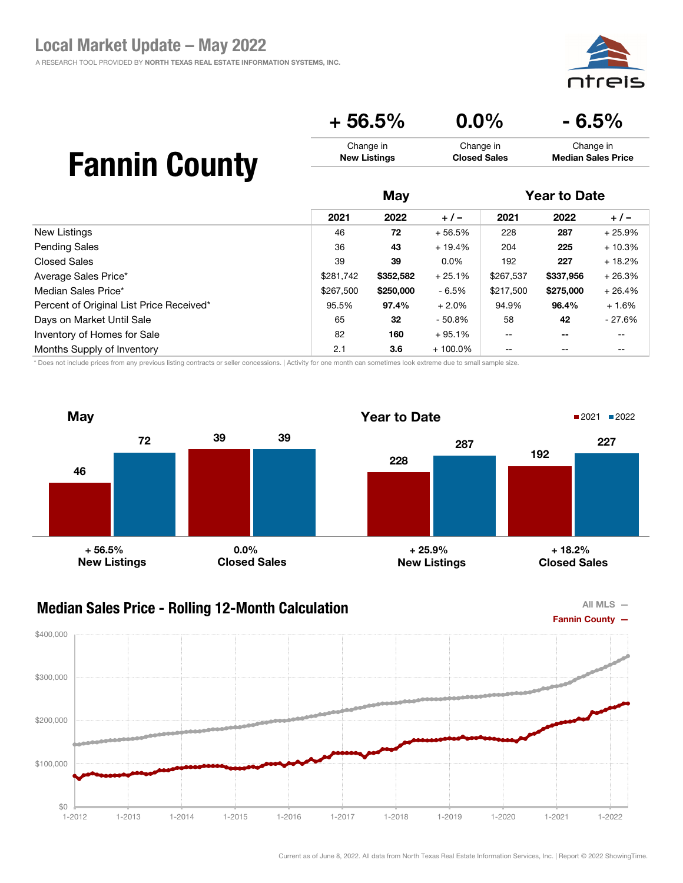# Local Market Update – May 2022

A RESEARCH TOOL PROVIDED BY **NORTH TEXAS REAL ESTATE INFORMATION SYSTEMS, INC.**

## Fannin County

| + 56.5% | 0.0% | - 6.5% |
|---|---|---|
| Change in **New Listings** | Change in **Closed Sales** | Change in **Median Sales Price** |

| | May | | | Year to Date | | |
|---|---|---|---|---|---|---|
| | 2021 | 2022 | + / – | 2021 | 2022 | + / – |
| New Listings | 46 | **72** | + 56.5% | 228 | **287** | + 25.9% |
| Pending Sales | 36 | **43** | + 19.4% | 204 | **225** | + 10.3% |
| Closed Sales | 39 | **39** | 0.0% | 192 | **227** | + 18.2% |
| Average Sales Price* | $281,742 | **$352,582** | + 25.1% | $267,537 | **$337,956** | + 26.3% |
| Median Sales Price* | $267,500 | **$250,000** | - 6.5% | $217,500 | **$275,000** | + 26.4% |
| Percent of Original List Price Received* | 95.5% | **97.4%** | + 2.0% | 94.9% | **96.4%** | + 1.6% |
| Days on Market Until Sale | 65 | **32** | - 50.8% | 58 | **42** | - 27.6% |
| Inventory of Homes for Sale | 82 | **160** | + 95.1% | -- | **--** | -- |
| Months Supply of Inventory | 2.1 | **3.6** | + 100.0% | -- | -- | -- |

\* Does not include prices from any previous listing contracts or seller concessions. | Activity for one month can sometimes look extreme due to small sample size.

### May

| | 2021 | 2022 |
|---|---|---|
| New Listings (+ 56.5%) | 46 | 72 |
| Closed Sales (0.0%) | 39 | 39 |

### Year to Date

| | 2021 | 2022 |
|---|---|---|
| New Listings (+ 25.9%) | 228 | 287 |
| Closed Sales (+ 18.2%) | 192 | 227 |

### Median Sales Price - Rolling 12-Month Calculation

All MLS —
Fannin County —

Current as of June 8, 2022. All data from North Texas Real Estate Information Services, Inc. | Report © 2022 ShowingTime.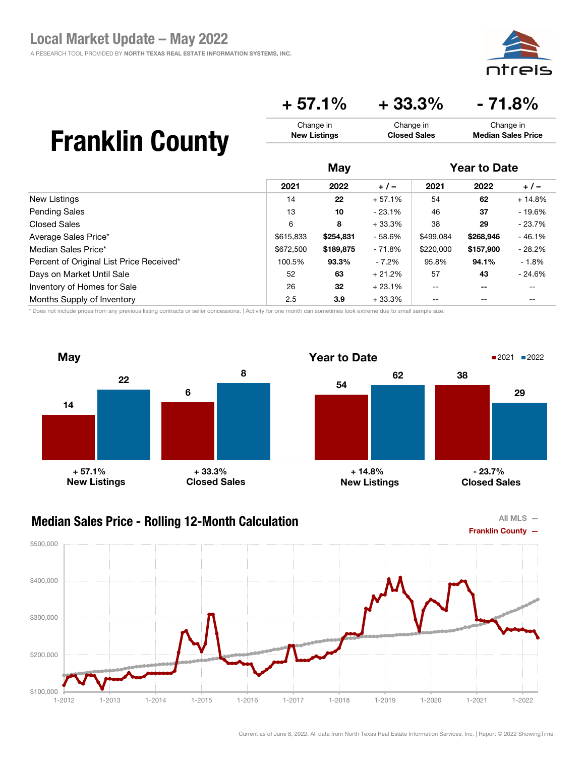# Local Market Update – May 2022

A RESEARCH TOOL PROVIDED BY NORTH TEXAS REAL ESTATE INFORMATION SYSTEMS, INC.

# Franklin County

| + 57.1% | + 33.3% | - 71.8% |
| --- | --- | --- |
| Change in **New Listings** | Change in **Closed Sales** | Change in **Median Sales Price** |

| | May | | | Year to Date | | |
| --- | --- | --- | --- | --- | --- | --- |
| | 2021 | 2022 | + / – | 2021 | 2022 | + / – |
| New Listings | 14 | **22** | + 57.1% | 54 | **62** | + 14.8% |
| Pending Sales | 13 | **10** | - 23.1% | 46 | **37** | - 19.6% |
| Closed Sales | 6 | **8** | + 33.3% | 38 | **29** | - 23.7% |
| Average Sales Price* | $615,833 | **$254,831** | - 58.6% | $499,084 | **$268,946** | - 46.1% |
| Median Sales Price* | $672,500 | **$189,875** | - 71.8% | $220,000 | **$157,900** | - 28.2% |
| Percent of Original List Price Received* | 100.5% | **93.3%** | - 7.2% | 95.8% | **94.1%** | - 1.8% |
| Days on Market Until Sale | 52 | **63** | + 21.2% | 57 | **43** | - 24.6% |
| Inventory of Homes for Sale | 26 | **32** | + 23.1% | -- | **--** | -- |
| Months Supply of Inventory | 2.5 | **3.9** | + 33.3% | -- | **--** | -- |

\* Does not include prices from any previous listing contracts or seller concessions. | Activity for one month can sometimes look extreme due to small sample size.

## May

| | 2021 | 2022 | Change |
| --- | --- | --- | --- |
| New Listings | 14 | 22 | + 57.1% |
| Closed Sales | 6 | 8 | + 33.3% |

## Year to Date

| | 2021 | 2022 | Change |
| --- | --- | --- | --- |
| New Listings | 54 | 62 | + 14.8% |
| Closed Sales | 38 | 29 | - 23.7% |

## Median Sales Price - Rolling 12-Month Calculation

All MLS —
Franklin County —

Current as of June 8, 2022. All data from North Texas Real Estate Information Services, Inc. | Report © 2022 ShowingTime.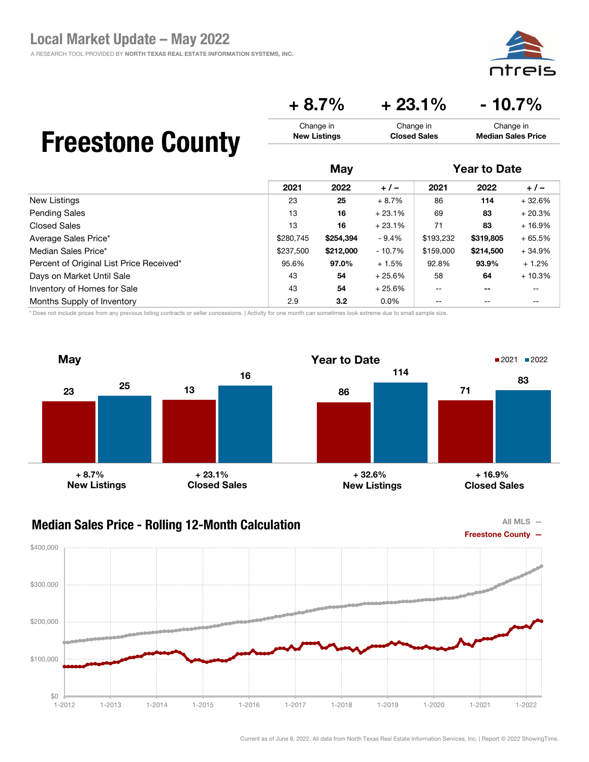# Local Market Update – May 2022

A RESEARCH TOOL PROVIDED BY NORTH TEXAS REAL ESTATE INFORMATION SYSTEMS, INC.

## Freestone County

| + 8.7% | + 23.1% | - 10.7% |
|---|---|---|
| Change in **New Listings** | Change in **Closed Sales** | Change in **Median Sales Price** |

| | May | | | Year to Date | | |
|---|---|---|---|---|---|---|
| | 2021 | 2022 | + / – | 2021 | 2022 | + / – |
| New Listings | 23 | **25** | + 8.7% | 86 | **114** | + 32.6% |
| Pending Sales | 13 | **16** | + 23.1% | 69 | **83** | + 20.3% |
| Closed Sales | 13 | **16** | + 23.1% | 71 | **83** | + 16.9% |
| Average Sales Price* | $280,745 | **$254,394** | - 9.4% | $193,232 | **$319,805** | + 65.5% |
| Median Sales Price* | $237,500 | **$212,000** | - 10.7% | $159,000 | **$214,500** | + 34.9% |
| Percent of Original List Price Received* | 95.6% | **97.0%** | + 1.5% | 92.8% | **93.9%** | + 1.2% |
| Days on Market Until Sale | 43 | **54** | + 25.6% | 58 | **64** | + 10.3% |
| Inventory of Homes for Sale | 43 | **54** | + 25.6% | -- | **--** | -- |
| Months Supply of Inventory | 2.9 | **3.2** | 0.0% | -- | -- | -- |

* Does not include prices from any previous listing contracts or seller concessions. | Activity for one month can sometimes look extreme due to small sample size.

### May

| | 2021 | 2022 | Change |
|---|---|---|---|
| New Listings | 23 | 25 | + 8.7% |
| Closed Sales | 13 | 16 | + 23.1% |

### Year to Date

| | 2021 | 2022 | Change |
|---|---|---|---|
| New Listings | 86 | 114 | + 32.6% |
| Closed Sales | 71 | 83 | + 16.9% |

### Median Sales Price - Rolling 12-Month Calculation

All MLS —
Freestone County —

Current as of June 8, 2022. All data from North Texas Real Estate Information Services, Inc. | Report © 2022 ShowingTime.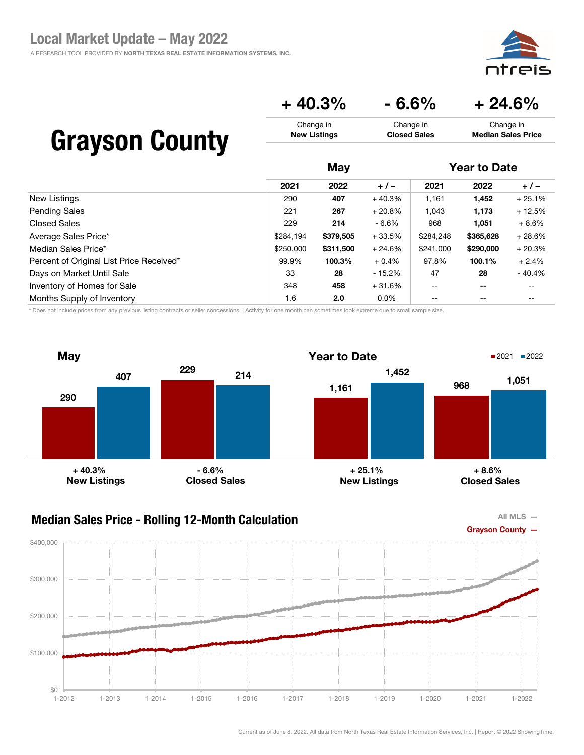# Local Market Update – May 2022

A RESEARCH TOOL PROVIDED BY NORTH TEXAS REAL ESTATE INFORMATION SYSTEMS, INC.

## Grayson County

| + 40.3% | - 6.6% | + 24.6% |
|---|---|---|
| Change in **New Listings** | Change in **Closed Sales** | Change in **Median Sales Price** |

| | May | | | Year to Date | | |
|---|---|---|---|---|---|---|
| | 2021 | 2022 | + / – | 2021 | 2022 | + / – |
| New Listings | 290 | **407** | + 40.3% | 1,161 | **1,452** | + 25.1% |
| Pending Sales | 221 | **267** | + 20.8% | 1,043 | **1,173** | + 12.5% |
| Closed Sales | 229 | **214** | - 6.6% | 968 | **1,051** | + 8.6% |
| Average Sales Price* | $284,194 | **$379,505** | + 33.5% | $284,248 | **$365,628** | + 28.6% |
| Median Sales Price* | $250,000 | **$311,500** | + 24.6% | $241,000 | **$290,000** | + 20.3% |
| Percent of Original List Price Received* | 99.9% | **100.3%** | + 0.4% | 97.8% | **100.1%** | + 2.4% |
| Days on Market Until Sale | 33 | **28** | - 15.2% | 47 | **28** | - 40.4% |
| Inventory of Homes for Sale | 348 | **458** | + 31.6% | -- | **--** | -- |
| Months Supply of Inventory | 1.6 | **2.0** | 0.0% | -- | -- | -- |

\* Does not include prices from any previous listing contracts or seller concessions. | Activity for one month can sometimes look extreme due to small sample size.

### May

| | 2021 | 2022 | Change |
|---|---|---|---|
| New Listings | 290 | 407 | + 40.3% |
| Closed Sales | 229 | 214 | - 6.6% |

### Year to Date

| | 2021 | 2022 | Change |
|---|---|---|---|
| New Listings | 1,161 | 1,452 | + 25.1% |
| Closed Sales | 968 | 1,051 | + 8.6% |

### Median Sales Price - Rolling 12-Month Calculation

All MLS —
Grayson County —

Current as of June 8, 2022. All data from North Texas Real Estate Information Services, Inc. | Report © 2022 ShowingTime.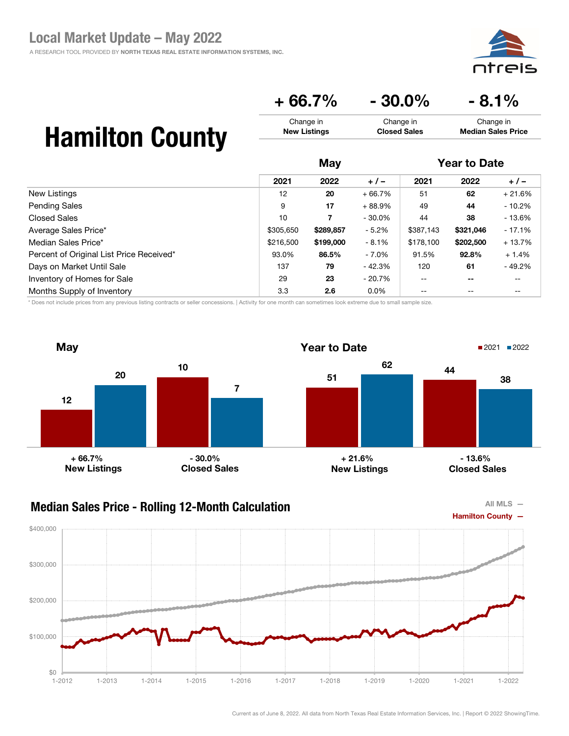# Local Market Update – May 2022

A RESEARCH TOOL PROVIDED BY NORTH TEXAS REAL ESTATE INFORMATION SYSTEMS, INC.

## Hamilton County

| + 66.7% | - 30.0% | - 8.1% |
|---|---|---|
| Change in **New Listings** | Change in **Closed Sales** | Change in **Median Sales Price** |

| | May | | | Year to Date | | |
|---|---|---|---|---|---|---|
| | 2021 | 2022 | + / – | 2021 | 2022 | + / – |
| New Listings | 12 | **20** | + 66.7% | 51 | **62** | + 21.6% |
| Pending Sales | 9 | **17** | + 88.9% | 49 | **44** | - 10.2% |
| Closed Sales | 10 | **7** | - 30.0% | 44 | **38** | - 13.6% |
| Average Sales Price* | $305,650 | **$289,857** | - 5.2% | $387,143 | **$321,046** | - 17.1% |
| Median Sales Price* | $216,500 | **$199,000** | - 8.1% | $178,100 | **$202,500** | + 13.7% |
| Percent of Original List Price Received* | 93.0% | **86.5%** | - 7.0% | 91.5% | **92.8%** | + 1.4% |
| Days on Market Until Sale | 137 | **79** | - 42.3% | 120 | **61** | - 49.2% |
| Inventory of Homes for Sale | 29 | **23** | - 20.7% | -- | **--** | -- |
| Months Supply of Inventory | 3.3 | **2.6** | 0.0% | -- | -- | -- |

\* Does not include prices from any previous listing contracts or seller concessions. | Activity for one month can sometimes look extreme due to small sample size.

### May

| | 2021 | 2022 | Change |
|---|---|---|---|
| New Listings | 12 | 20 | + 66.7% |
| Closed Sales | 10 | 7 | - 30.0% |

### Year to Date

| | 2021 | 2022 | Change |
|---|---|---|---|
| New Listings | 51 | 62 | + 21.6% |
| Closed Sales | 44 | 38 | - 13.6% |

### Median Sales Price - Rolling 12-Month Calculation

All MLS —
Hamilton County —

Current as of June 8, 2022. All data from North Texas Real Estate Information Services, Inc. | Report © 2022 ShowingTime.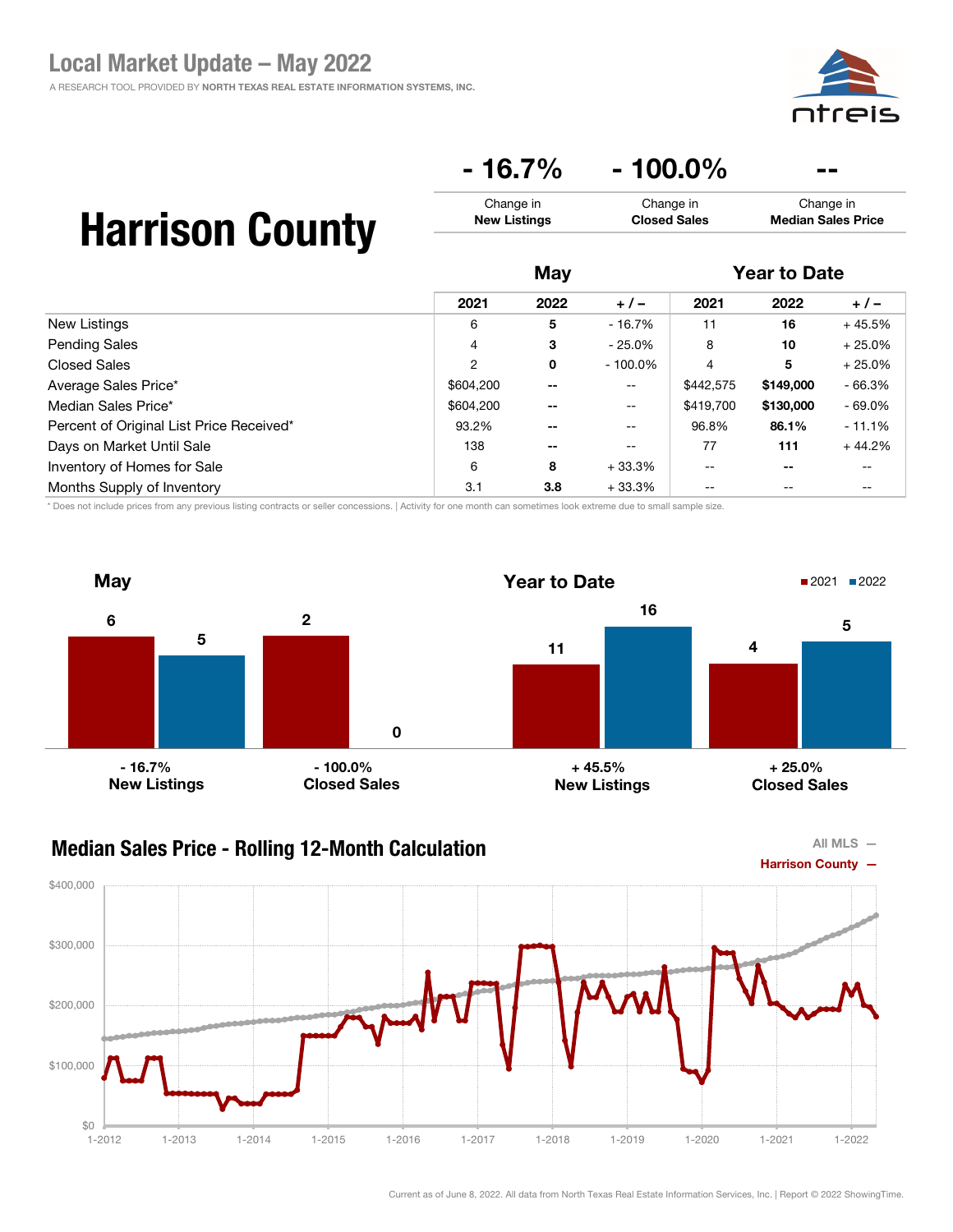## Local Market Update – May 2022

A RESEARCH TOOL PROVIDED BY NORTH TEXAS REAL ESTATE INFORMATION SYSTEMS, INC.

# Harrison County

| - 16.7% | - 100.0% | -- |
|---|---|---|
| Change in **New Listings** | Change in **Closed Sales** | Change in **Median Sales Price** |

| | May | | | Year to Date | | |
|---|---|---|---|---|---|---|
| | 2021 | 2022 | + / – | 2021 | 2022 | + / – |
| New Listings | 6 | **5** | - 16.7% | 11 | **16** | + 45.5% |
| Pending Sales | 4 | **3** | - 25.0% | 8 | **10** | + 25.0% |
| Closed Sales | 2 | **0** | - 100.0% | 4 | **5** | + 25.0% |
| Average Sales Price* | $604,200 | **--** | -- | $442,575 | **$149,000** | - 66.3% |
| Median Sales Price* | $604,200 | **--** | -- | $419,700 | **$130,000** | - 69.0% |
| Percent of Original List Price Received* | 93.2% | **--** | -- | 96.8% | **86.1%** | - 11.1% |
| Days on Market Until Sale | 138 | **--** | -- | 77 | **111** | + 44.2% |
| Inventory of Homes for Sale | 6 | **8** | + 33.3% | -- | **--** | -- |
| Months Supply of Inventory | 3.1 | **3.8** | + 33.3% | -- | -- | -- |

\* Does not include prices from any previous listing contracts or seller concessions. | Activity for one month can sometimes look extreme due to small sample size.

### May

| | 2021 | 2022 | Change |
|---|---|---|---|
| New Listings | 6 | 5 | - 16.7% |
| Closed Sales | 2 | 0 | - 100.0% |

### Year to Date

| | 2021 | 2022 | Change |
|---|---|---|---|
| New Listings | 11 | 16 | + 45.5% |
| Closed Sales | 4 | 5 | + 25.0% |

### Median Sales Price - Rolling 12-Month Calculation

All MLS —
Harrison County —

Current as of June 8, 2022. All data from North Texas Real Estate Information Services, Inc. | Report © 2022 ShowingTime.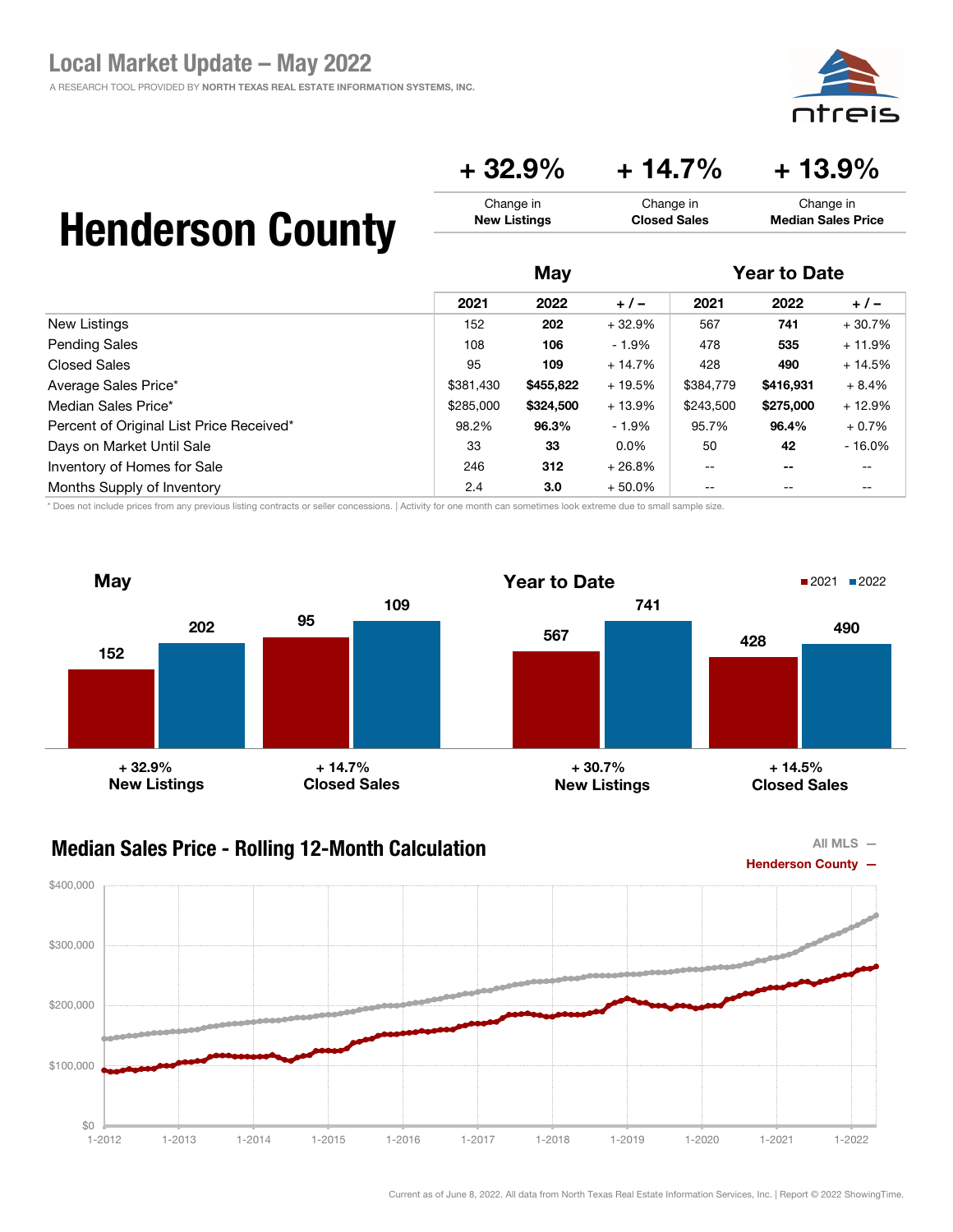# Local Market Update – May 2022

A RESEARCH TOOL PROVIDED BY NORTH TEXAS REAL ESTATE INFORMATION SYSTEMS, INC.

# Henderson County

| + 32.9% | + 14.7% | + 13.9% |
|---|---|---|
| Change in **New Listings** | Change in **Closed Sales** | Change in **Median Sales Price** |

| | May | | | Year to Date | | |
|---|---|---|---|---|---|---|
| | 2021 | 2022 | + / – | 2021 | 2022 | + / – |
| New Listings | 152 | **202** | + 32.9% | 567 | **741** | + 30.7% |
| Pending Sales | 108 | **106** | - 1.9% | 478 | **535** | + 11.9% |
| Closed Sales | 95 | **109** | + 14.7% | 428 | **490** | + 14.5% |
| Average Sales Price* | $381,430 | **$455,822** | + 19.5% | $384,779 | **$416,931** | + 8.4% |
| Median Sales Price* | $285,000 | **$324,500** | + 13.9% | $243,500 | **$275,000** | + 12.9% |
| Percent of Original List Price Received* | 98.2% | **96.3%** | - 1.9% | 95.7% | **96.4%** | + 0.7% |
| Days on Market Until Sale | 33 | **33** | 0.0% | 50 | **42** | - 16.0% |
| Inventory of Homes for Sale | 246 | **312** | + 26.8% | -- | **--** | -- |
| Months Supply of Inventory | 2.4 | **3.0** | + 50.0% | -- | -- | -- |

\* Does not include prices from any previous listing contracts or seller concessions. | Activity for one month can sometimes look extreme due to small sample size.

## May

| | 2021 | 2022 | Change |
|---|---|---|---|
| New Listings | 152 | 202 | + 32.9% |
| Closed Sales | 95 | 109 | + 14.7% |

## Year to Date

| | 2021 | 2022 | Change |
|---|---|---|---|
| New Listings | 567 | 741 | + 30.7% |
| Closed Sales | 428 | 490 | + 14.5% |

## Median Sales Price - Rolling 12-Month Calculation

All MLS —
Henderson County —

Current as of June 8, 2022. All data from North Texas Real Estate Information Services, Inc. | Report © 2022 ShowingTime.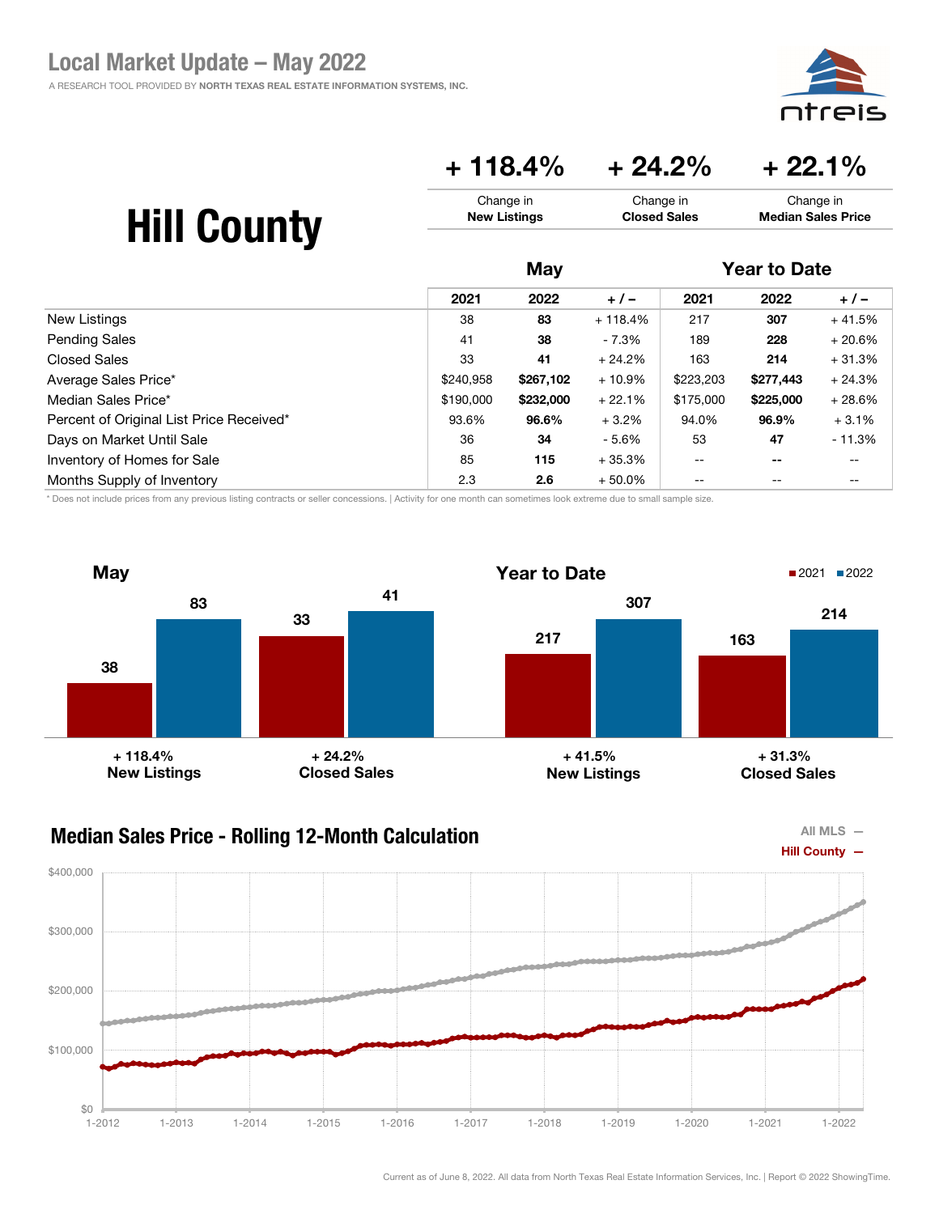# Local Market Update – May 2022

A RESEARCH TOOL PROVIDED BY NORTH TEXAS REAL ESTATE INFORMATION SYSTEMS, INC.

## Hill County

| + 118.4% | + 24.2% | + 22.1% |
|---|---|---|
| Change in **New Listings** | Change in **Closed Sales** | Change in **Median Sales Price** |

| | May | | | Year to Date | | |
|---|---|---|---|---|---|---|
| | 2021 | 2022 | + / – | 2021 | 2022 | + / – |
| New Listings | 38 | **83** | + 118.4% | 217 | **307** | + 41.5% |
| Pending Sales | 41 | **38** | - 7.3% | 189 | **228** | + 20.6% |
| Closed Sales | 33 | **41** | + 24.2% | 163 | **214** | + 31.3% |
| Average Sales Price* | $240,958 | **$267,102** | + 10.9% | $223,203 | **$277,443** | + 24.3% |
| Median Sales Price* | $190,000 | **$232,000** | + 22.1% | $175,000 | **$225,000** | + 28.6% |
| Percent of Original List Price Received* | 93.6% | **96.6%** | + 3.2% | 94.0% | **96.9%** | + 3.1% |
| Days on Market Until Sale | 36 | **34** | - 5.6% | 53 | **47** | - 11.3% |
| Inventory of Homes for Sale | 85 | **115** | + 35.3% | -- | **--** | -- |
| Months Supply of Inventory | 2.3 | **2.6** | + 50.0% | -- | -- | -- |

\* Does not include prices from any previous listing contracts or seller concessions. | Activity for one month can sometimes look extreme due to small sample size.

### May

| | 2021 | 2022 | Change |
|---|---|---|---|
| New Listings | 38 | 83 | + 118.4% |
| Closed Sales | 33 | 41 | + 24.2% |

### Year to Date

| | 2021 | 2022 | Change |
|---|---|---|---|
| New Listings | 217 | 307 | + 41.5% |
| Closed Sales | 163 | 214 | + 31.3% |

### Median Sales Price - Rolling 12-Month Calculation

All MLS —
Hill County —

Current as of June 8, 2022. All data from North Texas Real Estate Information Services, Inc. | Report © 2022 ShowingTime.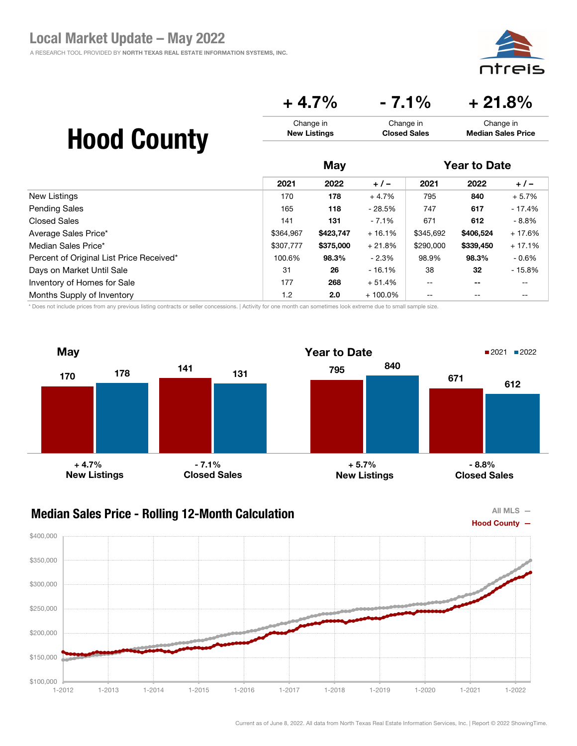# Local Market Update – May 2022

A RESEARCH TOOL PROVIDED BY NORTH TEXAS REAL ESTATE INFORMATION SYSTEMS, INC.

## Hood County

| + 4.7% | - 7.1% | + 21.8% |
|---|---|---|
| Change in **New Listings** | Change in **Closed Sales** | Change in **Median Sales Price** |

| | May | | | Year to Date | | |
|---|---|---|---|---|---|---|
| | 2021 | 2022 | + / – | 2021 | 2022 | + / – |
| New Listings | 170 | **178** | + 4.7% | 795 | **840** | + 5.7% |
| Pending Sales | 165 | **118** | - 28.5% | 747 | **617** | - 17.4% |
| Closed Sales | 141 | **131** | - 7.1% | 671 | **612** | - 8.8% |
| Average Sales Price* | $364,967 | **$423,747** | + 16.1% | $345,692 | **$406,524** | + 17.6% |
| Median Sales Price* | $307,777 | **$375,000** | + 21.8% | $290,000 | **$339,450** | + 17.1% |
| Percent of Original List Price Received* | 100.6% | **98.3%** | - 2.3% | 98.9% | **98.3%** | - 0.6% |
| Days on Market Until Sale | 31 | **26** | - 16.1% | 38 | **32** | - 15.8% |
| Inventory of Homes for Sale | 177 | **268** | + 51.4% | -- | **--** | -- |
| Months Supply of Inventory | 1.2 | **2.0** | + 100.0% | -- | **--** | -- |

* Does not include prices from any previous listing contracts or seller concessions. | Activity for one month can sometimes look extreme due to small sample size.

### May

| | 2021 | 2022 | Change |
|---|---|---|---|
| New Listings | 170 | 178 | + 4.7% |
| Closed Sales | 141 | 131 | - 7.1% |

### Year to Date

| | 2021 | 2022 | Change |
|---|---|---|---|
| New Listings | 795 | 840 | + 5.7% |
| Closed Sales | 671 | 612 | - 8.8% |

### Median Sales Price - Rolling 12-Month Calculation

All MLS —
Hood County —

Current as of June 8, 2022. All data from North Texas Real Estate Information Services, Inc. | Report © 2022 ShowingTime.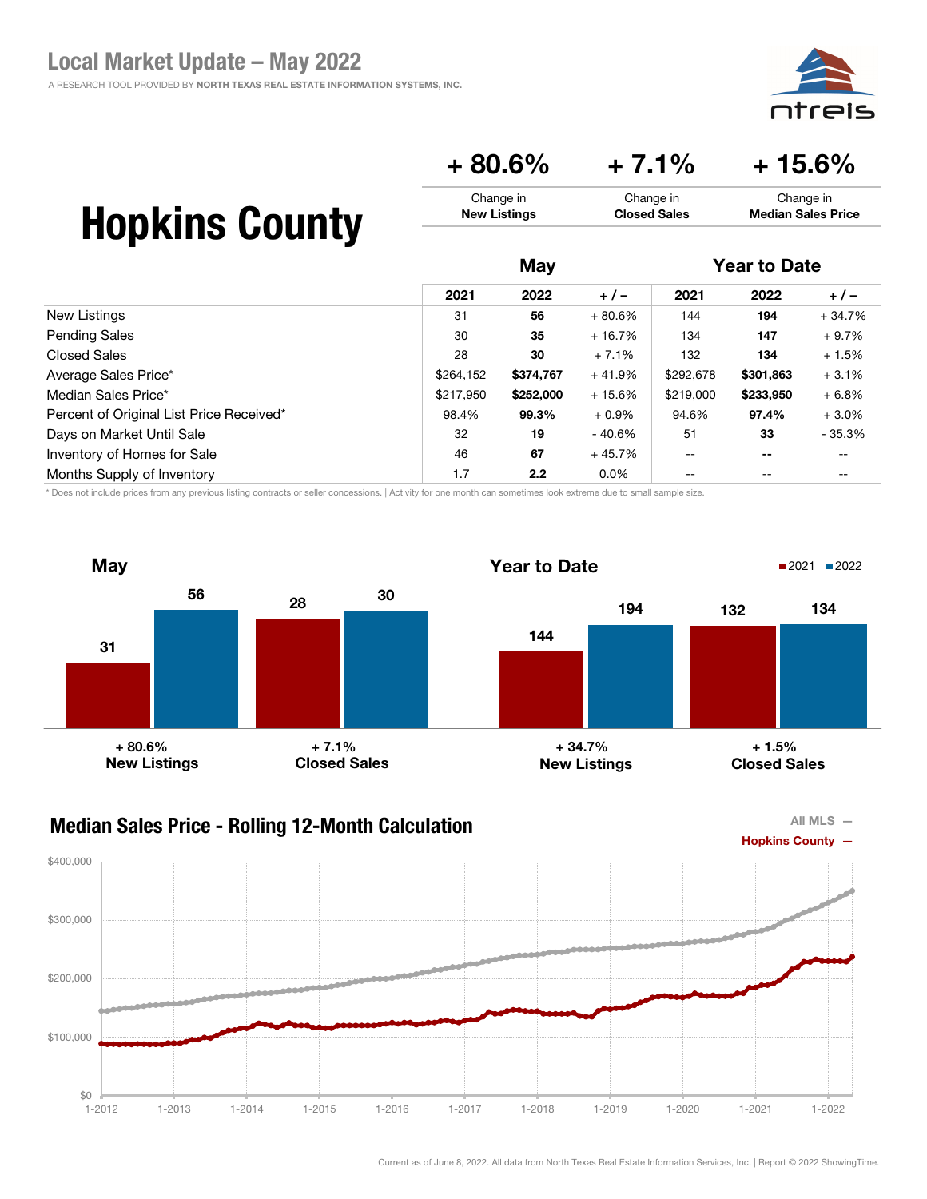# Local Market Update – May 2022

A RESEARCH TOOL PROVIDED BY NORTH TEXAS REAL ESTATE INFORMATION SYSTEMS, INC.

# Hopkins County

| + 80.6% | + 7.1% | + 15.6% |
|---|---|---|
| Change in **New Listings** | Change in **Closed Sales** | Change in **Median Sales Price** |

| | May | | | Year to Date | | |
|---|---|---|---|---|---|---|
| | 2021 | 2022 | + / – | 2021 | 2022 | + / – |
| New Listings | 31 | **56** | + 80.6% | 144 | **194** | + 34.7% |
| Pending Sales | 30 | **35** | + 16.7% | 134 | **147** | + 9.7% |
| Closed Sales | 28 | **30** | + 7.1% | 132 | **134** | + 1.5% |
| Average Sales Price* | $264,152 | **$374,767** | + 41.9% | $292,678 | **$301,863** | + 3.1% |
| Median Sales Price* | $217,950 | **$252,000** | + 15.6% | $219,000 | **$233,950** | + 6.8% |
| Percent of Original List Price Received* | 98.4% | **99.3%** | + 0.9% | 94.6% | **97.4%** | + 3.0% |
| Days on Market Until Sale | 32 | **19** | - 40.6% | 51 | **33** | - 35.3% |
| Inventory of Homes for Sale | 46 | **67** | + 45.7% | -- | **--** | -- |
| Months Supply of Inventory | 1.7 | **2.2** | 0.0% | -- | -- | -- |

\* Does not include prices from any previous listing contracts or seller concessions. | Activity for one month can sometimes look extreme due to small sample size.

## May

| | 2021 | 2022 | Change |
|---|---|---|---|
| New Listings | 31 | 56 | + 80.6% |
| Closed Sales | 28 | 30 | + 7.1% |

## Year to Date

| | 2021 | 2022 | Change |
|---|---|---|---|
| New Listings | 144 | 194 | + 34.7% |
| Closed Sales | 132 | 134 | + 1.5% |

## Median Sales Price - Rolling 12-Month Calculation

All MLS —
Hopkins County —

Current as of June 8, 2022. All data from North Texas Real Estate Information Services, Inc. | Report © 2022 ShowingTime.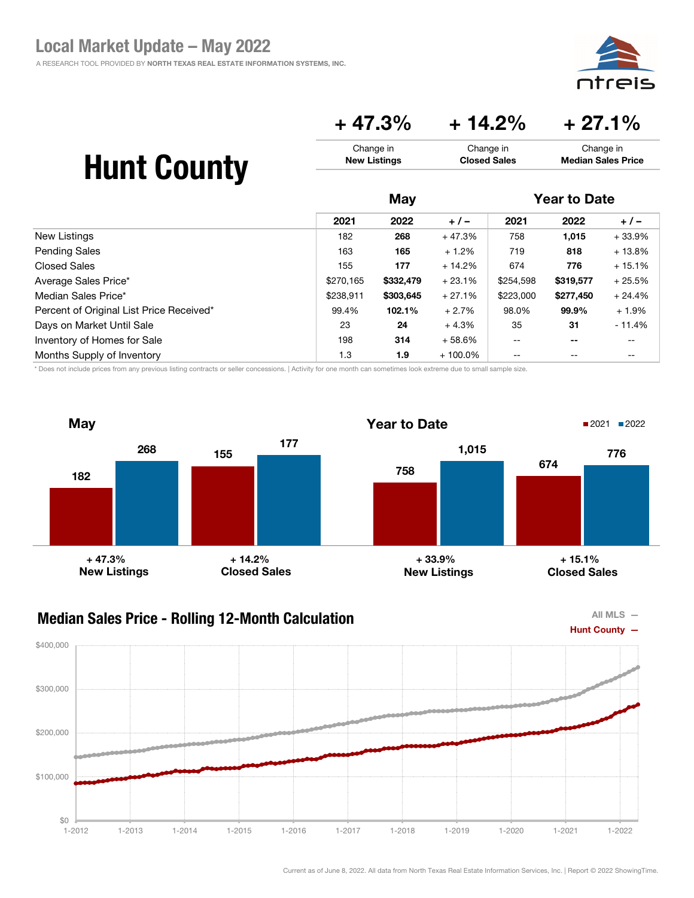# Local Market Update – May 2022

A RESEARCH TOOL PROVIDED BY NORTH TEXAS REAL ESTATE INFORMATION SYSTEMS, INC.

## Hunt County

| + 47.3% | + 14.2% | + 27.1% |
|---|---|---|
| Change in **New Listings** | Change in **Closed Sales** | Change in **Median Sales Price** |

| | May | | | Year to Date | | |
|---|---|---|---|---|---|---|
| | 2021 | 2022 | + / – | 2021 | 2022 | + / – |
| New Listings | 182 | **268** | + 47.3% | 758 | **1,015** | + 33.9% |
| Pending Sales | 163 | **165** | + 1.2% | 719 | **818** | + 13.8% |
| Closed Sales | 155 | **177** | + 14.2% | 674 | **776** | + 15.1% |
| Average Sales Price* | $270,165 | **$332,479** | + 23.1% | $254,598 | **$319,577** | + 25.5% |
| Median Sales Price* | $238,911 | **$303,645** | + 27.1% | $223,000 | **$277,450** | + 24.4% |
| Percent of Original List Price Received* | 99.4% | **102.1%** | + 2.7% | 98.0% | **99.9%** | + 1.9% |
| Days on Market Until Sale | 23 | **24** | + 4.3% | 35 | **31** | - 11.4% |
| Inventory of Homes for Sale | 198 | **314** | + 58.6% | -- | -- | -- |
| Months Supply of Inventory | 1.3 | **1.9** | + 100.0% | -- | -- | -- |

\* Does not include prices from any previous listing contracts or seller concessions. | Activity for one month can sometimes look extreme due to small sample size.

### May

| | 2021 | 2022 | Change |
|---|---|---|---|
| New Listings | 182 | 268 | + 47.3% |
| Closed Sales | 155 | 177 | + 14.2% |

### Year to Date

| | 2021 | 2022 | Change |
|---|---|---|---|
| New Listings | 758 | 1,015 | + 33.9% |
| Closed Sales | 674 | 776 | + 15.1% |

### Median Sales Price - Rolling 12-Month Calculation

All MLS —
Hunt County —

Current as of June 8, 2022. All data from North Texas Real Estate Information Services, Inc. | Report © 2022 ShowingTime.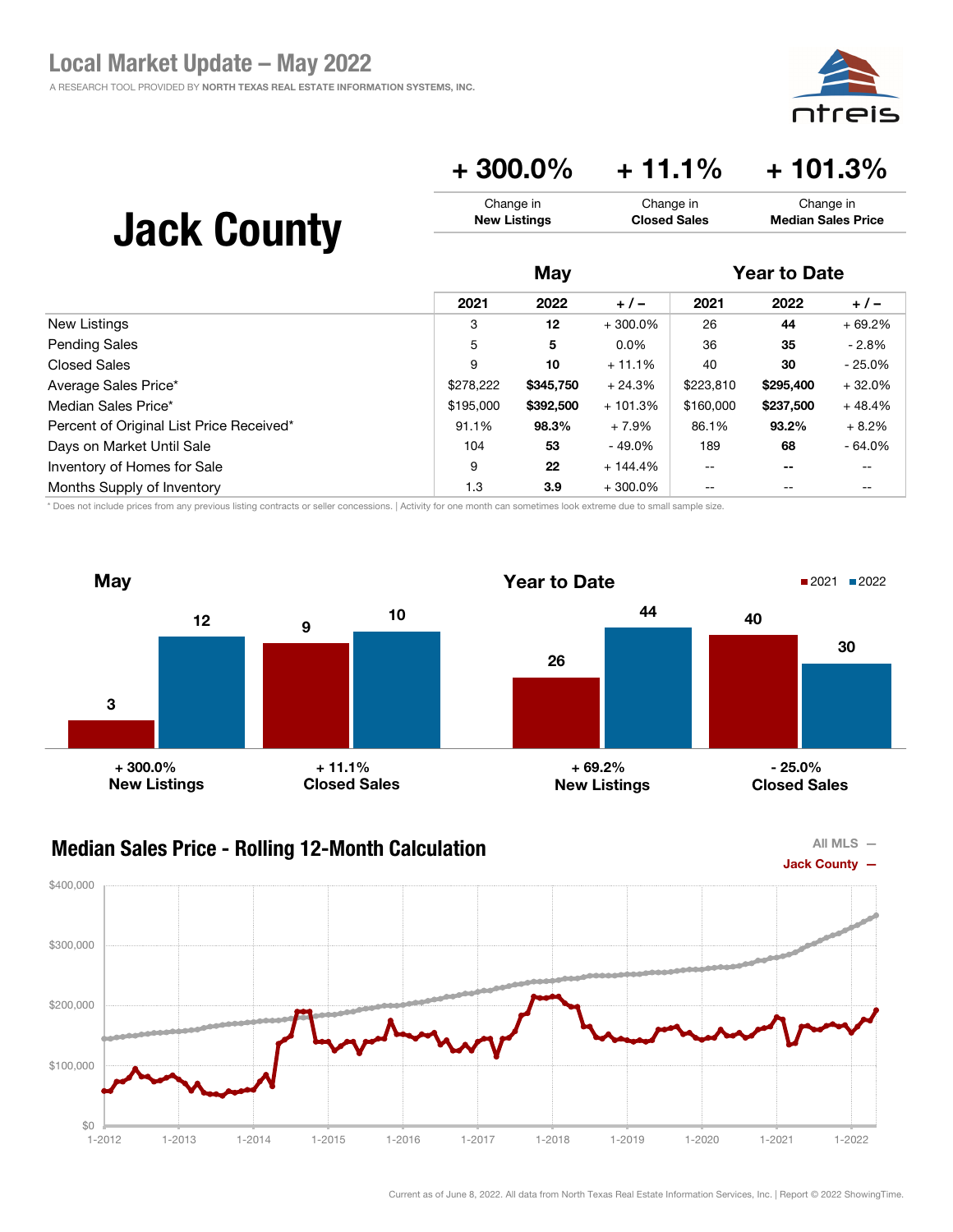# Local Market Update – May 2022

A RESEARCH TOOL PROVIDED BY NORTH TEXAS REAL ESTATE INFORMATION SYSTEMS, INC.

## Jack County

| + 300.0% | + 11.1% | + 101.3% |
|---|---|---|
| Change in **New Listings** | Change in **Closed Sales** | Change in **Median Sales Price** |

| | May | | | Year to Date | | |
|---|---|---|---|---|---|---|
| | 2021 | 2022 | + / – | 2021 | 2022 | + / – |
| New Listings | 3 | **12** | + 300.0% | 26 | **44** | + 69.2% |
| Pending Sales | 5 | **5** | 0.0% | 36 | **35** | - 2.8% |
| Closed Sales | 9 | **10** | + 11.1% | 40 | **30** | - 25.0% |
| Average Sales Price* | $278,222 | **$345,750** | + 24.3% | $223,810 | **$295,400** | + 32.0% |
| Median Sales Price* | $195,000 | **$392,500** | + 101.3% | $160,000 | **$237,500** | + 48.4% |
| Percent of Original List Price Received* | 91.1% | **98.3%** | + 7.9% | 86.1% | **93.2%** | + 8.2% |
| Days on Market Until Sale | 104 | **53** | - 49.0% | 189 | **68** | - 64.0% |
| Inventory of Homes for Sale | 9 | **22** | + 144.4% | -- | **--** | -- |
| Months Supply of Inventory | 1.3 | **3.9** | + 300.0% | -- | -- | -- |

\* Does not include prices from any previous listing contracts or seller concessions. | Activity for one month can sometimes look extreme due to small sample size.

### May

| | 2021 | 2022 | Change |
|---|---|---|---|
| New Listings | 3 | 12 | + 300.0% |
| Closed Sales | 9 | 10 | + 11.1% |

### Year to Date

| | 2021 | 2022 | Change |
|---|---|---|---|
| New Listings | 26 | 44 | + 69.2% |
| Closed Sales | 40 | 30 | - 25.0% |

### Median Sales Price - Rolling 12-Month Calculation

All MLS —
Jack County —

Current as of June 8, 2022. All data from North Texas Real Estate Information Services, Inc. | Report © 2022 ShowingTime.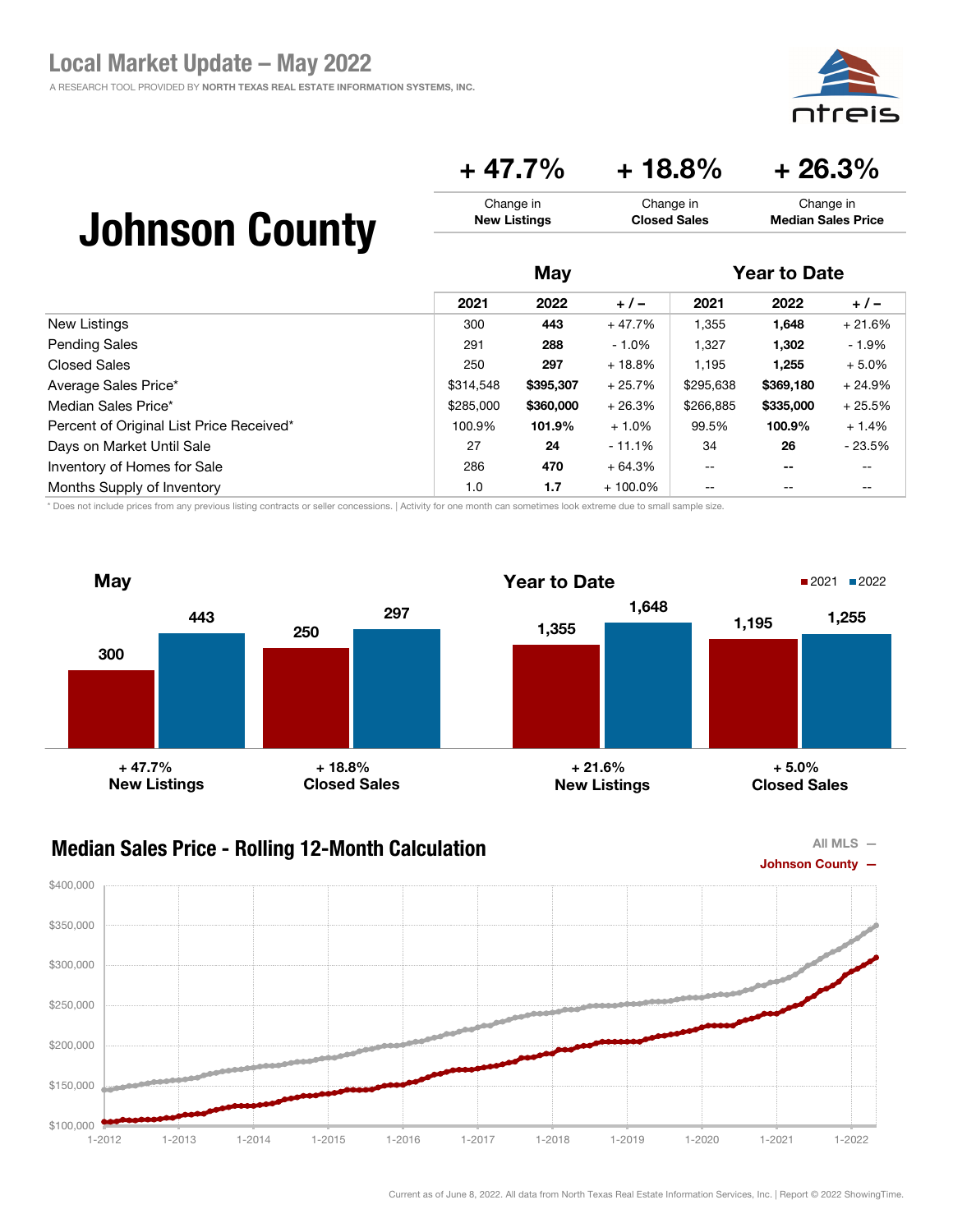# Local Market Update – May 2022

A RESEARCH TOOL PROVIDED BY NORTH TEXAS REAL ESTATE INFORMATION SYSTEMS, INC.

## Johnson County

| + 47.7% | + 18.8% | + 26.3% |
|---|---|---|
| Change in **New Listings** | Change in **Closed Sales** | Change in **Median Sales Price** |

| | May | | | Year to Date | | |
|---|---|---|---|---|---|---|
| | 2021 | 2022 | + / – | 2021 | 2022 | + / – |
| New Listings | 300 | **443** | + 47.7% | 1,355 | **1,648** | + 21.6% |
| Pending Sales | 291 | **288** | - 1.0% | 1,327 | **1,302** | - 1.9% |
| Closed Sales | 250 | **297** | + 18.8% | 1,195 | **1,255** | + 5.0% |
| Average Sales Price* | $314,548 | **$395,307** | + 25.7% | $295,638 | **$369,180** | + 24.9% |
| Median Sales Price* | $285,000 | **$360,000** | + 26.3% | $266,885 | **$335,000** | + 25.5% |
| Percent of Original List Price Received* | 100.9% | **101.9%** | + 1.0% | 99.5% | **100.9%** | + 1.4% |
| Days on Market Until Sale | 27 | **24** | - 11.1% | 34 | **26** | - 23.5% |
| Inventory of Homes for Sale | 286 | **470** | + 64.3% | -- | **--** | -- |
| Months Supply of Inventory | 1.0 | **1.7** | + 100.0% | -- | -- | -- |

\* Does not include prices from any previous listing contracts or seller concessions. | Activity for one month can sometimes look extreme due to small sample size.

### May

| | 2021 | 2022 | Change |
|---|---|---|---|
| New Listings | 300 | 443 | + 47.7% |
| Closed Sales | 250 | 297 | + 18.8% |

### Year to Date

| | 2021 | 2022 | Change |
|---|---|---|---|
| New Listings | 1,355 | 1,648 | + 21.6% |
| Closed Sales | 1,195 | 1,255 | + 5.0% |

### Median Sales Price - Rolling 12-Month Calculation

All MLS —
Johnson County —

Current as of June 8, 2022. All data from North Texas Real Estate Information Services, Inc. | Report © 2022 ShowingTime.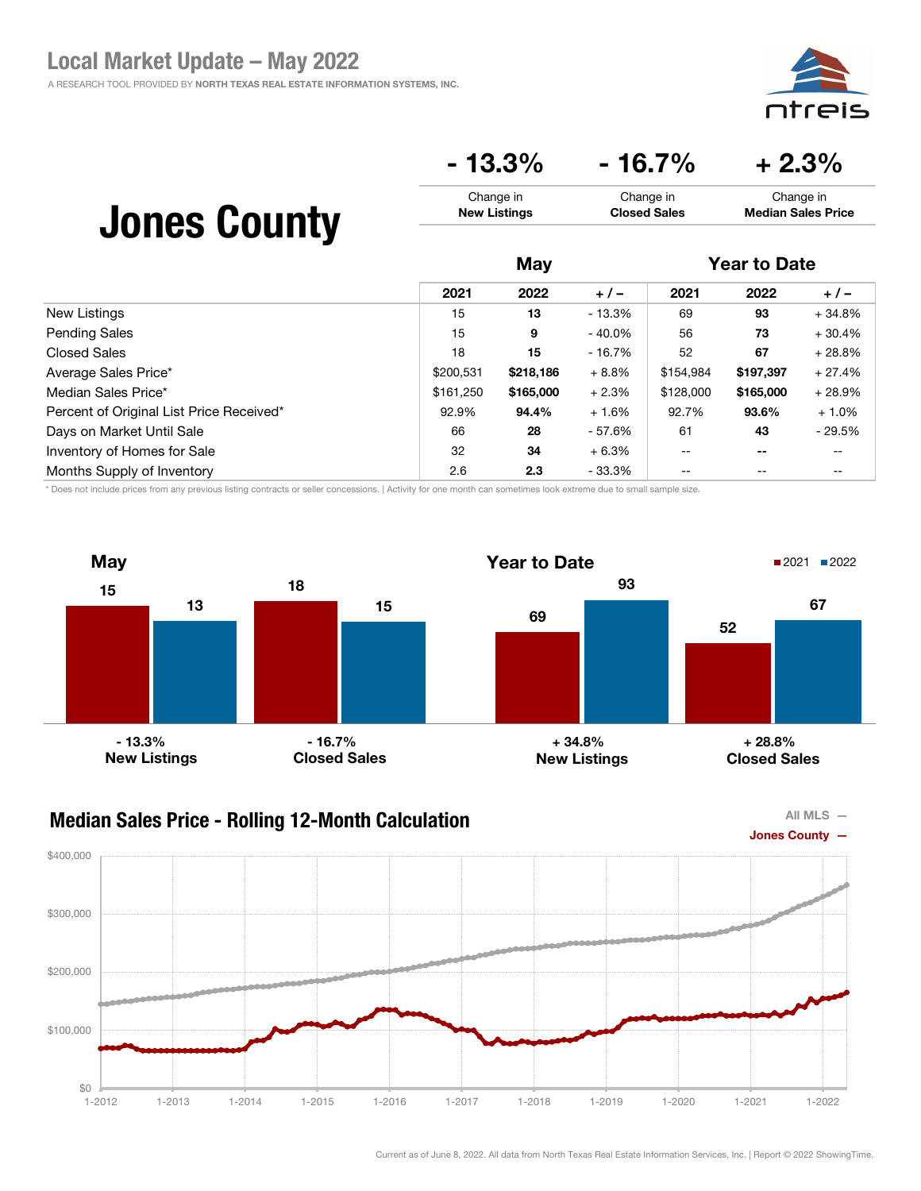# Local Market Update – May 2022

A RESEARCH TOOL PROVIDED BY **NORTH TEXAS REAL ESTATE INFORMATION SYSTEMS, INC.**

# Jones County

| - 13.3% | - 16.7% | + 2.3% |
|---|---|---|
| Change in **New Listings** | Change in **Closed Sales** | Change in **Median Sales Price** |

| | May | | | Year to Date | | |
|---|---|---|---|---|---|---|
| | 2021 | 2022 | + / – | 2021 | 2022 | + / – |
| New Listings | 15 | **13** | - 13.3% | 69 | **93** | + 34.8% |
| Pending Sales | 15 | **9** | - 40.0% | 56 | **73** | + 30.4% |
| Closed Sales | 18 | **15** | - 16.7% | 52 | **67** | + 28.8% |
| Average Sales Price* | $200,531 | **$218,186** | + 8.8% | $154,984 | **$197,397** | + 27.4% |
| Median Sales Price* | $161,250 | **$165,000** | + 2.3% | $128,000 | **$165,000** | + 28.9% |
| Percent of Original List Price Received* | 92.9% | **94.4%** | + 1.6% | 92.7% | **93.6%** | + 1.0% |
| Days on Market Until Sale | 66 | **28** | - 57.6% | 61 | **43** | - 29.5% |
| Inventory of Homes for Sale | 32 | **34** | + 6.3% | -- | **--** | -- |
| Months Supply of Inventory | 2.6 | **2.3** | - 33.3% | -- | -- | -- |

\* Does not include prices from any previous listing contracts or seller concessions. | Activity for one month can sometimes look extreme due to small sample size.

**May**

| | 2021 | 2022 | Change |
|---|---|---|---|
| New Listings | 15 | 13 | - 13.3% |
| Closed Sales | 18 | 15 | - 16.7% |

**Year to Date**

| | 2021 | 2022 | Change |
|---|---|---|---|
| New Listings | 69 | 93 | + 34.8% |
| Closed Sales | 52 | 67 | + 28.8% |

## Median Sales Price - Rolling 12-Month Calculation

All MLS —
Jones County —

Current as of June 8, 2022. All data from North Texas Real Estate Information Services, Inc. | Report © 2022 ShowingTime.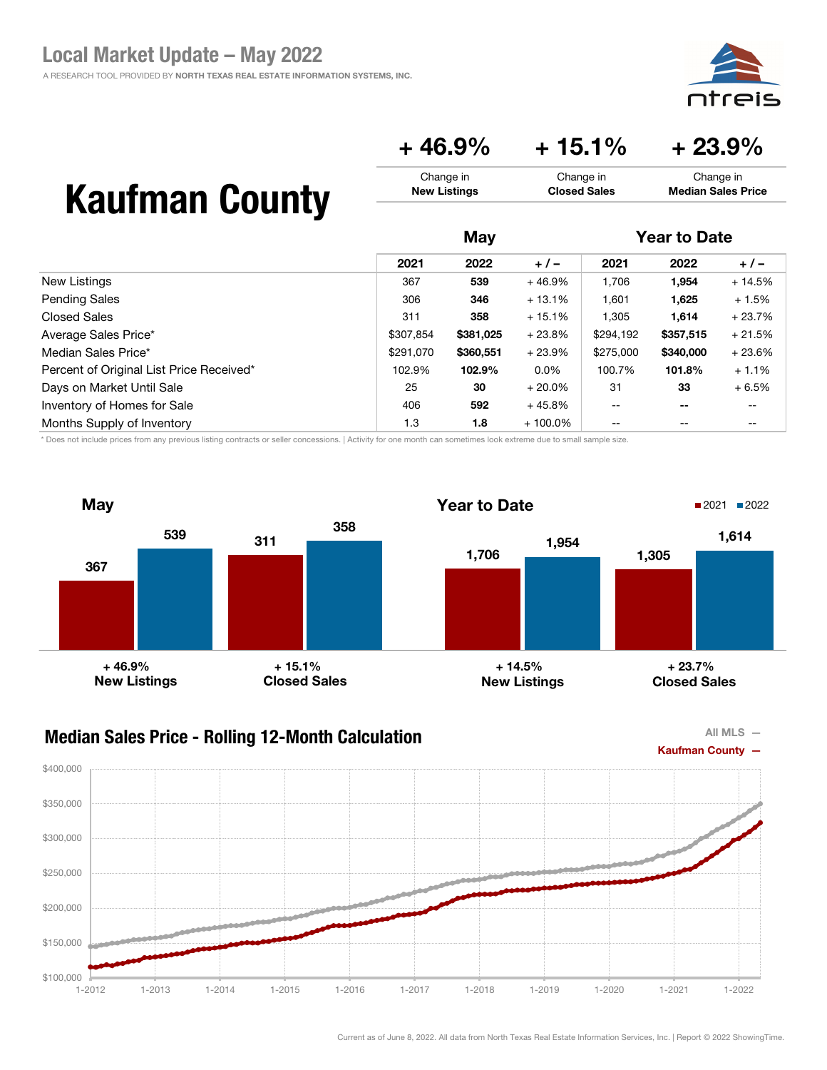# Local Market Update – May 2022

A RESEARCH TOOL PROVIDED BY NORTH TEXAS REAL ESTATE INFORMATION SYSTEMS, INC.

# Kaufman County

| + 46.9% | + 15.1% | + 23.9% |
|---|---|---|
| Change in **New Listings** | Change in **Closed Sales** | Change in **Median Sales Price** |

| | May | | | Year to Date | | |
|---|---|---|---|---|---|---|
| | 2021 | 2022 | + / – | 2021 | 2022 | + / – |
| New Listings | 367 | **539** | + 46.9% | 1,706 | **1,954** | + 14.5% |
| Pending Sales | 306 | **346** | + 13.1% | 1,601 | **1,625** | + 1.5% |
| Closed Sales | 311 | **358** | + 15.1% | 1,305 | **1,614** | + 23.7% |
| Average Sales Price* | $307,854 | **$381,025** | + 23.8% | $294,192 | **$357,515** | + 21.5% |
| Median Sales Price* | $291,070 | **$360,551** | + 23.9% | $275,000 | **$340,000** | + 23.6% |
| Percent of Original List Price Received* | 102.9% | **102.9%** | 0.0% | 100.7% | **101.8%** | + 1.1% |
| Days on Market Until Sale | 25 | **30** | + 20.0% | 31 | **33** | + 6.5% |
| Inventory of Homes for Sale | 406 | **592** | + 45.8% | -- | **--** | -- |
| Months Supply of Inventory | 1.3 | **1.8** | + 100.0% | -- | -- | -- |

\* Does not include prices from any previous listing contracts or seller concessions. | Activity for one month can sometimes look extreme due to small sample size.

## May

| | 2021 | 2022 | Change |
|---|---|---|---|
| New Listings | 367 | 539 | + 46.9% |
| Closed Sales | 311 | 358 | + 15.1% |

## Year to Date

| | 2021 | 2022 | Change |
|---|---|---|---|
| New Listings | 1,706 | 1,954 | + 14.5% |
| Closed Sales | 1,305 | 1,614 | + 23.7% |

## Median Sales Price - Rolling 12-Month Calculation

All MLS —
Kaufman County —

Current as of June 8, 2022. All data from North Texas Real Estate Information Services, Inc. | Report © 2022 ShowingTime.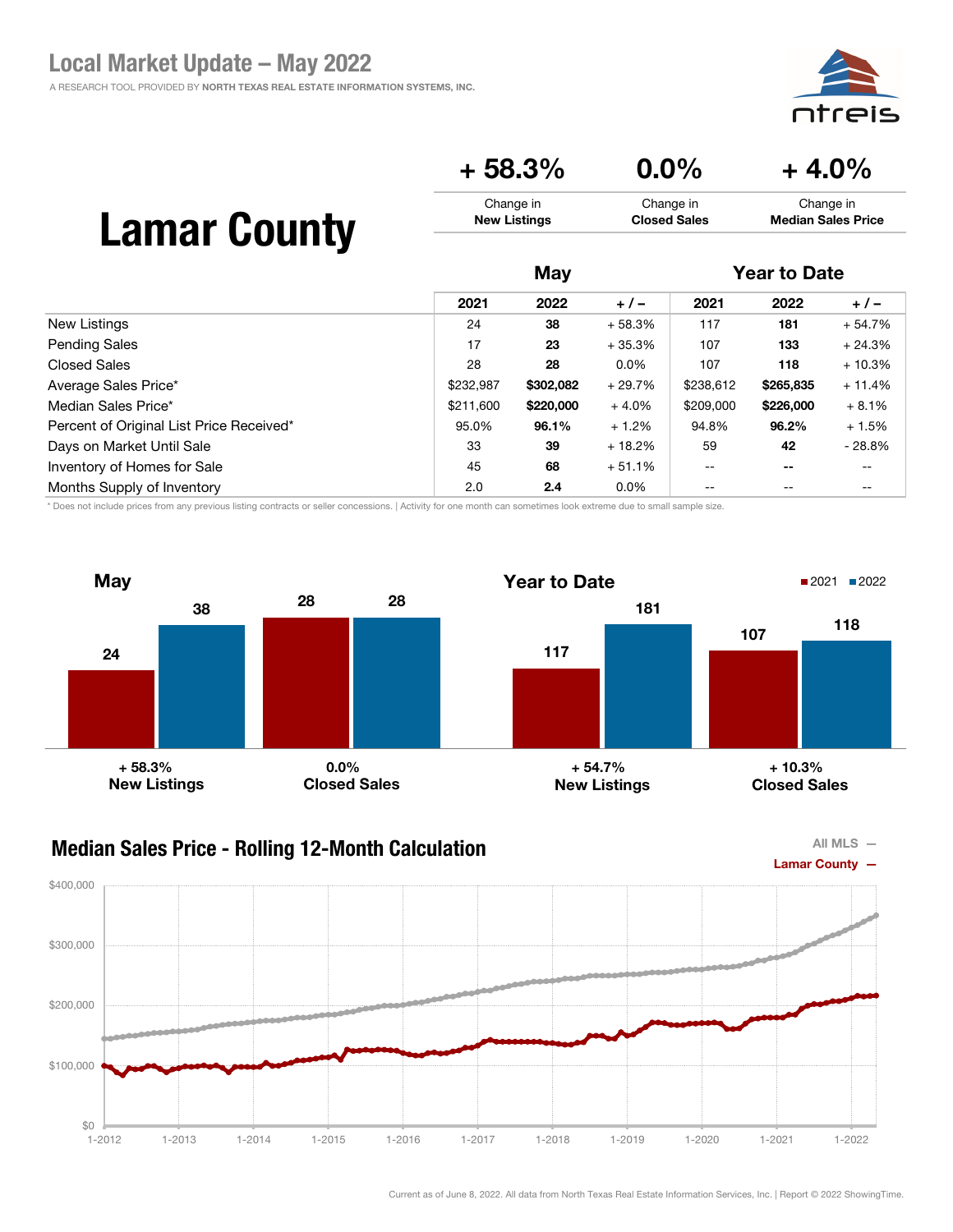# Local Market Update – May 2022

A RESEARCH TOOL PROVIDED BY NORTH TEXAS REAL ESTATE INFORMATION SYSTEMS, INC.

# Lamar County

| + 58.3% | 0.0% | + 4.0% |
|---|---|---|
| Change in **New Listings** | Change in **Closed Sales** | Change in **Median Sales Price** |

| | May | | | Year to Date | | |
|---|---|---|---|---|---|---|
| | 2021 | 2022 | + / – | 2021 | 2022 | + / – |
| New Listings | 24 | **38** | + 58.3% | 117 | **181** | + 54.7% |
| Pending Sales | 17 | **23** | + 35.3% | 107 | **133** | + 24.3% |
| Closed Sales | 28 | **28** | 0.0% | 107 | **118** | + 10.3% |
| Average Sales Price* | $232,987 | **$302,082** | + 29.7% | $238,612 | **$265,835** | + 11.4% |
| Median Sales Price* | $211,600 | **$220,000** | + 4.0% | $209,000 | **$226,000** | + 8.1% |
| Percent of Original List Price Received* | 95.0% | **96.1%** | + 1.2% | 94.8% | **96.2%** | + 1.5% |
| Days on Market Until Sale | 33 | **39** | + 18.2% | 59 | **42** | - 28.8% |
| Inventory of Homes for Sale | 45 | **68** | + 51.1% | -- | **--** | -- |
| Months Supply of Inventory | 2.0 | **2.4** | 0.0% | -- | -- | -- |

\* Does not include prices from any previous listing contracts or seller concessions. | Activity for one month can sometimes look extreme due to small sample size.

**May**

| | 2021 | 2022 | Change |
|---|---|---|---|
| New Listings | 24 | 38 | + 58.3% |
| Closed Sales | 28 | 28 | 0.0% |

**Year to Date**

| | 2021 | 2022 | Change |
|---|---|---|---|
| New Listings | 117 | 181 | + 54.7% |
| Closed Sales | 107 | 118 | + 10.3% |

## Median Sales Price - Rolling 12-Month Calculation

All MLS — Lamar County —

Current as of June 8, 2022. All data from North Texas Real Estate Information Services, Inc. | Report © 2022 ShowingTime.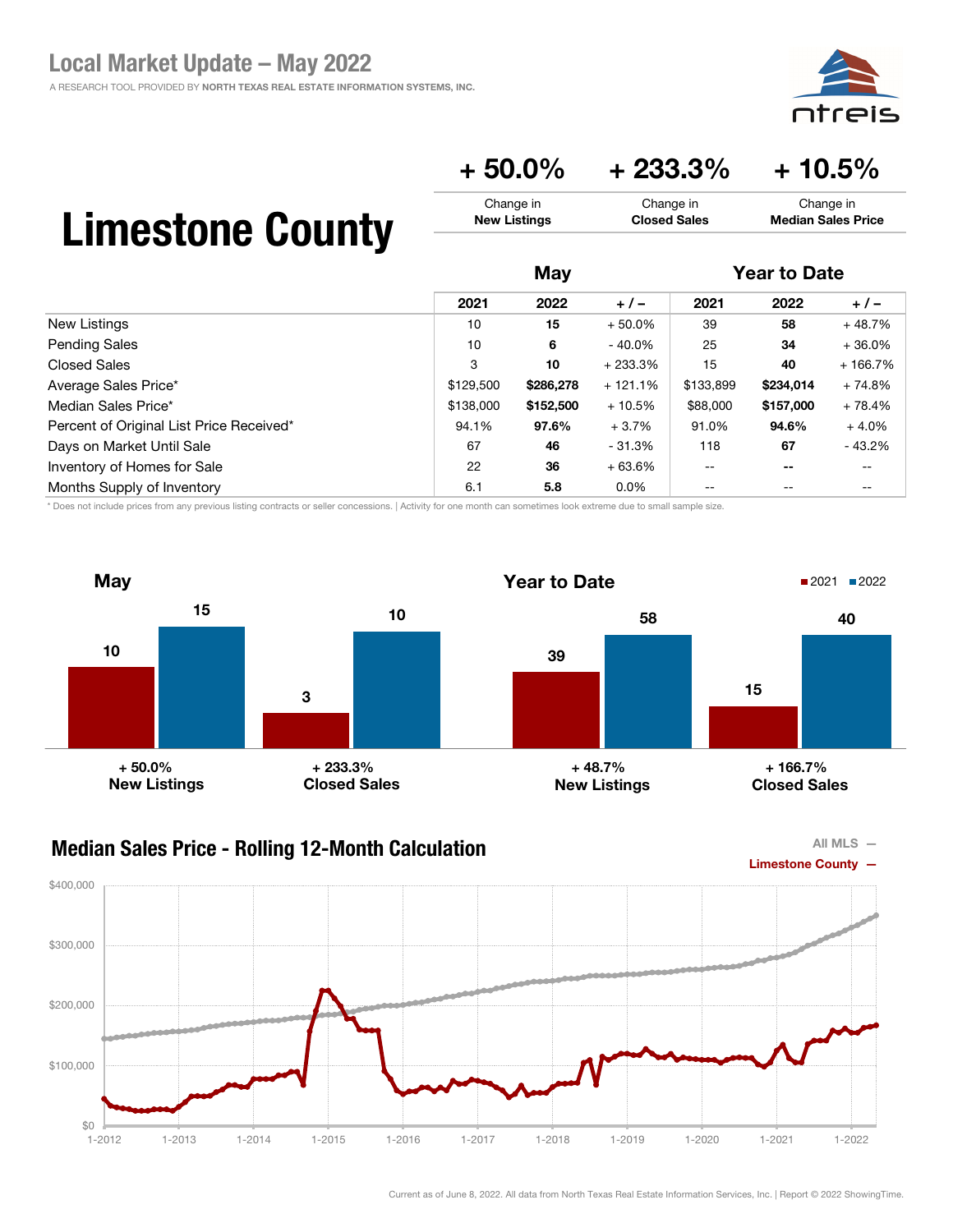# Local Market Update – May 2022

A RESEARCH TOOL PROVIDED BY NORTH TEXAS REAL ESTATE INFORMATION SYSTEMS, INC.

# Limestone County

| + 50.0% | + 233.3% | + 10.5% |
|---|---|---|
| Change in **New Listings** | Change in **Closed Sales** | Change in **Median Sales Price** |

| | May | | | Year to Date | | |
|---|---|---|---|---|---|---|
| | 2021 | 2022 | + / – | 2021 | 2022 | + / – |
| New Listings | 10 | **15** | + 50.0% | 39 | **58** | + 48.7% |
| Pending Sales | 10 | **6** | - 40.0% | 25 | **34** | + 36.0% |
| Closed Sales | 3 | **10** | + 233.3% | 15 | **40** | + 166.7% |
| Average Sales Price* | $129,500 | **$286,278** | + 121.1% | $133,899 | **$234,014** | + 74.8% |
| Median Sales Price* | $138,000 | **$152,500** | + 10.5% | $88,000 | **$157,000** | + 78.4% |
| Percent of Original List Price Received* | 94.1% | **97.6%** | + 3.7% | 91.0% | **94.6%** | + 4.0% |
| Days on Market Until Sale | 67 | **46** | - 31.3% | 118 | **67** | - 43.2% |
| Inventory of Homes for Sale | 22 | **36** | + 63.6% | -- | **--** | -- |
| Months Supply of Inventory | 6.1 | **5.8** | 0.0% | -- | -- | -- |

\* Does not include prices from any previous listing contracts or seller concessions. | Activity for one month can sometimes look extreme due to small sample size.

**May**

| | 2021 | 2022 | Change |
|---|---|---|---|
| New Listings | 10 | 15 | + 50.0% |
| Closed Sales | 3 | 10 | + 233.3% |

**Year to Date**

| | 2021 | 2022 | Change |
|---|---|---|---|
| New Listings | 39 | 58 | + 48.7% |
| Closed Sales | 15 | 40 | + 166.7% |

## Median Sales Price - Rolling 12-Month Calculation

All MLS —
Limestone County —

Current as of June 8, 2022. All data from North Texas Real Estate Information Services, Inc. | Report © 2022 ShowingTime.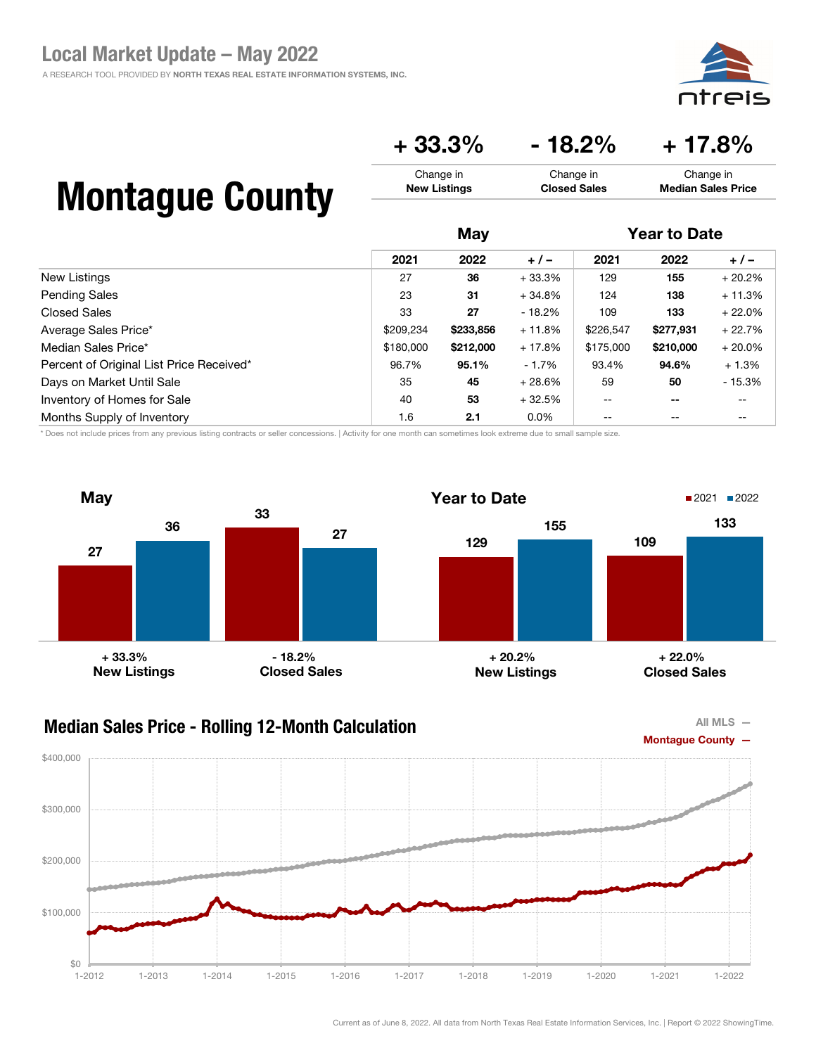# Local Market Update – May 2022

A RESEARCH TOOL PROVIDED BY NORTH TEXAS REAL ESTATE INFORMATION SYSTEMS, INC.

# Montague County

| + 33.3% | - 18.2% | + 17.8% |
|---|---|---|
| Change in **New Listings** | Change in **Closed Sales** | Change in **Median Sales Price** |

| | May | | | Year to Date | | |
|---|---|---|---|---|---|---|
| | 2021 | 2022 | + / – | 2021 | 2022 | + / – |
| New Listings | 27 | **36** | + 33.3% | 129 | **155** | + 20.2% |
| Pending Sales | 23 | **31** | + 34.8% | 124 | **138** | + 11.3% |
| Closed Sales | 33 | **27** | - 18.2% | 109 | **133** | + 22.0% |
| Average Sales Price* | $209,234 | **$233,856** | + 11.8% | $226,547 | **$277,931** | + 22.7% |
| Median Sales Price* | $180,000 | **$212,000** | + 17.8% | $175,000 | **$210,000** | + 20.0% |
| Percent of Original List Price Received* | 96.7% | **95.1%** | - 1.7% | 93.4% | **94.6%** | + 1.3% |
| Days on Market Until Sale | 35 | **45** | + 28.6% | 59 | **50** | - 15.3% |
| Inventory of Homes for Sale | 40 | **53** | + 32.5% | -- | **--** | -- |
| Months Supply of Inventory | 1.6 | **2.1** | 0.0% | -- | -- | -- |

\* Does not include prices from any previous listing contracts or seller concessions. | Activity for one month can sometimes look extreme due to small sample size.

## May

| | 2021 | 2022 | Change |
|---|---|---|---|
| New Listings | 27 | 36 | + 33.3% |
| Closed Sales | 33 | 27 | - 18.2% |

## Year to Date

| | 2021 | 2022 | Change |
|---|---|---|---|
| New Listings | 129 | 155 | + 20.2% |
| Closed Sales | 109 | 133 | + 22.0% |

## Median Sales Price - Rolling 12-Month Calculation

All MLS —
Montague County —

Current as of June 8, 2022. All data from North Texas Real Estate Information Services, Inc. | Report © 2022 ShowingTime.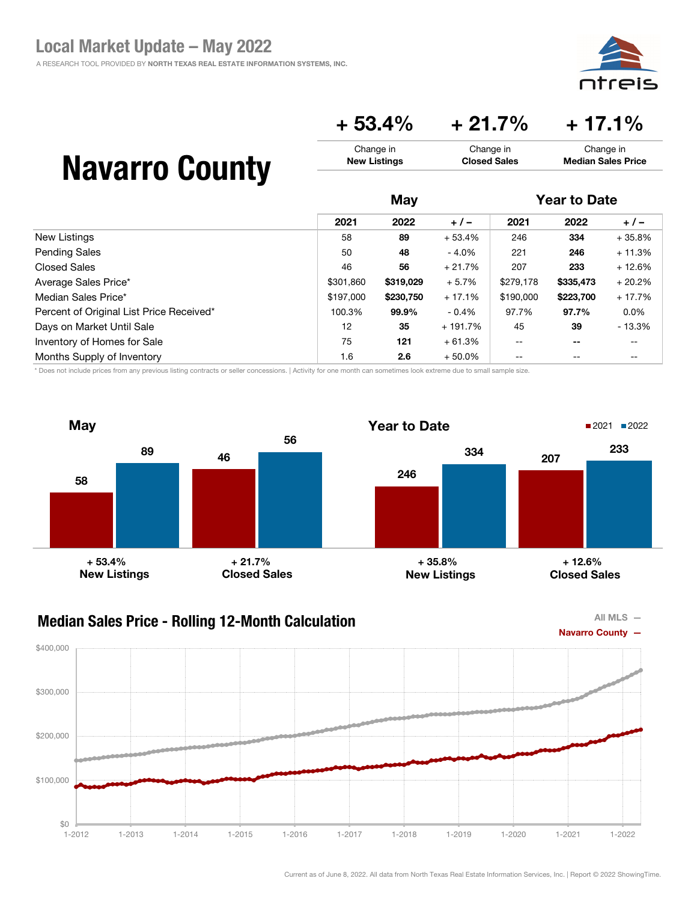# Local Market Update – May 2022

A RESEARCH TOOL PROVIDED BY NORTH TEXAS REAL ESTATE INFORMATION SYSTEMS, INC.

## Navarro County

| + 53.4% | + 21.7% | + 17.1% |
|---|---|---|
| Change in **New Listings** | Change in **Closed Sales** | Change in **Median Sales Price** |

| | May | | | Year to Date | | |
|---|---|---|---|---|---|---|
| | 2021 | 2022 | + / – | 2021 | 2022 | + / – |
| New Listings | 58 | **89** | + 53.4% | 246 | **334** | + 35.8% |
| Pending Sales | 50 | **48** | - 4.0% | 221 | **246** | + 11.3% |
| Closed Sales | 46 | **56** | + 21.7% | 207 | **233** | + 12.6% |
| Average Sales Price* | $301,860 | **$319,029** | + 5.7% | $279,178 | **$335,473** | + 20.2% |
| Median Sales Price* | $197,000 | **$230,750** | + 17.1% | $190,000 | **$223,700** | + 17.7% |
| Percent of Original List Price Received* | 100.3% | **99.9%** | - 0.4% | 97.7% | **97.7%** | 0.0% |
| Days on Market Until Sale | 12 | **35** | + 191.7% | 45 | **39** | - 13.3% |
| Inventory of Homes for Sale | 75 | **121** | + 61.3% | -- | **--** | -- |
| Months Supply of Inventory | 1.6 | **2.6** | + 50.0% | -- | -- | -- |

\* Does not include prices from any previous listing contracts or seller concessions. | Activity for one month can sometimes look extreme due to small sample size.

### May

| | 2021 | 2022 | Change |
|---|---|---|---|
| New Listings | 58 | 89 | + 53.4% |
| Closed Sales | 46 | 56 | + 21.7% |

### Year to Date

| | 2021 | 2022 | Change |
|---|---|---|---|
| New Listings | 246 | 334 | + 35.8% |
| Closed Sales | 207 | 233 | + 12.6% |

### Median Sales Price - Rolling 12-Month Calculation

All MLS —
Navarro County —

Current as of June 8, 2022. All data from North Texas Real Estate Information Services, Inc. | Report © 2022 ShowingTime.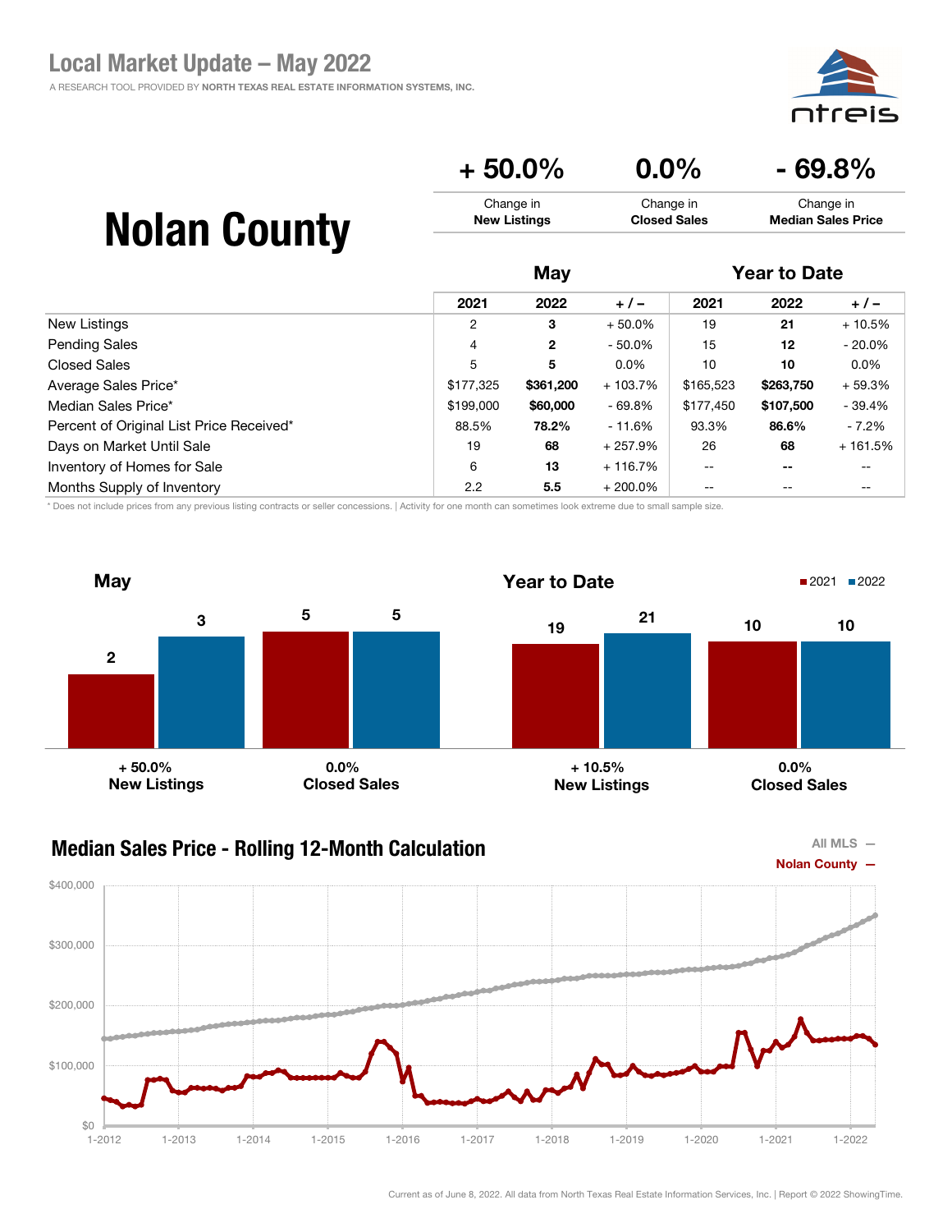# Local Market Update – May 2022

A RESEARCH TOOL PROVIDED BY NORTH TEXAS REAL ESTATE INFORMATION SYSTEMS, INC.

ntreis

## Nolan County

| + 50.0% | 0.0% | - 69.8% |
|---|---|---|
| Change in **New Listings** | Change in **Closed Sales** | Change in **Median Sales Price** |

| | May | | | Year to Date | | |
|---|---|---|---|---|---|---|
| | 2021 | 2022 | + / – | 2021 | 2022 | + / – |
| New Listings | 2 | **3** | + 50.0% | 19 | **21** | + 10.5% |
| Pending Sales | 4 | **2** | - 50.0% | 15 | **12** | - 20.0% |
| Closed Sales | 5 | **5** | 0.0% | 10 | **10** | 0.0% |
| Average Sales Price* | $177,325 | **$361,200** | + 103.7% | $165,523 | **$263,750** | + 59.3% |
| Median Sales Price* | $199,000 | **$60,000** | - 69.8% | $177,450 | **$107,500** | - 39.4% |
| Percent of Original List Price Received* | 88.5% | **78.2%** | - 11.6% | 93.3% | **86.6%** | - 7.2% |
| Days on Market Until Sale | 19 | **68** | + 257.9% | 26 | **68** | + 161.5% |
| Inventory of Homes for Sale | 6 | **13** | + 116.7% | -- | **--** | -- |
| Months Supply of Inventory | 2.2 | **5.5** | + 200.0% | -- | -- | -- |

\* Does not include prices from any previous listing contracts or seller concessions. | Activity for one month can sometimes look extreme due to small sample size.

### May

| | 2021 | 2022 | Change |
|---|---|---|---|
| New Listings | 2 | 3 | + 50.0% |
| Closed Sales | 5 | 5 | 0.0% |

### Year to Date

| | 2021 | 2022 | Change |
|---|---|---|---|
| New Listings | 19 | 21 | + 10.5% |
| Closed Sales | 10 | 10 | 0.0% |

### Median Sales Price - Rolling 12-Month Calculation

All MLS —
Nolan County —

Current as of June 8, 2022. All data from North Texas Real Estate Information Services, Inc. | Report © 2022 ShowingTime.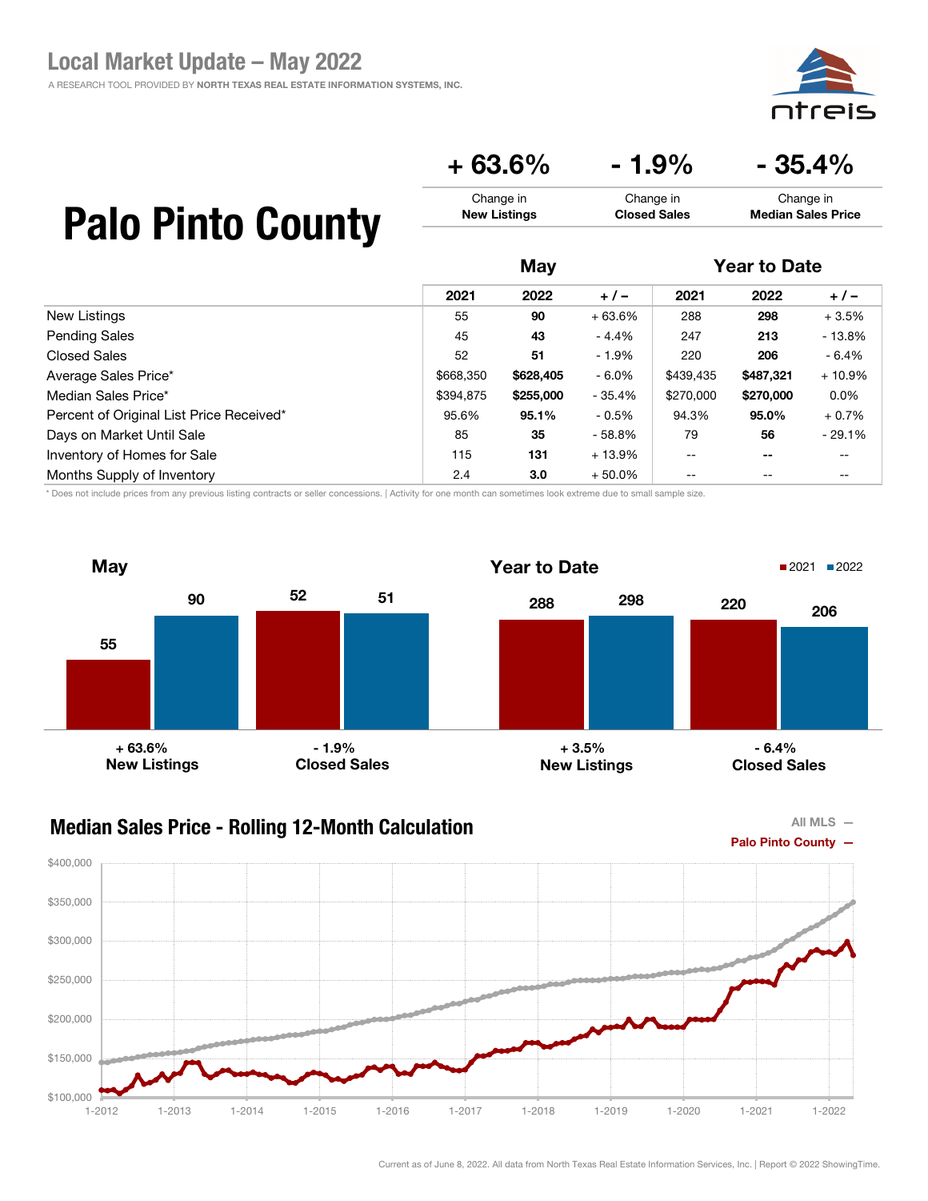# Local Market Update – May 2022

A RESEARCH TOOL PROVIDED BY NORTH TEXAS REAL ESTATE INFORMATION SYSTEMS, INC.

# Palo Pinto County

| + 63.6% | - 1.9% | - 35.4% |
|---|---|---|
| Change in **New Listings** | Change in **Closed Sales** | Change in **Median Sales Price** |

| | May | | | Year to Date | | |
|---|---|---|---|---|---|---|
| | 2021 | 2022 | + / – | 2021 | 2022 | + / – |
| New Listings | 55 | **90** | + 63.6% | 288 | **298** | + 3.5% |
| Pending Sales | 45 | **43** | - 4.4% | 247 | **213** | - 13.8% |
| Closed Sales | 52 | **51** | - 1.9% | 220 | **206** | - 6.4% |
| Average Sales Price* | $668,350 | **$628,405** | - 6.0% | $439,435 | **$487,321** | + 10.9% |
| Median Sales Price* | $394,875 | **$255,000** | - 35.4% | $270,000 | **$270,000** | 0.0% |
| Percent of Original List Price Received* | 95.6% | **95.1%** | - 0.5% | 94.3% | **95.0%** | + 0.7% |
| Days on Market Until Sale | 85 | **35** | - 58.8% | 79 | **56** | - 29.1% |
| Inventory of Homes for Sale | 115 | **131** | + 13.9% | -- | **--** | -- |
| Months Supply of Inventory | 2.4 | **3.0** | + 50.0% | -- | -- | -- |

\* Does not include prices from any previous listing contracts or seller concessions. | Activity for one month can sometimes look extreme due to small sample size.

## May

| | 2021 | 2022 | Change |
|---|---|---|---|
| New Listings | 55 | 90 | + 63.6% |
| Closed Sales | 52 | 51 | - 1.9% |

## Year to Date

| | 2021 | 2022 | Change |
|---|---|---|---|
| New Listings | 288 | 298 | + 3.5% |
| Closed Sales | 220 | 206 | - 6.4% |

## Median Sales Price - Rolling 12-Month Calculation

All MLS —
Palo Pinto County —

Current as of June 8, 2022. All data from North Texas Real Estate Information Services, Inc. | Report © 2022 ShowingTime.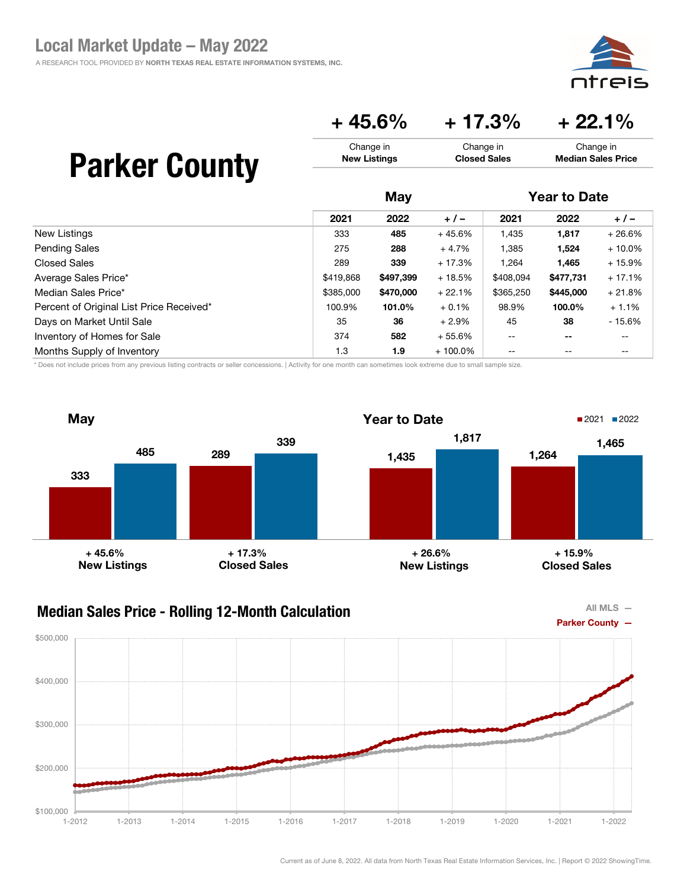## Local Market Update – May 2022

A RESEARCH TOOL PROVIDED BY NORTH TEXAS REAL ESTATE INFORMATION SYSTEMS, INC.

# Parker County

| + 45.6% | + 17.3% | + 22.1% |
|---|---|---|
| Change in **New Listings** | Change in **Closed Sales** | Change in **Median Sales Price** |

| | May | | | Year to Date | | |
|---|---|---|---|---|---|---|
| | 2021 | 2022 | + / – | 2021 | 2022 | + / – |
| New Listings | 333 | **485** | + 45.6% | 1,435 | **1,817** | + 26.6% |
| Pending Sales | 275 | **288** | + 4.7% | 1,385 | **1,524** | + 10.0% |
| Closed Sales | 289 | **339** | + 17.3% | 1,264 | **1,465** | + 15.9% |
| Average Sales Price* | $419,868 | **$497,399** | + 18.5% | $408,094 | **$477,731** | + 17.1% |
| Median Sales Price* | $385,000 | **$470,000** | + 22.1% | $365,250 | **$445,000** | + 21.8% |
| Percent of Original List Price Received* | 100.9% | **101.0%** | + 0.1% | 98.9% | **100.0%** | + 1.1% |
| Days on Market Until Sale | 35 | **36** | + 2.9% | 45 | **38** | - 15.6% |
| Inventory of Homes for Sale | 374 | **582** | + 55.6% | -- | **--** | -- |
| Months Supply of Inventory | 1.3 | **1.9** | + 100.0% | -- | -- | -- |

\* Does not include prices from any previous listing contracts or seller concessions. | Activity for one month can sometimes look extreme due to small sample size.

### May

| | 2021 | 2022 | Change |
|---|---|---|---|
| New Listings | 333 | 485 | + 45.6% |
| Closed Sales | 289 | 339 | + 17.3% |

### Year to Date

| | 2021 | 2022 | Change |
|---|---|---|---|
| New Listings | 1,435 | 1,817 | + 26.6% |
| Closed Sales | 1,264 | 1,465 | + 15.9% |

### Median Sales Price - Rolling 12-Month Calculation

All MLS —
Parker County —

Current as of June 8, 2022. All data from North Texas Real Estate Information Services, Inc. | Report © 2022 ShowingTime.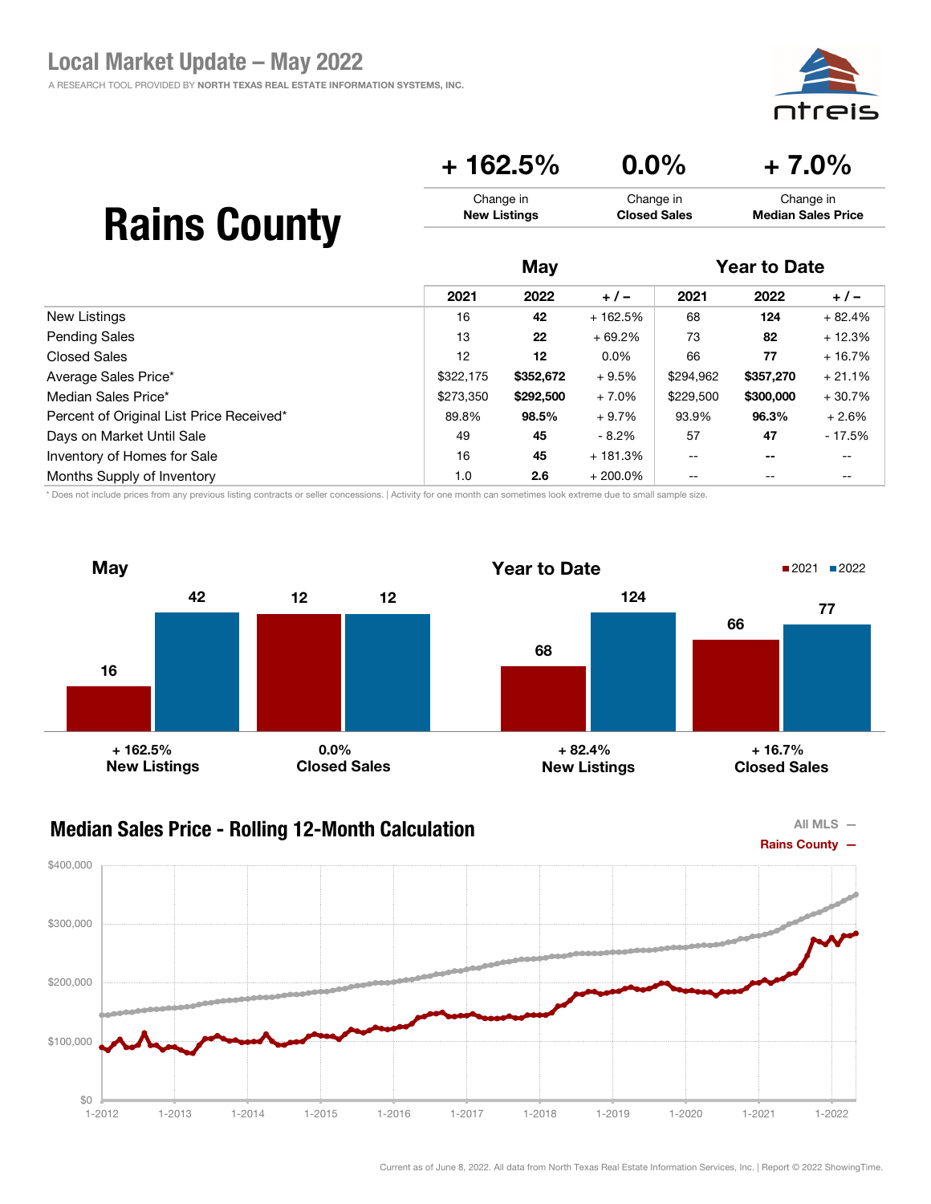# Local Market Update – May 2022

A RESEARCH TOOL PROVIDED BY NORTH TEXAS REAL ESTATE INFORMATION SYSTEMS, INC.

## Rains County

| + 162.5% | 0.0% | + 7.0% |
|---|---|---|
| Change in **New Listings** | Change in **Closed Sales** | Change in **Median Sales Price** |

| | May | | | Year to Date | | |
|---|---|---|---|---|---|---|
| | 2021 | 2022 | + / – | 2021 | 2022 | + / – |
| New Listings | 16 | **42** | + 162.5% | 68 | **124** | + 82.4% |
| Pending Sales | 13 | **22** | + 69.2% | 73 | **82** | + 12.3% |
| Closed Sales | 12 | **12** | 0.0% | 66 | **77** | + 16.7% |
| Average Sales Price* | $322,175 | **$352,672** | + 9.5% | $294,962 | **$357,270** | + 21.1% |
| Median Sales Price* | $273,350 | **$292,500** | + 7.0% | $229,500 | **$300,000** | + 30.7% |
| Percent of Original List Price Received* | 89.8% | **98.5%** | + 9.7% | 93.9% | **96.3%** | + 2.6% |
| Days on Market Until Sale | 49 | **45** | - 8.2% | 57 | **47** | - 17.5% |
| Inventory of Homes for Sale | 16 | **45** | + 181.3% | -- | **--** | -- |
| Months Supply of Inventory | 1.0 | **2.6** | + 200.0% | -- | -- | -- |

* Does not include prices from any previous listing contracts or seller concessions. | Activity for one month can sometimes look extreme due to small sample size.

### May

| | 2021 | 2022 |
|---|---|---|
| New Listings (+ 162.5%) | 16 | 42 |
| Closed Sales (0.0%) | 12 | 12 |

### Year to Date

| | 2021 | 2022 |
|---|---|---|
| New Listings (+ 82.4%) | 68 | 124 |
| Closed Sales (+ 16.7%) | 66 | 77 |

### Median Sales Price - Rolling 12-Month Calculation

All MLS —
Rains County —

Current as of June 8, 2022. All data from North Texas Real Estate Information Services, Inc. | Report © 2022 ShowingTime.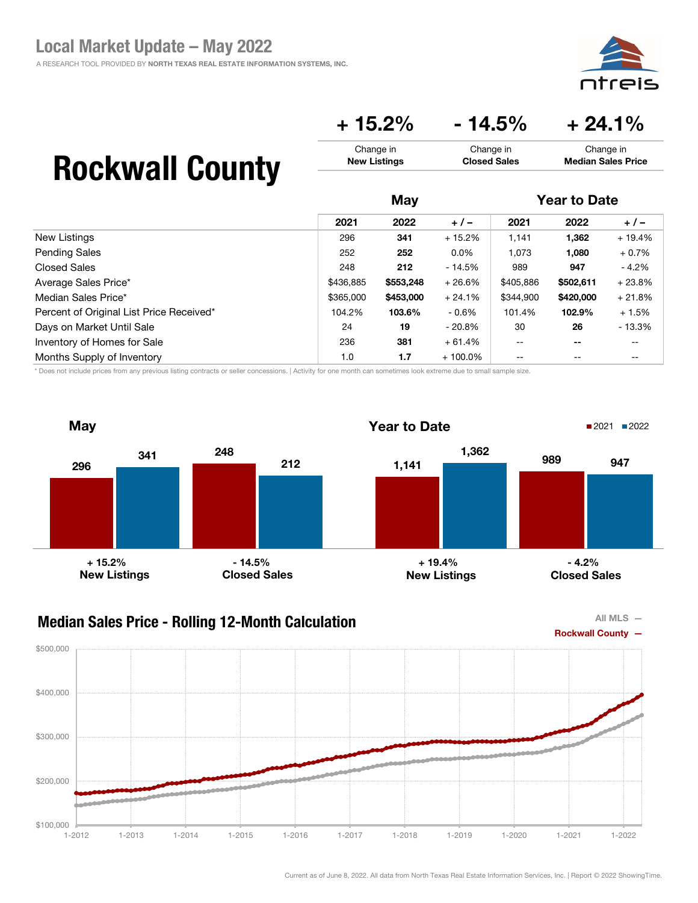# Local Market Update – May 2022

A RESEARCH TOOL PROVIDED BY **NORTH TEXAS REAL ESTATE INFORMATION SYSTEMS, INC.**

# Rockwall County

| + 15.2% | - 14.5% | + 24.1% |
|---|---|---|
| Change in **New Listings** | Change in **Closed Sales** | Change in **Median Sales Price** |

| | May | | | Year to Date | | |
|---|---|---|---|---|---|---|
| | 2021 | 2022 | + / – | 2021 | 2022 | + / – |
| New Listings | 296 | **341** | + 15.2% | 1,141 | **1,362** | + 19.4% |
| Pending Sales | 252 | **252** | 0.0% | 1,073 | **1,080** | + 0.7% |
| Closed Sales | 248 | **212** | - 14.5% | 989 | **947** | - 4.2% |
| Average Sales Price* | $436,885 | **$553,248** | + 26.6% | $405,886 | **$502,611** | + 23.8% |
| Median Sales Price* | $365,000 | **$453,000** | + 24.1% | $344,900 | **$420,000** | + 21.8% |
| Percent of Original List Price Received* | 104.2% | **103.6%** | - 0.6% | 101.4% | **102.9%** | + 1.5% |
| Days on Market Until Sale | 24 | **19** | - 20.8% | 30 | **26** | - 13.3% |
| Inventory of Homes for Sale | 236 | **381** | + 61.4% | -- | -- | -- |
| Months Supply of Inventory | 1.0 | **1.7** | + 100.0% | -- | -- | -- |

\* Does not include prices from any previous listing contracts or seller concessions. | Activity for one month can sometimes look extreme due to small sample size.

## May

| | 2021 | 2022 | Change |
|---|---|---|---|
| New Listings | 296 | 341 | + 15.2% |
| Closed Sales | 248 | 212 | - 14.5% |

## Year to Date

| | 2021 | 2022 | Change |
|---|---|---|---|
| New Listings | 1,141 | 1,362 | + 19.4% |
| Closed Sales | 989 | 947 | - 4.2% |

## Median Sales Price - Rolling 12-Month Calculation

All MLS —
Rockwall County —

Current as of June 8, 2022. All data from North Texas Real Estate Information Services, Inc. | Report © 2022 ShowingTime.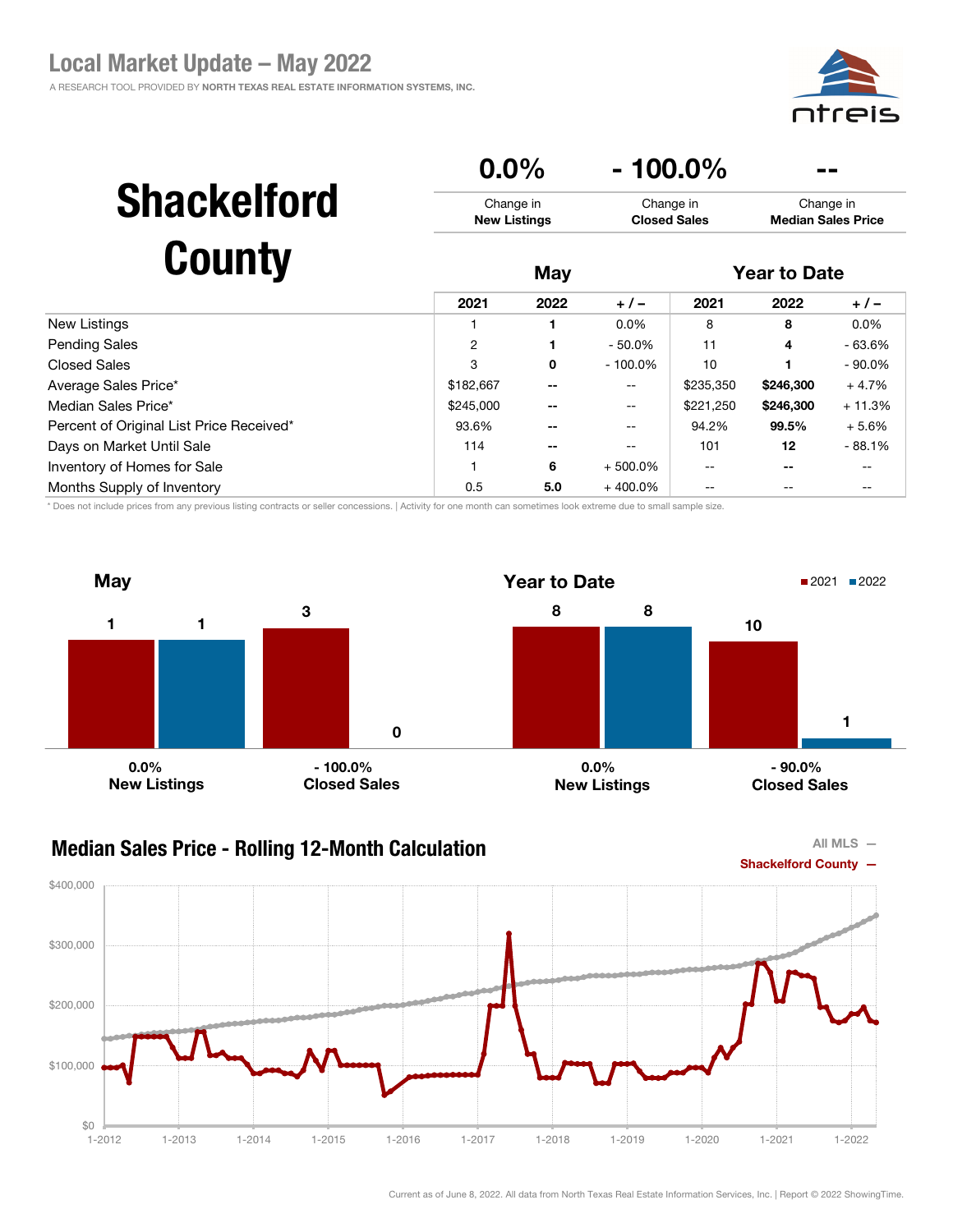# Local Market Update – May 2022

A RESEARCH TOOL PROVIDED BY NORTH TEXAS REAL ESTATE INFORMATION SYSTEMS, INC.

# Shackelford County

| 0.0% | - 100.0% | -- |
|---|---|---|
| Change in **New Listings** | Change in **Closed Sales** | Change in **Median Sales Price** |

| | May | | | Year to Date | | |
|---|---|---|---|---|---|---|
| | 2021 | 2022 | + / – | 2021 | 2022 | + / – |
| New Listings | 1 | **1** | 0.0% | 8 | **8** | 0.0% |
| Pending Sales | 2 | **1** | - 50.0% | 11 | **4** | - 63.6% |
| Closed Sales | 3 | **0** | - 100.0% | 10 | **1** | - 90.0% |
| Average Sales Price* | $182,667 | **--** | -- | $235,350 | **$246,300** | + 4.7% |
| Median Sales Price* | $245,000 | **--** | -- | $221,250 | **$246,300** | + 11.3% |
| Percent of Original List Price Received* | 93.6% | **--** | -- | 94.2% | **99.5%** | + 5.6% |
| Days on Market Until Sale | 114 | **--** | -- | 101 | **12** | - 88.1% |
| Inventory of Homes for Sale | 1 | **6** | + 500.0% | -- | **--** | -- |
| Months Supply of Inventory | 0.5 | **5.0** | + 400.0% | -- | -- | -- |

\* Does not include prices from any previous listing contracts or seller concessions. | Activity for one month can sometimes look extreme due to small sample size.

## May

| | 2021 | 2022 | Change |
|---|---|---|---|
| New Listings | 1 | 1 | 0.0% |
| Closed Sales | 3 | 0 | - 100.0% |

## Year to Date

| | 2021 | 2022 | Change |
|---|---|---|---|
| New Listings | 8 | 8 | 0.0% |
| Closed Sales | 10 | 1 | - 90.0% |

## Median Sales Price - Rolling 12-Month Calculation

All MLS — Shackelford County —

Current as of June 8, 2022. All data from North Texas Real Estate Information Services, Inc. | Report © 2022 ShowingTime.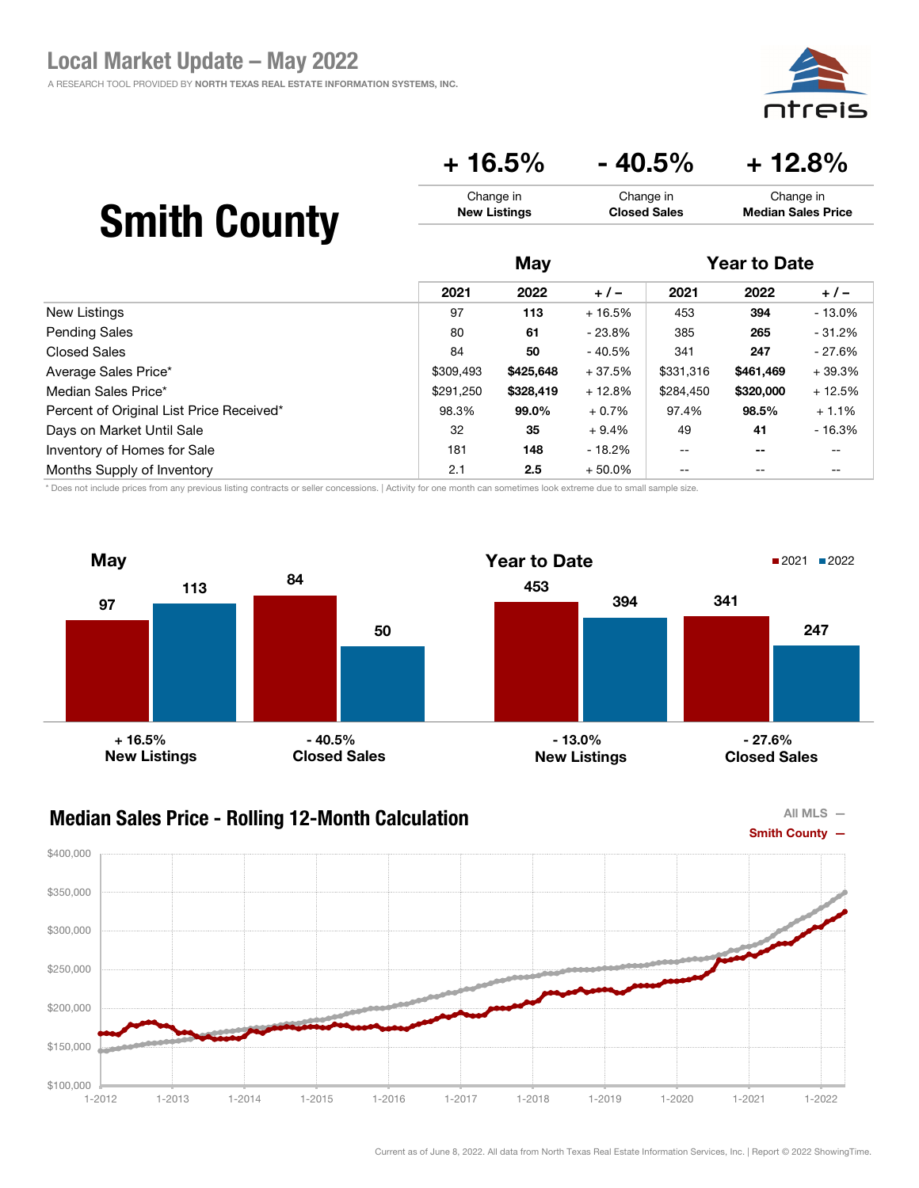# Local Market Update – May 2022

A RESEARCH TOOL PROVIDED BY **NORTH TEXAS REAL ESTATE INFORMATION SYSTEMS, INC.**

# Smith County

| + 16.5% | - 40.5% | + 12.8% |
|---|---|---|
| Change in **New Listings** | Change in **Closed Sales** | Change in **Median Sales Price** |

| | May | | | Year to Date | | |
|---|---|---|---|---|---|---|
| | 2021 | 2022 | + / – | 2021 | 2022 | + / – |
| New Listings | 97 | **113** | + 16.5% | 453 | **394** | - 13.0% |
| Pending Sales | 80 | **61** | - 23.8% | 385 | **265** | - 31.2% |
| Closed Sales | 84 | **50** | - 40.5% | 341 | **247** | - 27.6% |
| Average Sales Price* | $309,493 | **$425,648** | + 37.5% | $331,316 | **$461,469** | + 39.3% |
| Median Sales Price* | $291,250 | **$328,419** | + 12.8% | $284,450 | **$320,000** | + 12.5% |
| Percent of Original List Price Received* | 98.3% | **99.0%** | + 0.7% | 97.4% | **98.5%** | + 1.1% |
| Days on Market Until Sale | 32 | **35** | + 9.4% | 49 | **41** | - 16.3% |
| Inventory of Homes for Sale | 181 | **148** | - 18.2% | -- | **--** | -- |
| Months Supply of Inventory | 2.1 | **2.5** | + 50.0% | -- | -- | -- |

\* Does not include prices from any previous listing contracts or seller concessions. | Activity for one month can sometimes look extreme due to small sample size.

## May

| | 2021 | 2022 | Change |
|---|---|---|---|
| New Listings | 97 | 113 | + 16.5% |
| Closed Sales | 84 | 50 | - 40.5% |

## Year to Date

| | 2021 | 2022 | Change |
|---|---|---|---|
| New Listings | 453 | 394 | - 13.0% |
| Closed Sales | 341 | 247 | - 27.6% |

## Median Sales Price - Rolling 12-Month Calculation

All MLS —
Smith County —

Current as of June 8, 2022. All data from North Texas Real Estate Information Services, Inc. | Report © 2022 ShowingTime.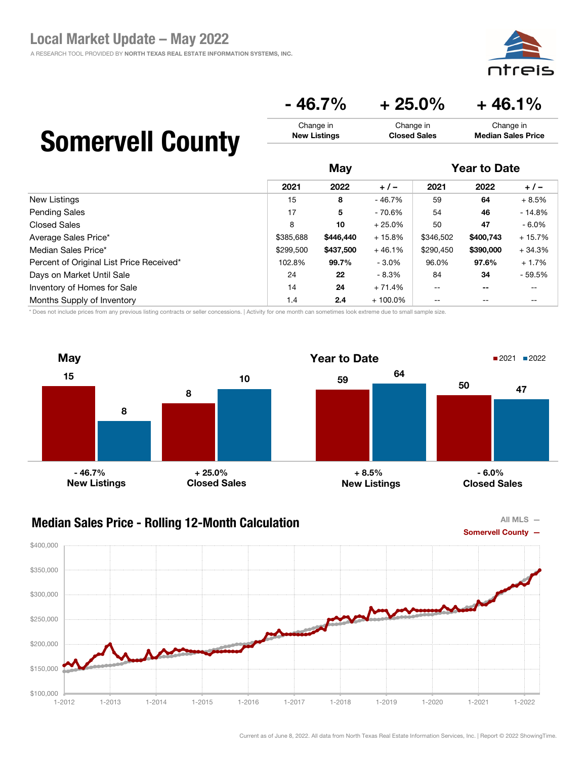# Local Market Update – May 2022

A RESEARCH TOOL PROVIDED BY **NORTH TEXAS REAL ESTATE INFORMATION SYSTEMS, INC.**

## Somervell County

| - 46.7% | + 25.0% | + 46.1% |
|---|---|---|
| Change in **New Listings** | Change in **Closed Sales** | Change in **Median Sales Price** |

| | May | | | Year to Date | | |
|---|---|---|---|---|---|---|
| | 2021 | 2022 | + / – | 2021 | 2022 | + / – |
| New Listings | 15 | **8** | - 46.7% | 59 | **64** | + 8.5% |
| Pending Sales | 17 | **5** | - 70.6% | 54 | **46** | - 14.8% |
| Closed Sales | 8 | **10** | + 25.0% | 50 | **47** | - 6.0% |
| Average Sales Price* | $385,688 | **$446,440** | + 15.8% | $346,502 | **$400,743** | + 15.7% |
| Median Sales Price* | $299,500 | **$437,500** | + 46.1% | $290,450 | **$390,000** | + 34.3% |
| Percent of Original List Price Received* | 102.8% | **99.7%** | - 3.0% | 96.0% | **97.6%** | + 1.7% |
| Days on Market Until Sale | 24 | **22** | - 8.3% | 84 | **34** | - 59.5% |
| Inventory of Homes for Sale | 14 | **24** | + 71.4% | -- | **--** | -- |
| Months Supply of Inventory | 1.4 | **2.4** | + 100.0% | -- | -- | -- |

\* Does not include prices from any previous listing contracts or seller concessions. | Activity for one month can sometimes look extreme due to small sample size.

**May**

| | 2021 | 2022 |
|---|---|---|
| New Listings (- 46.7%) | 15 | 8 |
| Closed Sales (+ 25.0%) | 8 | 10 |

**Year to Date**

| | 2021 | 2022 |
|---|---|---|
| New Listings (+ 8.5%) | 59 | 64 |
| Closed Sales (- 6.0%) | 50 | 47 |

### Median Sales Price - Rolling 12-Month Calculation

All MLS —
Somervell County —

Current as of June 8, 2022. All data from North Texas Real Estate Information Services, Inc. | Report © 2022 ShowingTime.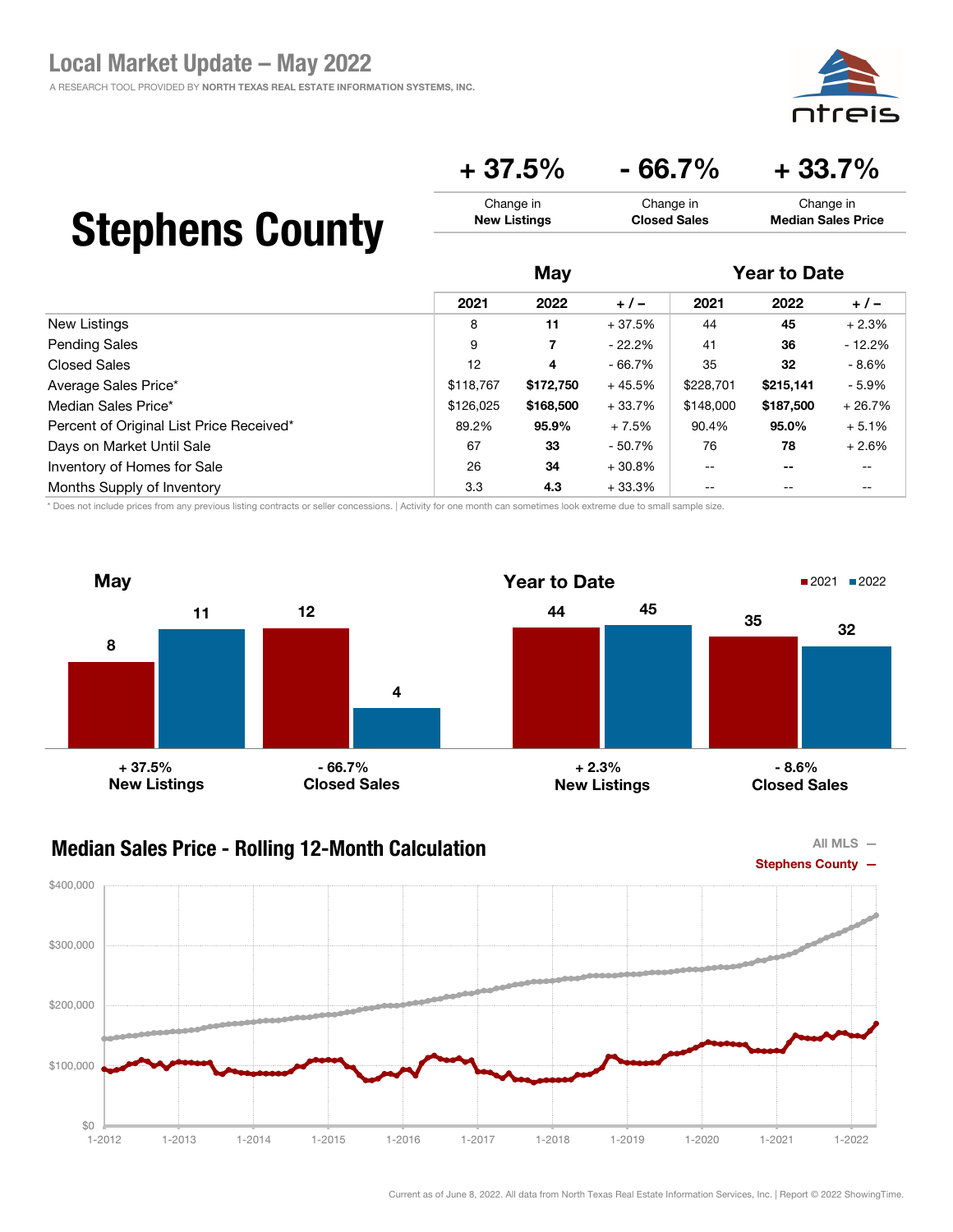# Local Market Update – May 2022

A RESEARCH TOOL PROVIDED BY NORTH TEXAS REAL ESTATE INFORMATION SYSTEMS, INC.

## Stephens County

| + 37.5% | - 66.7% | + 33.7% |
|---|---|---|
| Change in **New Listings** | Change in **Closed Sales** | Change in **Median Sales Price** |

| | May | | | Year to Date | | |
|---|---|---|---|---|---|---|
| | 2021 | 2022 | + / – | 2021 | 2022 | + / – |
| New Listings | 8 | **11** | + 37.5% | 44 | **45** | + 2.3% |
| Pending Sales | 9 | **7** | - 22.2% | 41 | **36** | - 12.2% |
| Closed Sales | 12 | **4** | - 66.7% | 35 | **32** | - 8.6% |
| Average Sales Price* | $118,767 | **$172,750** | + 45.5% | $228,701 | **$215,141** | - 5.9% |
| Median Sales Price* | $126,025 | **$168,500** | + 33.7% | $148,000 | **$187,500** | + 26.7% |
| Percent of Original List Price Received* | 89.2% | **95.9%** | + 7.5% | 90.4% | **95.0%** | + 5.1% |
| Days on Market Until Sale | 67 | **33** | - 50.7% | 76 | **78** | + 2.6% |
| Inventory of Homes for Sale | 26 | **34** | + 30.8% | -- | -- | -- |
| Months Supply of Inventory | 3.3 | **4.3** | + 33.3% | -- | -- | -- |

\* Does not include prices from any previous listing contracts or seller concessions. | Activity for one month can sometimes look extreme due to small sample size.

### May

| | 2021 | 2022 | Change |
|---|---|---|---|
| New Listings | 8 | 11 | + 37.5% |
| Closed Sales | 12 | 4 | - 66.7% |

### Year to Date

| | 2021 | 2022 | Change |
|---|---|---|---|
| New Listings | 44 | 45 | + 2.3% |
| Closed Sales | 35 | 32 | - 8.6% |

### Median Sales Price - Rolling 12-Month Calculation

All MLS —
Stephens County —

Current as of June 8, 2022. All data from North Texas Real Estate Information Services, Inc. | Report © 2022 ShowingTime.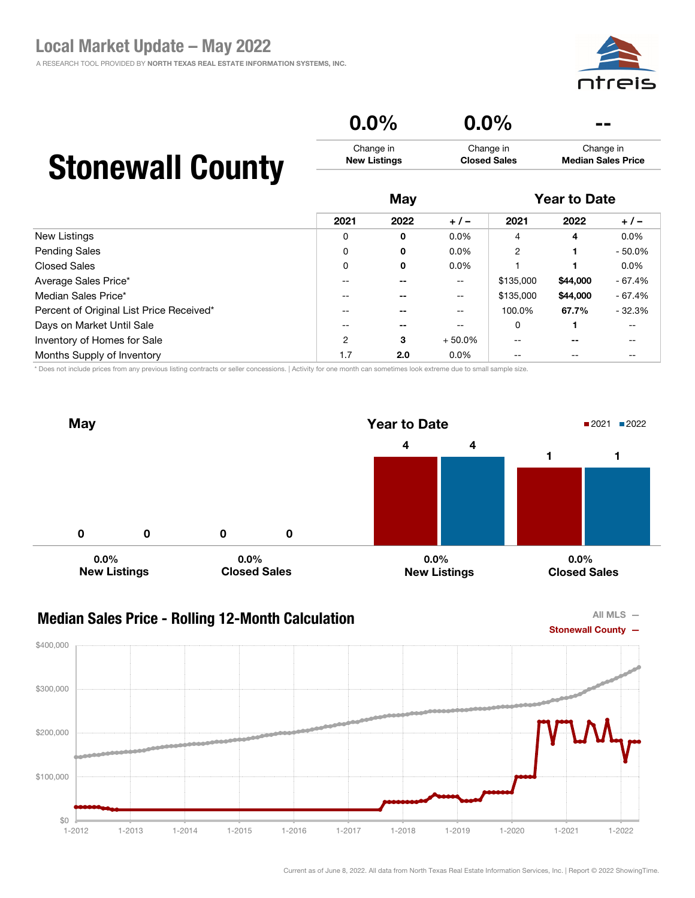# Local Market Update – May 2022

A RESEARCH TOOL PROVIDED BY **NORTH TEXAS REAL ESTATE INFORMATION SYSTEMS, INC.**

# Stonewall County

| 0.0% | 0.0% | -- |
| --- | --- | --- |
| Change in **New Listings** | Change in **Closed Sales** | Change in **Median Sales Price** |

| | May | | | Year to Date | | |
| --- | --- | --- | --- | --- | --- | --- |
| | 2021 | 2022 | + / – | 2021 | 2022 | + / – |
| New Listings | 0 | **0** | 0.0% | 4 | **4** | 0.0% |
| Pending Sales | 0 | **0** | 0.0% | 2 | **1** | - 50.0% |
| Closed Sales | 0 | **0** | 0.0% | 1 | **1** | 0.0% |
| Average Sales Price* | -- | **--** | -- | $135,000 | **$44,000** | - 67.4% |
| Median Sales Price* | -- | **--** | -- | $135,000 | **$44,000** | - 67.4% |
| Percent of Original List Price Received* | -- | **--** | -- | 100.0% | **67.7%** | - 32.3% |
| Days on Market Until Sale | -- | **--** | -- | 0 | **1** | -- |
| Inventory of Homes for Sale | 2 | **3** | + 50.0% | -- | **--** | -- |
| Months Supply of Inventory | 1.7 | **2.0** | 0.0% | -- | -- | -- |

\* Does not include prices from any previous listing contracts or seller concessions. | Activity for one month can sometimes look extreme due to small sample size.

**May**

| | 2021 | 2022 |
| --- | --- | --- |
| New Listings (0.0%) | 0 | 0 |
| Closed Sales (0.0%) | 0 | 0 |

**Year to Date**

| | 2021 | 2022 |
| --- | --- | --- |
| New Listings (0.0%) | 4 | 4 |
| Closed Sales (0.0%) | 1 | 1 |

## Median Sales Price - Rolling 12-Month Calculation

All MLS —
Stonewall County —

Current as of June 8, 2022. All data from North Texas Real Estate Information Services, Inc. | Report © 2022 ShowingTime.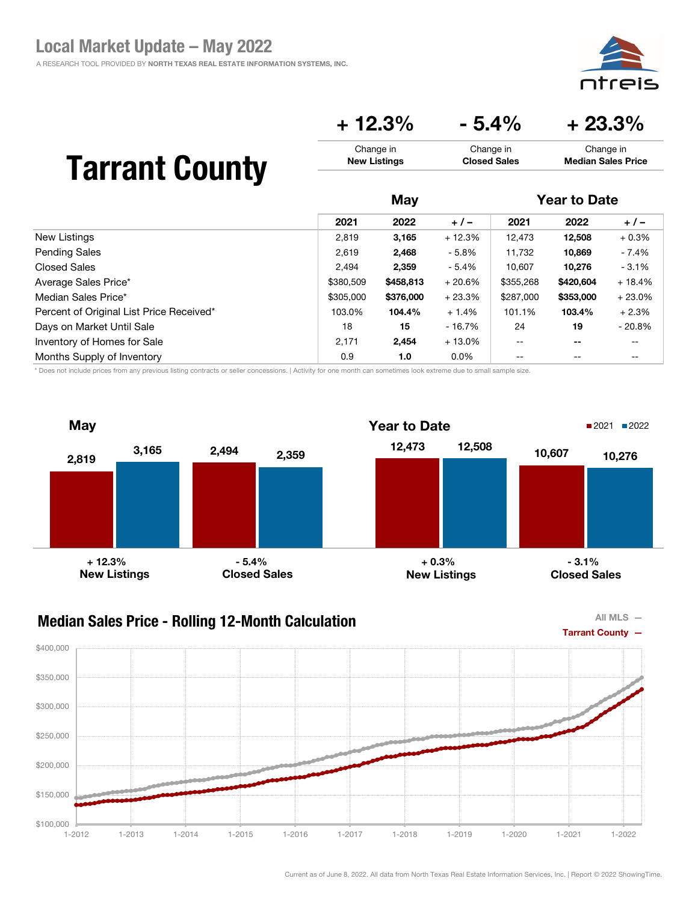# Local Market Update – May 2022

A RESEARCH TOOL PROVIDED BY **NORTH TEXAS REAL ESTATE INFORMATION SYSTEMS, INC.**

# Tarrant County

| + 12.3% | - 5.4% | + 23.3% |
|---|---|---|
| Change in **New Listings** | Change in **Closed Sales** | Change in **Median Sales Price** |

| | May | | | Year to Date | | |
|---|---|---|---|---|---|---|
| | 2021 | 2022 | + / – | 2021 | 2022 | + / – |
| New Listings | 2,819 | **3,165** | + 12.3% | 12,473 | **12,508** | + 0.3% |
| Pending Sales | 2,619 | **2,468** | - 5.8% | 11,732 | **10,869** | - 7.4% |
| Closed Sales | 2,494 | **2,359** | - 5.4% | 10,607 | **10,276** | - 3.1% |
| Average Sales Price* | $380,509 | **$458,813** | + 20.6% | $355,268 | **$420,604** | + 18.4% |
| Median Sales Price* | $305,000 | **$376,000** | + 23.3% | $287,000 | **$353,000** | + 23.0% |
| Percent of Original List Price Received* | 103.0% | **104.4%** | + 1.4% | 101.1% | **103.4%** | + 2.3% |
| Days on Market Until Sale | 18 | **15** | - 16.7% | 24 | **19** | - 20.8% |
| Inventory of Homes for Sale | 2,171 | **2,454** | + 13.0% | -- | **--** | -- |
| Months Supply of Inventory | 0.9 | **1.0** | 0.0% | -- | -- | -- |

\* Does not include prices from any previous listing contracts or seller concessions. | Activity for one month can sometimes look extreme due to small sample size.

### May

| | 2021 | 2022 |
|---|---|---|
| + 12.3% **New Listings** | 2,819 | 3,165 |
| - 5.4% **Closed Sales** | 2,494 | 2,359 |

### Year to Date

| | 2021 | 2022 |
|---|---|---|
| + 0.3% **New Listings** | 12,473 | 12,508 |
| - 3.1% **Closed Sales** | 10,607 | 10,276 |

### Median Sales Price - Rolling 12-Month Calculation

All MLS — Tarrant County —

Current as of June 8, 2022. All data from North Texas Real Estate Information Services, Inc. | Report © 2022 ShowingTime.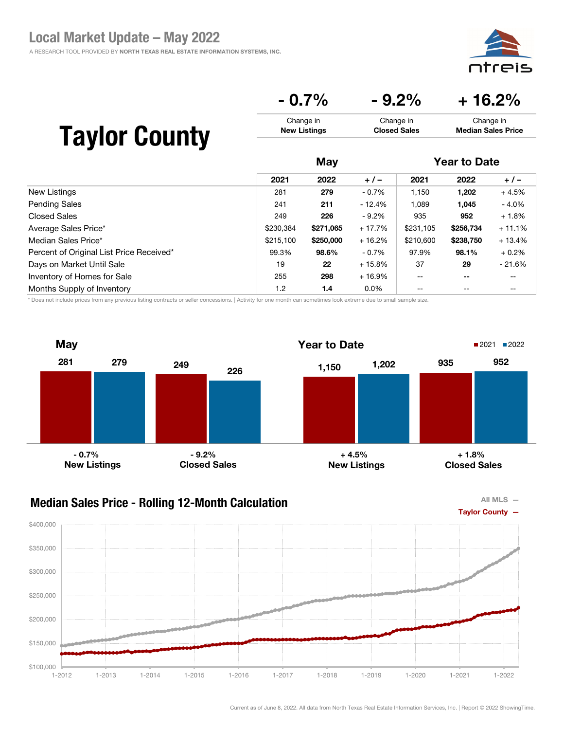# Local Market Update – May 2022

A RESEARCH TOOL PROVIDED BY NORTH TEXAS REAL ESTATE INFORMATION SYSTEMS, INC.

## Taylor County

| - 0.7% | - 9.2% | + 16.2% |
|---|---|---|
| Change in **New Listings** | Change in **Closed Sales** | Change in **Median Sales Price** |

| | May | | | Year to Date | | |
|---|---|---|---|---|---|---|
| | 2021 | 2022 | + / – | 2021 | 2022 | + / – |
| New Listings | 281 | **279** | - 0.7% | 1,150 | **1,202** | + 4.5% |
| Pending Sales | 241 | **211** | - 12.4% | 1,089 | **1,045** | - 4.0% |
| Closed Sales | 249 | **226** | - 9.2% | 935 | **952** | + 1.8% |
| Average Sales Price* | $230,384 | **$271,065** | + 17.7% | $231,105 | **$256,734** | + 11.1% |
| Median Sales Price* | $215,100 | **$250,000** | + 16.2% | $210,600 | **$238,750** | + 13.4% |
| Percent of Original List Price Received* | 99.3% | **98.6%** | - 0.7% | 97.9% | **98.1%** | + 0.2% |
| Days on Market Until Sale | 19 | **22** | + 15.8% | 37 | **29** | - 21.6% |
| Inventory of Homes for Sale | 255 | **298** | + 16.9% | -- | **--** | -- |
| Months Supply of Inventory | 1.2 | **1.4** | 0.0% | -- | -- | -- |

\* Does not include prices from any previous listing contracts or seller concessions. | Activity for one month can sometimes look extreme due to small sample size.

### May

| | 2021 | 2022 | Change |
|---|---|---|---|
| New Listings | 281 | 279 | - 0.7% |
| Closed Sales | 249 | 226 | - 9.2% |

### Year to Date

| | 2021 | 2022 | Change |
|---|---|---|---|
| New Listings | 1,150 | 1,202 | + 4.5% |
| Closed Sales | 935 | 952 | + 1.8% |

### Median Sales Price - Rolling 12-Month Calculation

All MLS —
Taylor County —

Current as of June 8, 2022. All data from North Texas Real Estate Information Services, Inc. | Report © 2022 ShowingTime.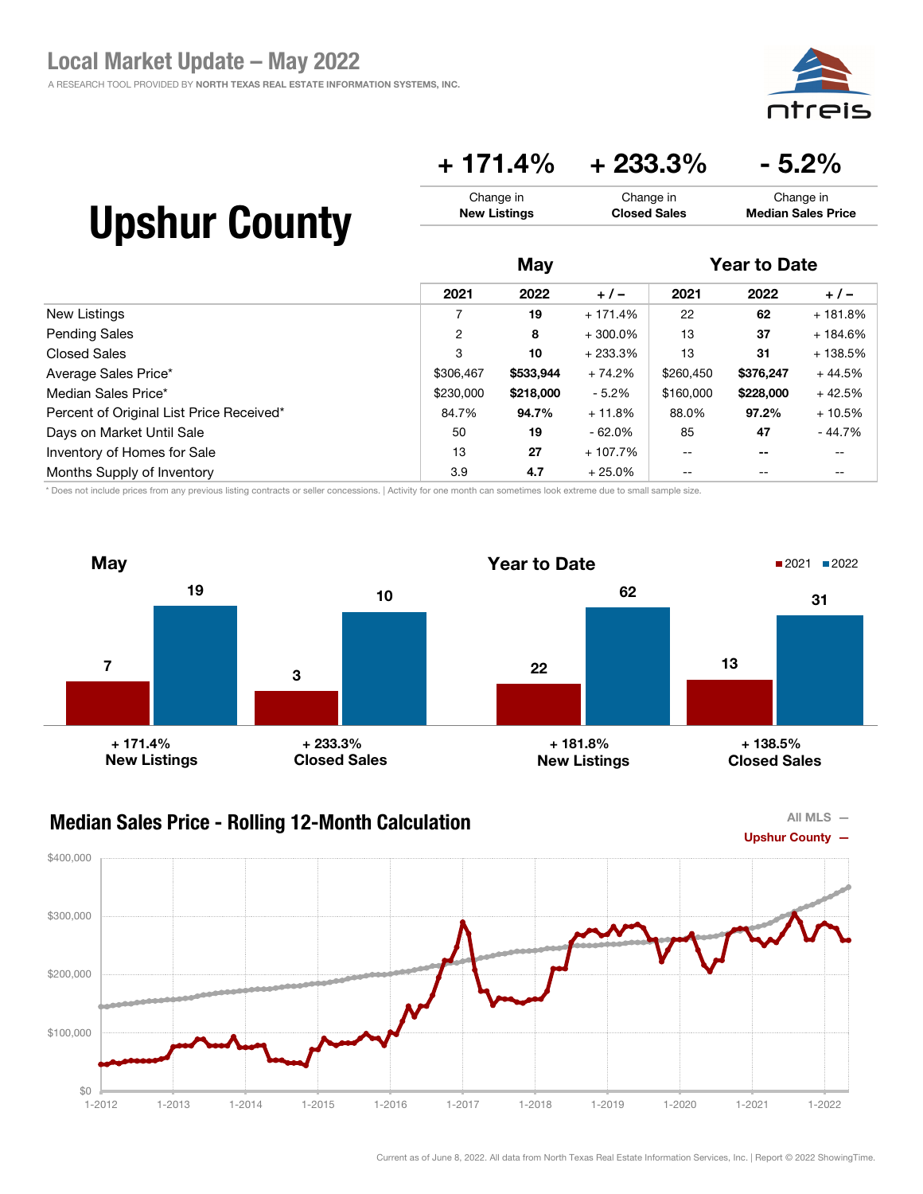# Local Market Update – May 2022

A RESEARCH TOOL PROVIDED BY NORTH TEXAS REAL ESTATE INFORMATION SYSTEMS, INC.

## Upshur County

| + 171.4% | + 233.3% | - 5.2% |
|---|---|---|
| Change in **New Listings** | Change in **Closed Sales** | Change in **Median Sales Price** |

| | May | | | Year to Date | | |
|---|---|---|---|---|---|---|
| | 2021 | 2022 | + / – | 2021 | 2022 | + / – |
| New Listings | 7 | **19** | + 171.4% | 22 | **62** | + 181.8% |
| Pending Sales | 2 | **8** | + 300.0% | 13 | **37** | + 184.6% |
| Closed Sales | 3 | **10** | + 233.3% | 13 | **31** | + 138.5% |
| Average Sales Price* | $306,467 | **$533,944** | + 74.2% | $260,450 | **$376,247** | + 44.5% |
| Median Sales Price* | $230,000 | **$218,000** | - 5.2% | $160,000 | **$228,000** | + 42.5% |
| Percent of Original List Price Received* | 84.7% | **94.7%** | + 11.8% | 88.0% | **97.2%** | + 10.5% |
| Days on Market Until Sale | 50 | **19** | - 62.0% | 85 | **47** | - 44.7% |
| Inventory of Homes for Sale | 13 | **27** | + 107.7% | -- | **--** | -- |
| Months Supply of Inventory | 3.9 | **4.7** | + 25.0% | -- | -- | -- |

\* Does not include prices from any previous listing contracts or seller concessions. | Activity for one month can sometimes look extreme due to small sample size.

### May

| | 2021 | 2022 | Change |
|---|---|---|---|
| New Listings | 7 | 19 | + 171.4% |
| Closed Sales | 3 | 10 | + 233.3% |

### Year to Date

| | 2021 | 2022 | Change |
|---|---|---|---|
| New Listings | 22 | 62 | + 181.8% |
| Closed Sales | 13 | 31 | + 138.5% |

### Median Sales Price - Rolling 12-Month Calculation

All MLS —
Upshur County —

Current as of June 8, 2022. All data from North Texas Real Estate Information Services, Inc. | Report © 2022 ShowingTime.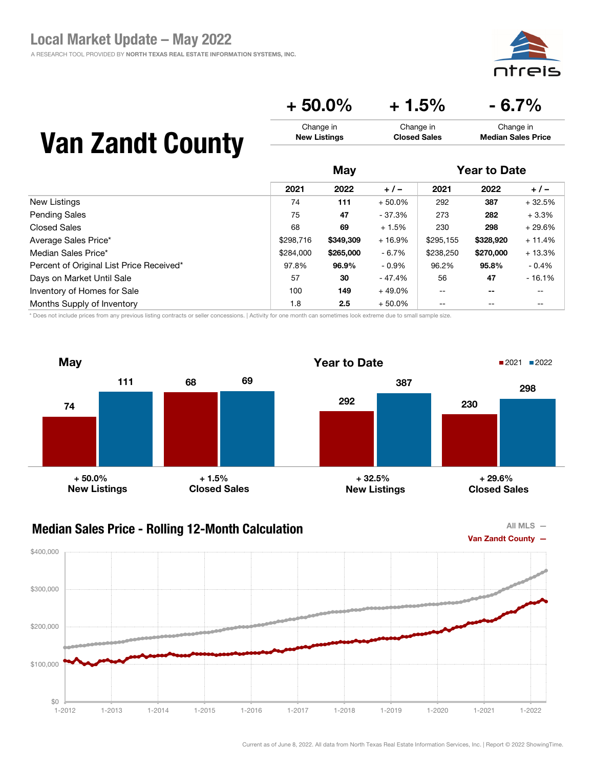# Local Market Update – May 2022

A RESEARCH TOOL PROVIDED BY **NORTH TEXAS REAL ESTATE INFORMATION SYSTEMS, INC.**

# Van Zandt County

| + 50.0% | + 1.5% | - 6.7% |
|---|---|---|
| Change in **New Listings** | Change in **Closed Sales** | Change in **Median Sales Price** |

| | May | | | Year to Date | | |
|---|---|---|---|---|---|---|
| | 2021 | 2022 | + / – | 2021 | 2022 | + / – |
| New Listings | 74 | **111** | + 50.0% | 292 | **387** | + 32.5% |
| Pending Sales | 75 | **47** | - 37.3% | 273 | **282** | + 3.3% |
| Closed Sales | 68 | **69** | + 1.5% | 230 | **298** | + 29.6% |
| Average Sales Price* | $298,716 | **$349,309** | + 16.9% | $295,155 | **$328,920** | + 11.4% |
| Median Sales Price* | $284,000 | **$265,000** | - 6.7% | $238,250 | **$270,000** | + 13.3% |
| Percent of Original List Price Received* | 97.8% | **96.9%** | - 0.9% | 96.2% | **95.8%** | - 0.4% |
| Days on Market Until Sale | 57 | **30** | - 47.4% | 56 | **47** | - 16.1% |
| Inventory of Homes for Sale | 100 | **149** | + 49.0% | -- | **--** | -- |
| Months Supply of Inventory | 1.8 | **2.5** | + 50.0% | -- | -- | -- |

\* Does not include prices from any previous listing contracts or seller concessions. | Activity for one month can sometimes look extreme due to small sample size.

## May

| | 2021 | 2022 | Change |
|---|---|---|---|
| New Listings | 74 | 111 | + 50.0% |
| Closed Sales | 68 | 69 | + 1.5% |

## Year to Date

| | 2021 | 2022 | Change |
|---|---|---|---|
| New Listings | 292 | 387 | + 32.5% |
| Closed Sales | 230 | 298 | + 29.6% |

## Median Sales Price - Rolling 12-Month Calculation

All MLS —
Van Zandt County —

Current as of June 8, 2022. All data from North Texas Real Estate Information Services, Inc. | Report © 2022 ShowingTime.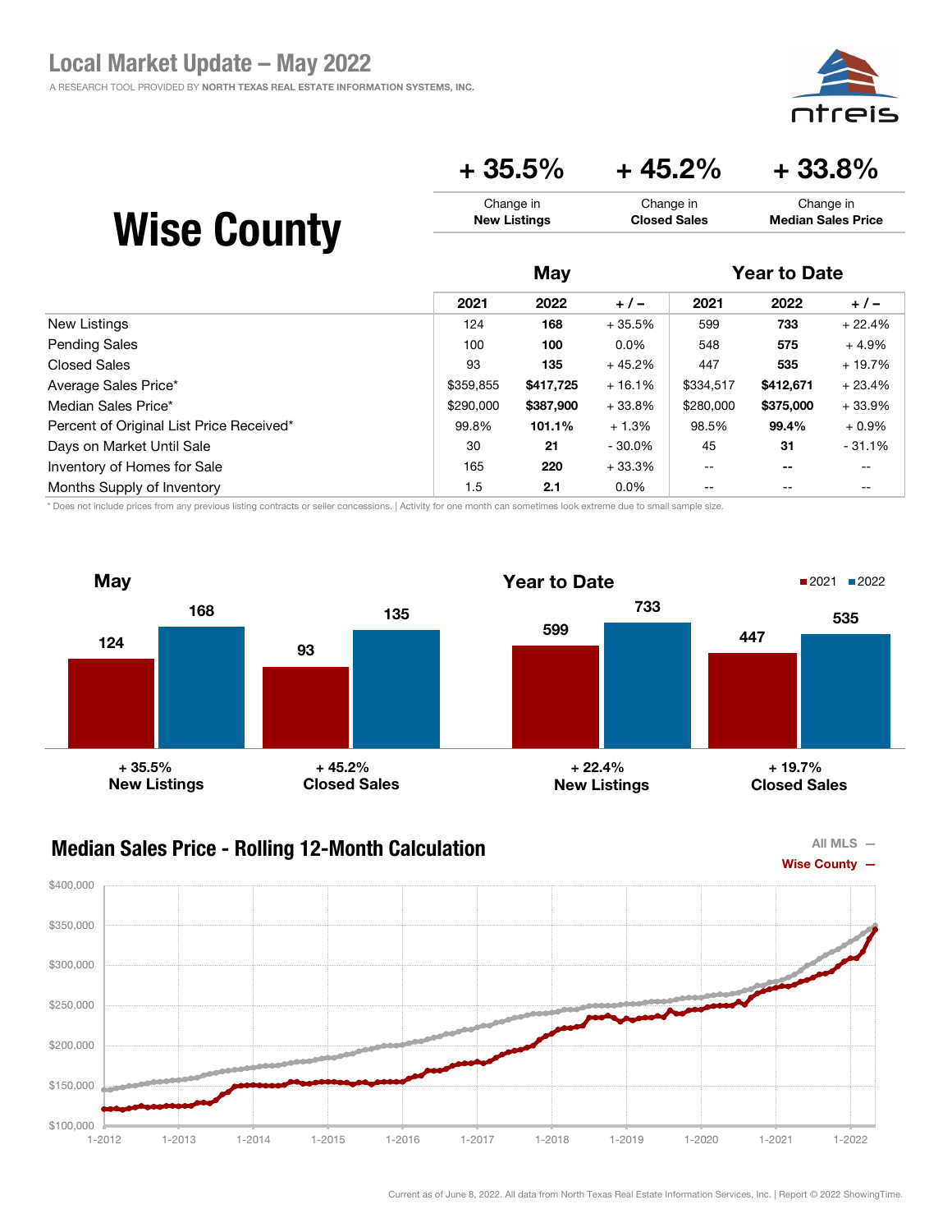# Local Market Update – May 2022

A RESEARCH TOOL PROVIDED BY NORTH TEXAS REAL ESTATE INFORMATION SYSTEMS, INC.

## Wise County

| + 35.5% | + 45.2% | + 33.8% |
|---|---|---|
| Change in **New Listings** | Change in **Closed Sales** | Change in **Median Sales Price** |

| | May | | | Year to Date | | |
|---|---|---|---|---|---|---|
| | 2021 | 2022 | + / – | 2021 | 2022 | + / – |
| New Listings | 124 | **168** | + 35.5% | 599 | **733** | + 22.4% |
| Pending Sales | 100 | **100** | 0.0% | 548 | **575** | + 4.9% |
| Closed Sales | 93 | **135** | + 45.2% | 447 | **535** | + 19.7% |
| Average Sales Price* | $359,855 | **$417,725** | + 16.1% | $334,517 | **$412,671** | + 23.4% |
| Median Sales Price* | $290,000 | **$387,900** | + 33.8% | $280,000 | **$375,000** | + 33.9% |
| Percent of Original List Price Received* | 99.8% | **101.1%** | + 1.3% | 98.5% | **99.4%** | + 0.9% |
| Days on Market Until Sale | 30 | **21** | - 30.0% | 45 | **31** | - 31.1% |
| Inventory of Homes for Sale | 165 | **220** | + 33.3% | -- | **--** | -- |
| Months Supply of Inventory | 1.5 | **2.1** | 0.0% | -- | -- | -- |

\* Does not include prices from any previous listing contracts or seller concessions. | Activity for one month can sometimes look extreme due to small sample size.

### May

| | 2021 | 2022 | Change |
|---|---|---|---|
| New Listings | 124 | 168 | + 35.5% |
| Closed Sales | 93 | 135 | + 45.2% |

### Year to Date

| | 2021 | 2022 | Change |
|---|---|---|---|
| New Listings | 599 | 733 | + 22.4% |
| Closed Sales | 447 | 535 | + 19.7% |

### Median Sales Price - Rolling 12-Month Calculation

All MLS —
Wise County —

Current as of June 8, 2022. All data from North Texas Real Estate Information Services, Inc. | Report © 2022 ShowingTime.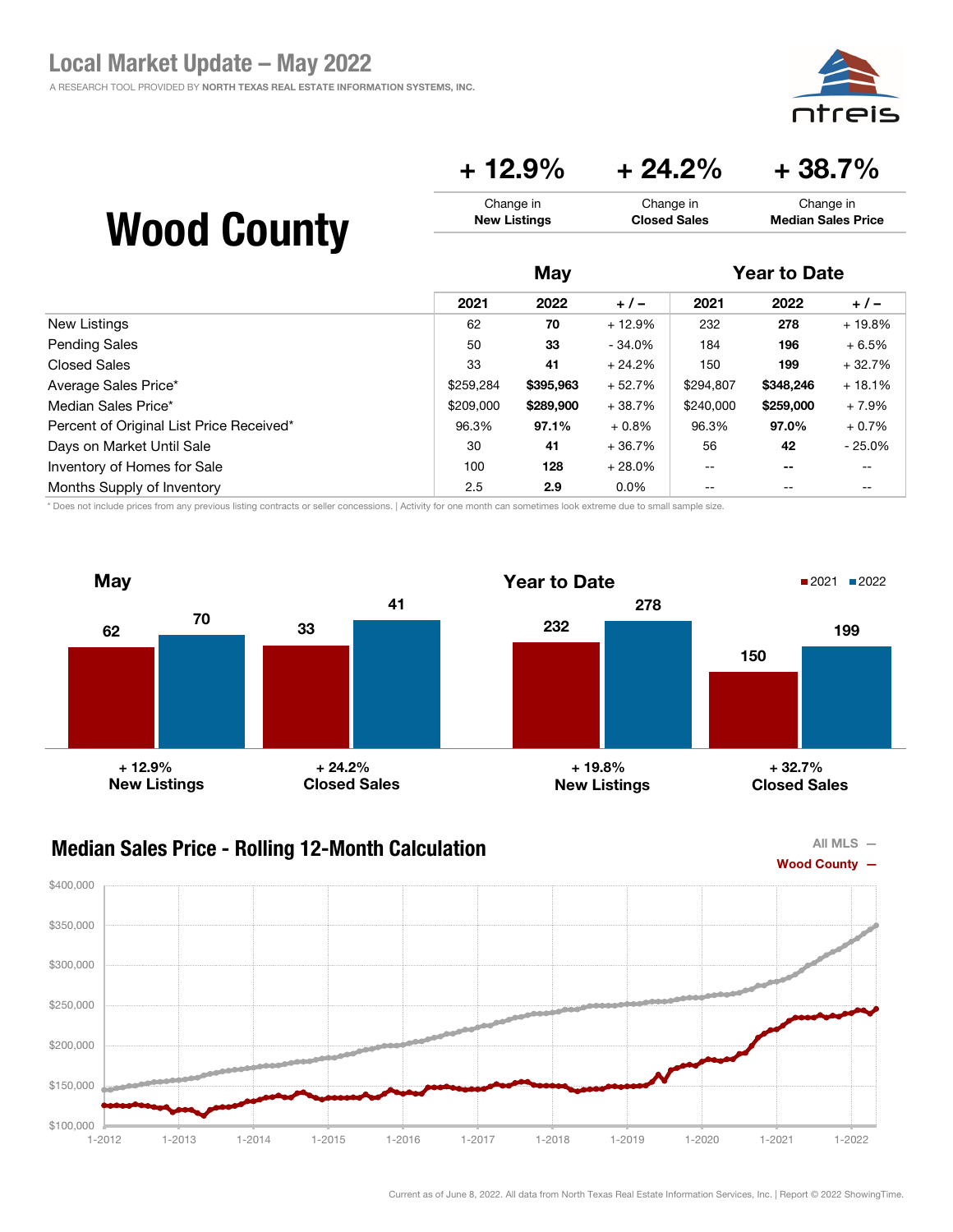# Local Market Update – May 2022

A RESEARCH TOOL PROVIDED BY NORTH TEXAS REAL ESTATE INFORMATION SYSTEMS, INC.

## Wood County

| + 12.9% | + 24.2% | + 38.7% |
|---|---|---|
| Change in **New Listings** | Change in **Closed Sales** | Change in **Median Sales Price** |

| | May | | | Year to Date | | |
|---|---|---|---|---|---|---|
| | 2021 | 2022 | + / – | 2021 | 2022 | + / – |
| New Listings | 62 | **70** | + 12.9% | 232 | **278** | + 19.8% |
| Pending Sales | 50 | **33** | - 34.0% | 184 | **196** | + 6.5% |
| Closed Sales | 33 | **41** | + 24.2% | 150 | **199** | + 32.7% |
| Average Sales Price* | $259,284 | **$395,963** | + 52.7% | $294,807 | **$348,246** | + 18.1% |
| Median Sales Price* | $209,000 | **$289,900** | + 38.7% | $240,000 | **$259,000** | + 7.9% |
| Percent of Original List Price Received* | 96.3% | **97.1%** | + 0.8% | 96.3% | **97.0%** | + 0.7% |
| Days on Market Until Sale | 30 | **41** | + 36.7% | 56 | **42** | - 25.0% |
| Inventory of Homes for Sale | 100 | **128** | + 28.0% | -- | **--** | -- |
| Months Supply of Inventory | 2.5 | **2.9** | 0.0% | -- | -- | -- |

\* Does not include prices from any previous listing contracts or seller concessions. | Activity for one month can sometimes look extreme due to small sample size.

### May

| | 2021 | 2022 | Change |
|---|---|---|---|
| New Listings | 62 | 70 | + 12.9% |
| Closed Sales | 33 | 41 | + 24.2% |

### Year to Date

| | 2021 | 2022 | Change |
|---|---|---|---|
| New Listings | 232 | 278 | + 19.8% |
| Closed Sales | 150 | 199 | + 32.7% |

### Median Sales Price - Rolling 12-Month Calculation

All MLS —
Wood County —

Current as of June 8, 2022. All data from North Texas Real Estate Information Services, Inc. | Report © 2022 ShowingTime.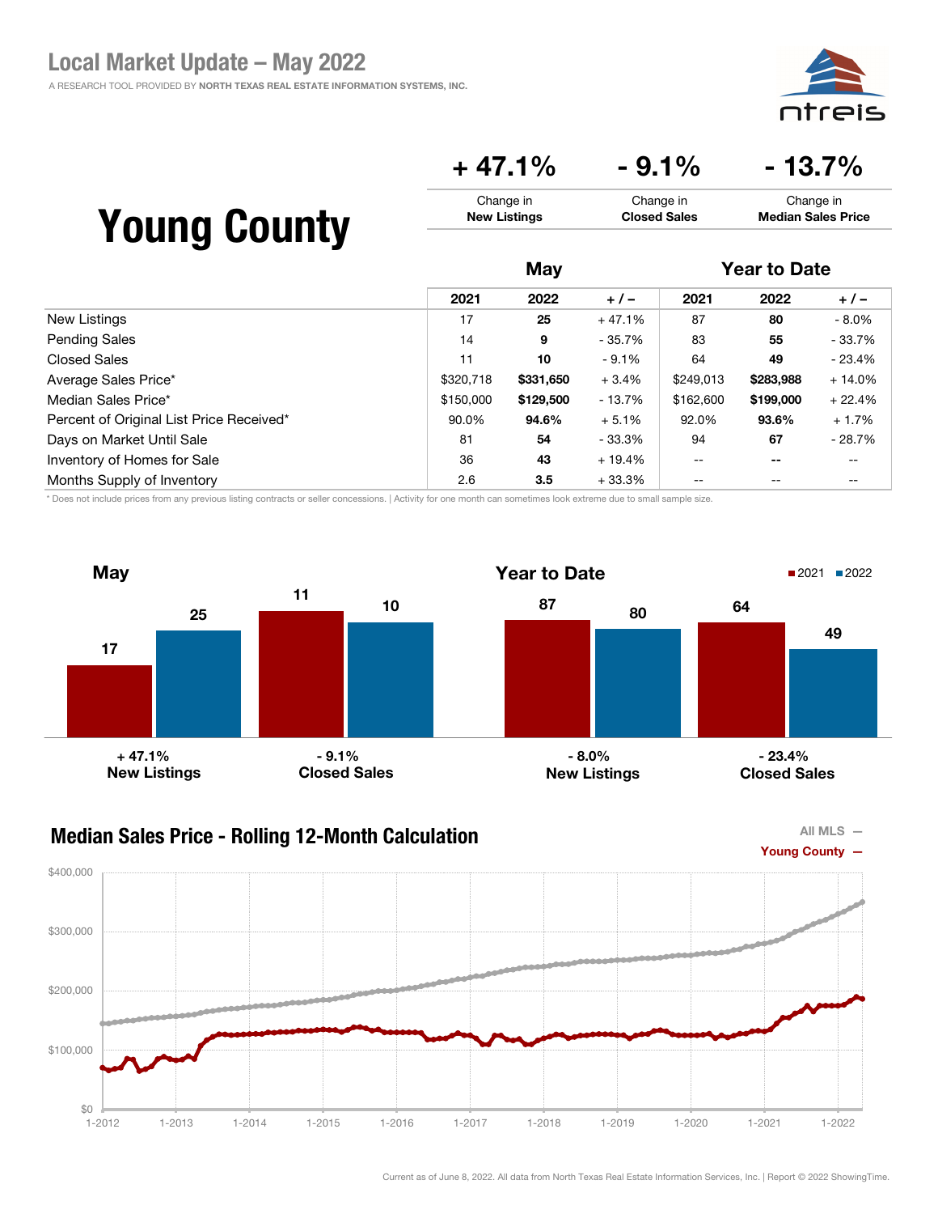# Local Market Update – May 2022

A RESEARCH TOOL PROVIDED BY NORTH TEXAS REAL ESTATE INFORMATION SYSTEMS, INC.

# Young County

**+ 47.1%** Change in **New Listings**

**- 9.1%** Change in **Closed Sales**

**- 13.7%** Change in **Median Sales Price**

| | May | | | Year to Date | | |
|---|---|---|---|---|---|---|
| | 2021 | 2022 | + / – | 2021 | 2022 | + / – |
| New Listings | 17 | **25** | + 47.1% | 87 | **80** | - 8.0% |
| Pending Sales | 14 | **9** | - 35.7% | 83 | **55** | - 33.7% |
| Closed Sales | 11 | **10** | - 9.1% | 64 | **49** | - 23.4% |
| Average Sales Price* | $320,718 | **$331,650** | + 3.4% | $249,013 | **$283,988** | + 14.0% |
| Median Sales Price* | $150,000 | **$129,500** | - 13.7% | $162,600 | **$199,000** | + 22.4% |
| Percent of Original List Price Received* | 90.0% | **94.6%** | + 5.1% | 92.0% | **93.6%** | + 1.7% |
| Days on Market Until Sale | 81 | **54** | - 33.3% | 94 | **67** | - 28.7% |
| Inventory of Homes for Sale | 36 | **43** | + 19.4% | -- | **--** | -- |
| Months Supply of Inventory | 2.6 | **3.5** | + 33.3% | -- | -- | -- |

* Does not include prices from any previous listing contracts or seller concessions. | Activity for one month can sometimes look extreme due to small sample size.

**May**

17 25 11 10

+ 47.1% **New Listings**

- 9.1% **Closed Sales**

**Year to Date**

2021 2022

87 80 64 49

- 8.0% **New Listings**

- 23.4% **Closed Sales**

## Median Sales Price - Rolling 12-Month Calculation

All MLS —
Young County —

$400,000
$300,000
$200,000
$100,000
$0

1-2012 1-2013 1-2014 1-2015 1-2016 1-2017 1-2018 1-2019 1-2020 1-2021 1-2022

Current as of June 8, 2022. All data from North Texas Real Estate Information Services, Inc. | Report © 2022 ShowingTime.